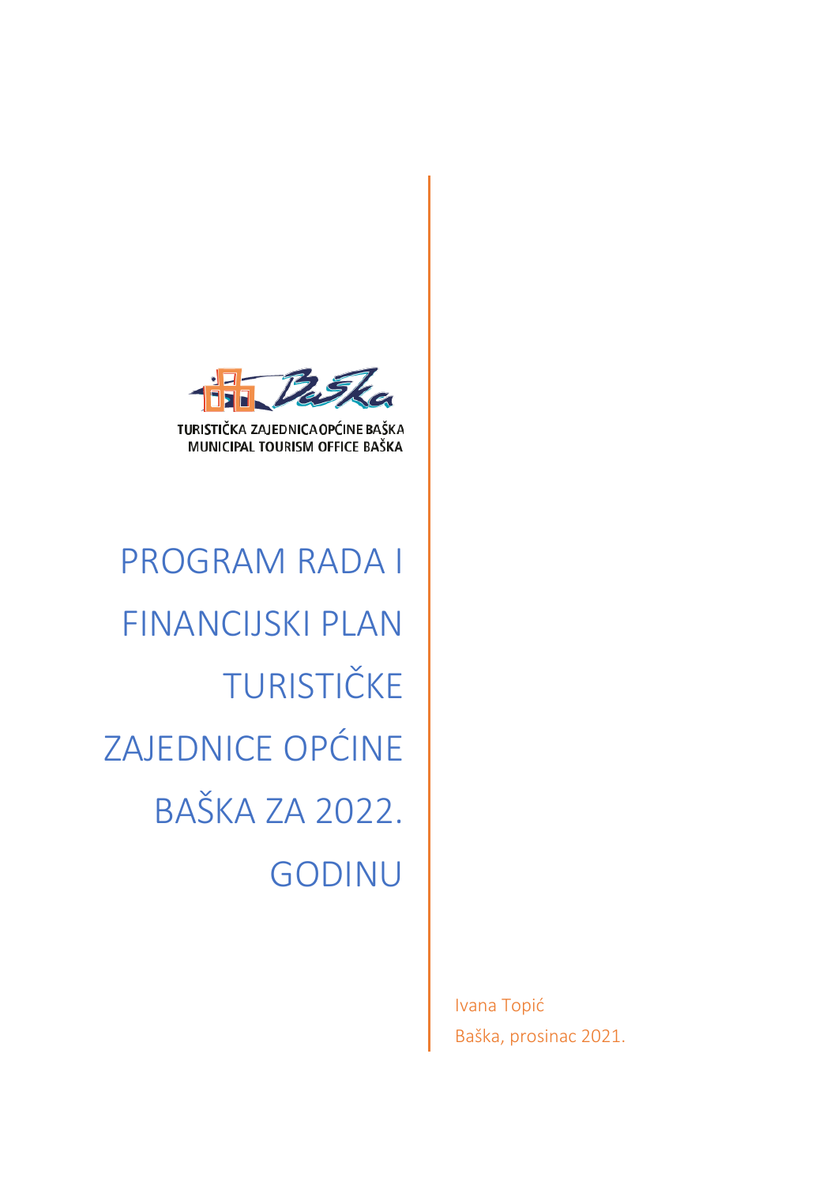TURISTIČKA ZAJEDNICA OPĆINE BAŠKA
MUNICIPAL TOURISM OFFICE BAŠKA

# PROGRAM RADA I FINANCIJSKI PLAN TURISTIČKE ZAJEDNICE OPĆINE BAŠKA ZA 2022. GODINU

Ivana Topić

Baška, prosinac 2021.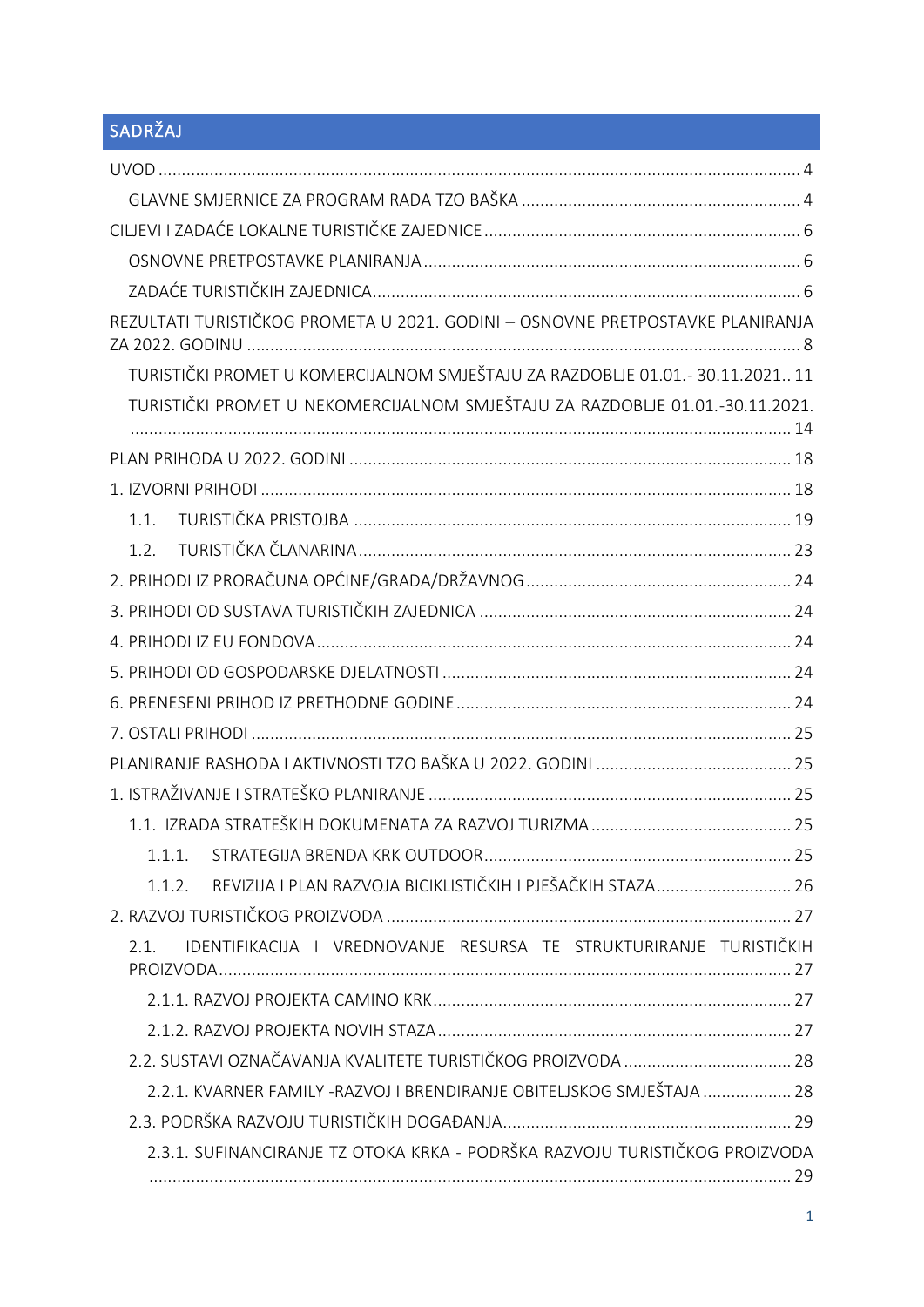## SADRŽAJ

UVOD ....... 4

GLAVNE SMJERNICE ZA PROGRAM RADA TZO BAŠKA ....... 4

CILJEVI I ZADAĆE LOKALNE TURISTIČKE ZAJEDNICE ....... 6

OSNOVNE PRETPOSTAVKE PLANIRANJA ....... 6

ZADAĆE TURISTIČKIH ZAJEDNICA ....... 6

REZULTATI TURISTIČKOG PROMETA U 2021. GODINI – OSNOVNE PRETPOSTAVKE PLANIRANJA ZA 2022. GODINU ....... 8

TURISTIČKI PROMET U KOMERCIJALNOM SMJEŠTAJU ZA RAZDOBLJE 01.01.- 30.11.2021.. 11

TURISTIČKI PROMET U NEKOMERCIJALNOM SMJEŠTAJU ZA RAZDOBLJE 01.01.-30.11.2021. ....... 14

PLAN PRIHODA U 2022. GODINI ....... 18

1. IZVORNI PRIHODI ....... 18

1.1. TURISTIČKA PRISTOJBA ....... 19

1.2. TURISTIČKA ČLANARINA ....... 23

2. PRIHODI IZ PRORAČUNA OPĆINE/GRADA/DRŽAVNOG ....... 24

3. PRIHODI OD SUSTAVA TURISTIČKIH ZAJEDNICA ....... 24

4. PRIHODI IZ EU FONDOVA ....... 24

5. PRIHODI OD GOSPODARSKE DJELATNOSTI ....... 24

6. PRENESENI PRIHOD IZ PRETHODNE GODINE ....... 24

7. OSTALI PRIHODI ....... 25

PLANIRANJE RASHODA I AKTIVNOSTI TZO BAŠKA U 2022. GODINI ....... 25

1. ISTRAŽIVANJE I STRATEŠKO PLANIRANJE ....... 25

1.1. IZRADA STRATEŠKIH DOKUMENATA ZA RAZVOJ TURIZMA ....... 25

1.1.1. STRATEGIJA BRENDA KRK OUTDOOR ....... 25

1.1.2. REVIZIJA I PLAN RAZVOJA BICIKLISTIČKIH I PJEŠAČKIH STAZA ....... 26

2. RAZVOJ TURISTIČKOG PROIZVODA ....... 27

2.1. IDENTIFIKACIJA I VREDNOVANJE RESURSA TE STRUKTURIRANJE TURISTIČKIH PROIZVODA ....... 27

2.1.1. RAZVOJ PROJEKTA CAMINO KRK ....... 27

2.1.2. RAZVOJ PROJEKTA NOVIH STAZA ....... 27

2.2. SUSTAVI OZNAČAVANJA KVALITETE TURISTIČKOG PROIZVODA ....... 28

2.2.1. KVARNER FAMILY -RAZVOJ I BRENDIRANJE OBITELJSKOG SMJEŠTAJA ....... 28

2.3. PODRŠKA RAZVOJU TURISTIČKIH DOGAĐANJA ....... 29

2.3.1. SUFINANCIRANJE TZ OTOKA KRKA - PODRŠKA RAZVOJU TURISTIČKOG PROIZVODA ....... 29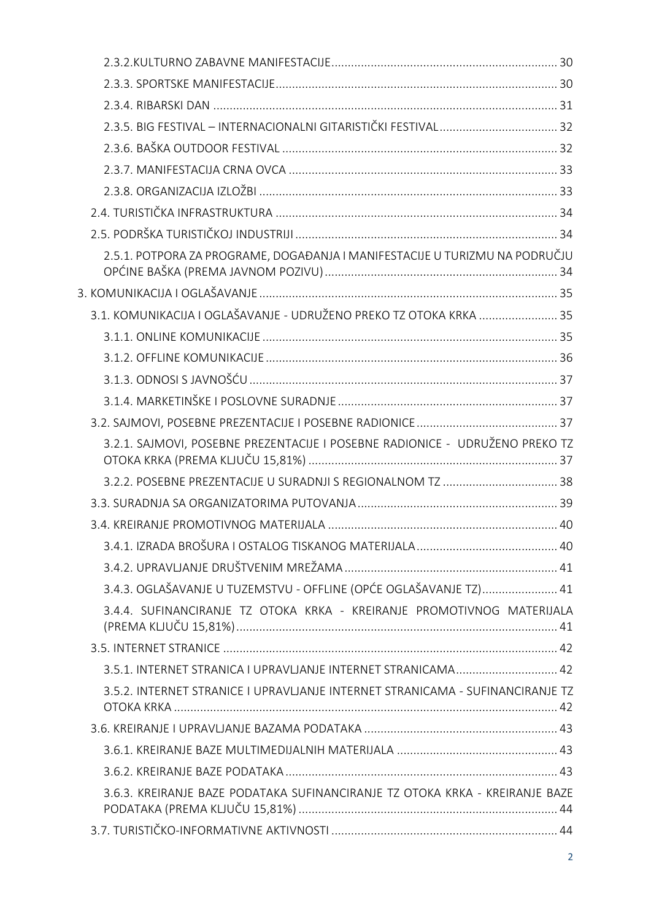2.3.2.KULTURNO ZABAVNE MANIFESTACIJE ..... 30

2.3.3. SPORTSKE MANIFESTACIJE ..... 30

2.3.4. RIBARSKI DAN ..... 31

2.3.5. BIG FESTIVAL – INTERNACIONALNI GITARISTIČKI FESTIVAL ..... 32

2.3.6. BAŠKA OUTDOOR FESTIVAL ..... 32

2.3.7. MANIFESTACIJA CRNA OVCA ..... 33

2.3.8. ORGANIZACIJA IZLOŽBI ..... 33

2.4. TURISTIČKA INFRASTRUKTURA ..... 34

2.5. PODRŠKA TURISTIČKOJ INDUSTRIJI ..... 34

2.5.1. POTPORA ZA PROGRAME, DOGAĐANJA I MANIFESTACIJE U TURIZMU NA PODRUČJU OPĆINE BAŠKA (PREMA JAVNOM POZIVU) ..... 34

3. KOMUNIKACIJA I OGLAŠAVANJE ..... 35

3.1. KOMUNIKACIJA I OGLAŠAVANJE - UDRUŽENO PREKO TZ OTOKA KRKA ..... 35

3.1.1. ONLINE KOMUNIKACIJE ..... 35

3.1.2. OFFLINE KOMUNIKACIJE ..... 36

3.1.3. ODNOSI S JAVNOŠĆU ..... 37

3.1.4. MARKETINŠKE I POSLOVNE SURADNJE ..... 37

3.2. SAJMOVI, POSEBNE PREZENTACIJE I POSEBNE RADIONICE ..... 37

3.2.1. SAJMOVI, POSEBNE PREZENTACIJE I POSEBNE RADIONICE - UDRUŽENO PREKO TZ OTOKA KRKA (PREMA KLJUČU 15,81%) ..... 37

3.2.2. POSEBNE PREZENTACIJE U SURADNJI S REGIONALNOM TZ ..... 38

3.3. SURADNJA SA ORGANIZATORIMA PUTOVANJA ..... 39

3.4. KREIRANJE PROMOTIVNOG MATERIJALA ..... 40

3.4.1. IZRADA BROŠURA I OSTALOG TISKANOG MATERIJALA ..... 40

3.4.2. UPRAVLJANJE DRUŠTVENIM MREŽAMA ..... 41

3.4.3. OGLAŠAVANJE U TUZEMSTVU - OFFLINE (OPĆE OGLAŠAVANJE TZ) ..... 41

3.4.4. SUFINANCIRANJE TZ OTOKA KRKA - KREIRANJE PROMOTIVNOG MATERIJALA (PREMA KLJUČU 15,81%) ..... 41

3.5. INTERNET STRANICE ..... 42

3.5.1. INTERNET STRANICA I UPRAVLJANJE INTERNET STRANICAMA ..... 42

3.5.2. INTERNET STRANICE I UPRAVLJANJE INTERNET STRANICAMA - SUFINANCIRANJE TZ OTOKA KRKA ..... 42

3.6. KREIRANJE I UPRAVLJANJE BAZAMA PODATAKA ..... 43

3.6.1. KREIRANJE BAZE MULTIMEDIJALNIH MATERIJALA ..... 43

3.6.2. KREIRANJE BAZE PODATAKA ..... 43

3.6.3. KREIRANJE BAZE PODATAKA SUFINANCIRANJE TZ OTOKA KRKA - KREIRANJE BAZE PODATAKA (PREMA KLJUČU 15,81%) ..... 44

3.7. TURISTIČKO-INFORMATIVNE AKTIVNOSTI ..... 44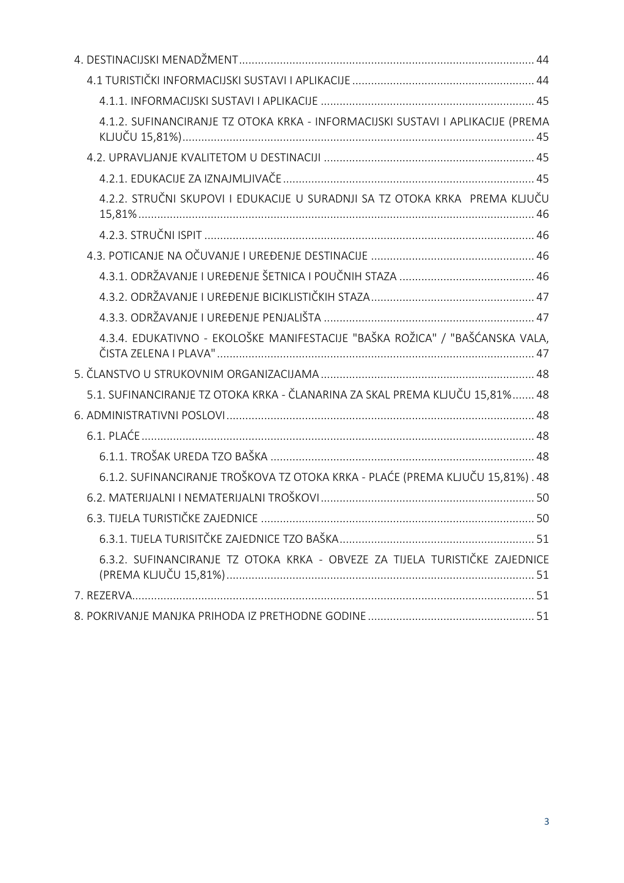4. DESTINACIJSKI MENADŽMENT ... 44

  4.1 TURISTIČKI INFORMACIJSKI SUSTAVI I APLIKACIJE ... 44

    4.1.1. INFORMACIJSKI SUSTAVI I APLIKACIJE ... 45

    4.1.2. SUFINANCIRANJE TZ OTOKA KRKA - INFORMACIJSKI SUSTAVI I APLIKACIJE (PREMA KLJUČU 15,81%) ... 45

  4.2. UPRAVLJANJE KVALITETOM U DESTINACIJI ... 45

    4.2.1. EDUKACIJE ZA IZNAJMLJIVAČE ... 45

    4.2.2. STRUČNI SKUPOVI I EDUKACIJE U SURADNJI SA TZ OTOKA KRKA PREMA KLJUČU 15,81% ... 46

    4.2.3. STRUČNI ISPIT ... 46

  4.3. POTICANJE NA OČUVANJE I UREĐENJE DESTINACIJE ... 46

    4.3.1. ODRŽAVANJE I UREĐENJE ŠETNICA I POUČNIH STAZA ... 46

    4.3.2. ODRŽAVANJE I UREĐENJE BICIKLISTIČKIH STAZA ... 47

    4.3.3. ODRŽAVANJE I UREĐENJE PENJALIŠTA ... 47

    4.3.4. EDUKATIVNO - EKOLOŠKE MANIFESTACIJE "BAŠKA ROŽICA" / "BAŠĆANSKA VALA, ČISTA ZELENA I PLAVA" ... 47

5. ČLANSTVO U STRUKOVNIM ORGANIZACIJAMA ... 48

  5.1. SUFINANCIRANJE TZ OTOKA KRKA - ČLANARINA ZA SKAL PREMA KLJUČU 15,81% ... 48

6. ADMINISTRATIVNI POSLOVI ... 48

  6.1. PLAĆE ... 48

    6.1.1. TROŠAK UREDA TZO BAŠKA ... 48

    6.1.2. SUFINANCIRANJE TROŠKOVA TZ OTOKA KRKA - PLAĆE (PREMA KLJUČU 15,81%) ... 48

  6.2. MATERIJALNI I NEMATERIJALNI TROŠKOVI ... 50

  6.3. TIJELA TURISTIČKE ZAJEDNICE ... 50

    6.3.1. TIJELA TURISITČKE ZAJEDNICE TZO BAŠKA ... 51

    6.3.2. SUFINANCIRANJE TZ OTOKA KRKA - OBVEZE ZA TIJELA TURISTIČKE ZAJEDNICE (PREMA KLJUČU 15,81%) ... 51

7. REZERVA ... 51

8. POKRIVANJE MANJKA PRIHODA IZ PRETHODNE GODINE ... 51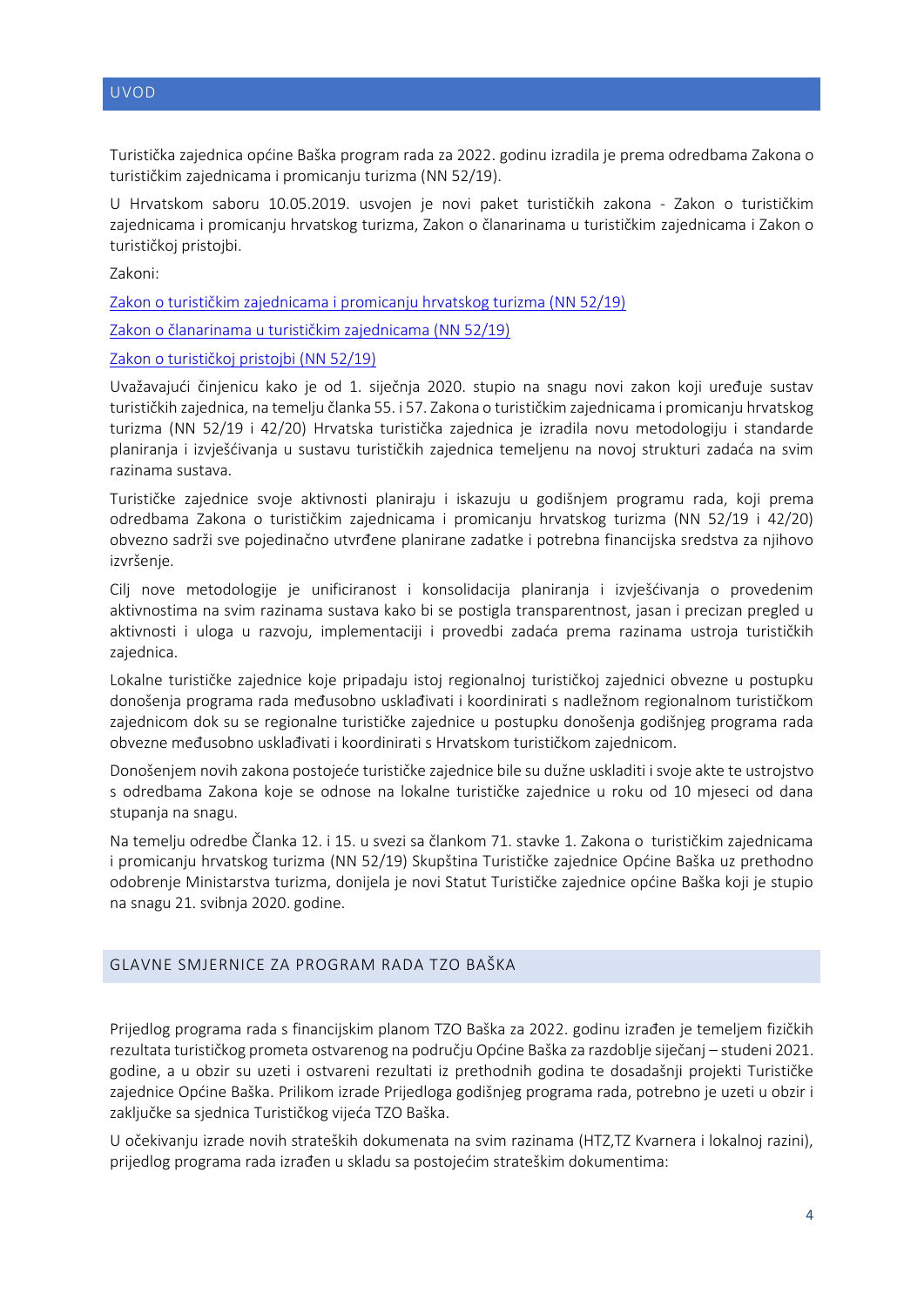# UVOD

Turistička zajednica općine Baška program rada za 2022. godinu izradila je prema odredbama Zakona o turističkim zajednicama i promicanju turizma (NN 52/19).

U Hrvatskom saboru 10.05.2019. usvojen je novi paket turističkih zakona - Zakon o turističkim zajednicama i promicanju hrvatskog turizma, Zakon o članarinama u turističkim zajednicama i Zakon o turističkoj pristojbi.

Zakoni:

Zakon o turističkim zajednicama i promicanju hrvatskog turizma (NN 52/19)

Zakon o članarinama u turističkim zajednicama (NN 52/19)

Zakon o turističkoj pristojbi (NN 52/19)

Uvažavajući činjenicu kako je od 1. siječnja 2020. stupio na snagu novi zakon koji uređuje sustav turističkih zajednica, na temelju članka 55. i 57. Zakona o turističkim zajednicama i promicanju hrvatskog turizma (NN 52/19 i 42/20) Hrvatska turistička zajednica je izradila novu metodologiju i standarde planiranja i izvješćivanja u sustavu turističkih zajednica temeljenu na novoj strukturi zadaća na svim razinama sustava.

Turističke zajednice svoje aktivnosti planiraju i iskazuju u godišnjem programu rada, koji prema odredbama Zakona o turističkim zajednicama i promicanju hrvatskog turizma (NN 52/19 i 42/20) obvezno sadrži sve pojedinačno utvrđene planirane zadatke i potrebna financijska sredstva za njihovo izvršenje.

Cilj nove metodologije je unificiranost i konsolidacija planiranja i izvješćivanja o provedenim aktivnostima na svim razinama sustava kako bi se postigla transparentnost, jasan i precizan pregled u aktivnosti i uloga u razvoju, implementaciji i provedbi zadaća prema razinama ustroja turističkih zajednica.

Lokalne turističke zajednice koje pripadaju istoj regionalnoj turističkoj zajednici obvezne u postupku donošenja programa rada međusobno usklađivati i koordinirati s nadležnom regionalnom turističkom zajednicom dok su se regionalne turističke zajednice u postupku donošenja godišnjeg programa rada obvezne međusobno usklađivati i koordinirati s Hrvatskom turističkom zajednicom.

Donošenjem novih zakona postojeće turističke zajednice bile su dužne uskladiti i svoje akte te ustrojstvo s odredbama Zakona koje se odnose na lokalne turističke zajednice u roku od 10 mjeseci od dana stupanja na snagu.

Na temelju odredbe Članka 12. i 15. u svezi sa člankom 71. stavke 1. Zakona o turističkim zajednicama i promicanju hrvatskog turizma (NN 52/19) Skupština Turističke zajednice Općine Baška uz prethodno odobrenje Ministarstva turizma, donijela je novi Statut Turističke zajednice općine Baška koji je stupio na snagu 21. svibnja 2020. godine.

## GLAVNE SMJERNICE ZA PROGRAM RADA TZO BAŠKA

Prijedlog programa rada s financijskim planom TZO Baška za 2022. godinu izrađen je temeljem fizičkih rezultata turističkog prometa ostvarenog na području Općine Baška za razdoblje siječanj – studeni 2021. godine, a u obzir su uzeti i ostvareni rezultati iz prethodnih godina te dosadašnji projekti Turističke zajednice Općine Baška. Prilikom izrade Prijedloga godišnjeg programa rada, potrebno je uzeti u obzir i zaključke sa sjednica Turističkog vijeća TZO Baška.

U očekivanju izrade novih strateških dokumenata na svim razinama (HTZ,TZ Kvarnera i lokalnoj razini), prijedlog programa rada izrađen u skladu sa postojećim strateškim dokumentima: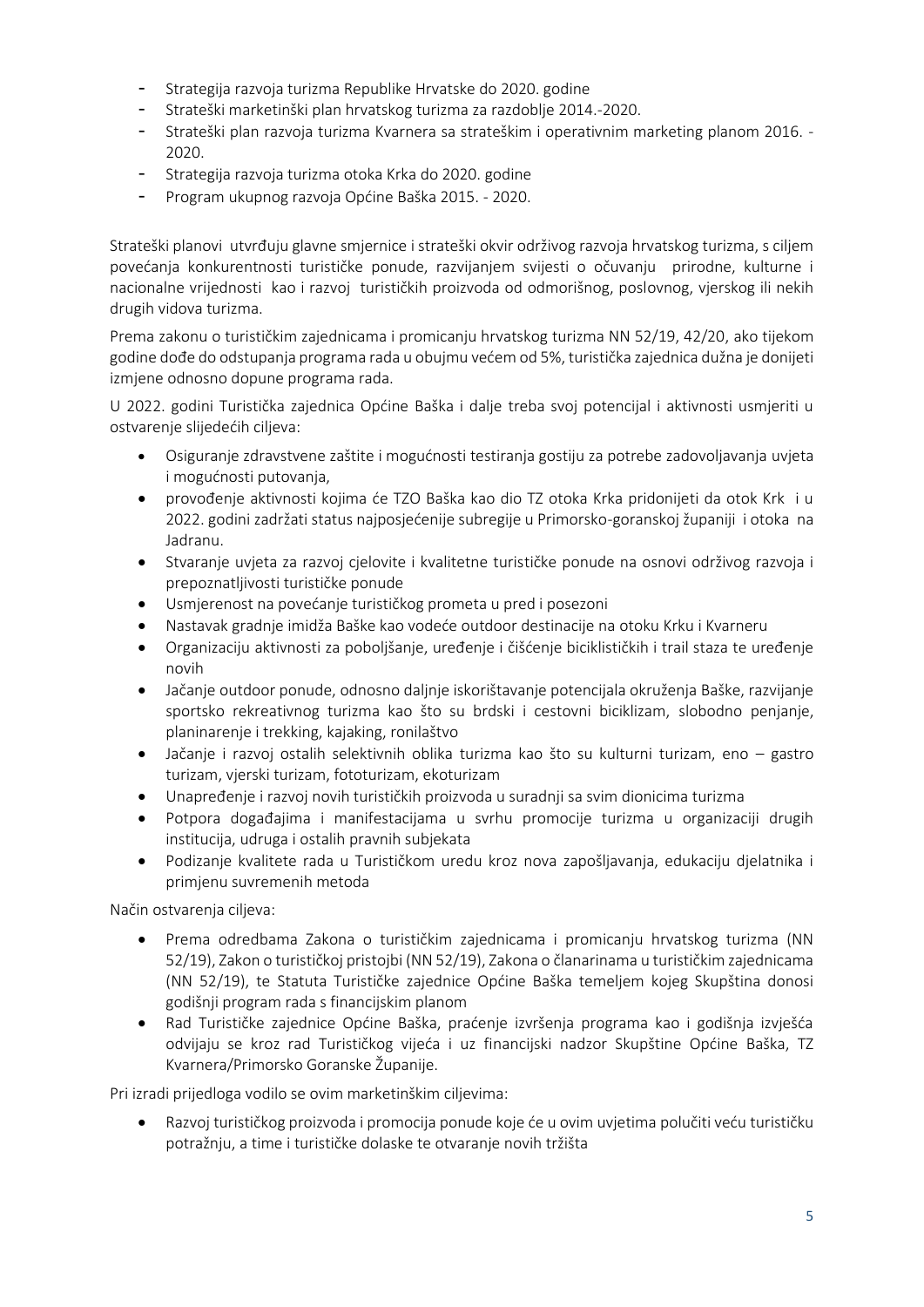- Strategija razvoja turizma Republike Hrvatske do 2020. godine
- Strateški marketinški plan hrvatskog turizma za razdoblje 2014.-2020.
- Strateški plan razvoja turizma Kvarnera sa strateškim i operativnim marketing planom 2016. - 2020.
- Strategija razvoja turizma otoka Krka do 2020. godine
- Program ukupnog razvoja Općine Baška 2015. - 2020.

Strateški planovi utvrđuju glavne smjernice i strateški okvir održivog razvoja hrvatskog turizma, s ciljem povećanja konkurentnosti turističke ponude, razvijanjem svijesti o očuvanju prirodne, kulturne i nacionalne vrijednosti kao i razvoj turističkih proizvoda od odmorišnog, poslovnog, vjerskog ili nekih drugih vidova turizma.

Prema zakonu o turističkim zajednicama i promicanju hrvatskog turizma NN 52/19, 42/20, ako tijekom godine dođe do odstupanja programa rada u obujmu većem od 5%, turistička zajednica dužna je donijeti izmjene odnosno dopune programa rada.

U 2022. godini Turistička zajednica Općine Baška i dalje treba svoj potencijal i aktivnosti usmjeriti u ostvarenje slijedećih ciljeva:

- Osiguranje zdravstvene zaštite i mogućnosti testiranja gostiju za potrebe zadovoljavanja uvjeta i mogućnosti putovanja,
- provođenje aktivnosti kojima će TZO Baška kao dio TZ otoka Krka pridonijeti da otok Krk i u 2022. godini zadržati status najposjećenije subregije u Primorsko-goranskoj županiji i otoka na Jadranu.
- Stvaranje uvjeta za razvoj cjelovite i kvalitetne turističke ponude na osnovi održivog razvoja i prepoznatljivosti turističke ponude
- Usmjerenost na povećanje turističkog prometa u pred i posezoni
- Nastavak gradnje imidža Baške kao vodeće outdoor destinacije na otoku Krku i Kvarneru
- Organizaciju aktivnosti za poboljšanje, uređenje i čišćenje biciklističkih i trail staza te uređenje novih
- Jačanje outdoor ponude, odnosno daljnje iskorištavanje potencijala okruženja Baške, razvijanje sportsko rekreativnog turizma kao što su brdski i cestovni biciklizam, slobodno penjanje, planinarenje i trekking, kajaking, ronilaštvo
- Jačanje i razvoj ostalih selektivnih oblika turizma kao što su kulturni turizam, eno – gastro turizam, vjerski turizam, fototurizam, ekoturizam
- Unapređenje i razvoj novih turističkih proizvoda u suradnji sa svim dionicima turizma
- Potpora događajima i manifestacijama u svrhu promocije turizma u organizaciji drugih institucija, udruga i ostalih pravnih subjekata
- Podizanje kvalitete rada u Turističkom uredu kroz nova zapošljavanja, edukaciju djelatnika i primjenu suvremenih metoda

Način ostvarenja ciljeva:

- Prema odredbama Zakona o turističkim zajednicama i promicanju hrvatskog turizma (NN 52/19), Zakon o turističkoj pristojbi (NN 52/19), Zakona o članarinama u turističkim zajednicama (NN 52/19), te Statuta Turističke zajednice Općine Baška temeljem kojeg Skupština donosi godišnji program rada s financijskim planom
- Rad Turističke zajednice Općine Baška, praćenje izvršenja programa kao i godišnja izvješća odvijaju se kroz rad Turističkog vijeća i uz financijski nadzor Skupštine Općine Baška, TZ Kvarnera/Primorsko Goranske Županije.

Pri izradi prijedloga vodilo se ovim marketinškim ciljevima:

- Razvoj turističkog proizvoda i promocija ponude koje će u ovim uvjetima polučiti veću turističku potražnju, a time i turističke dolaske te otvaranje novih tržišta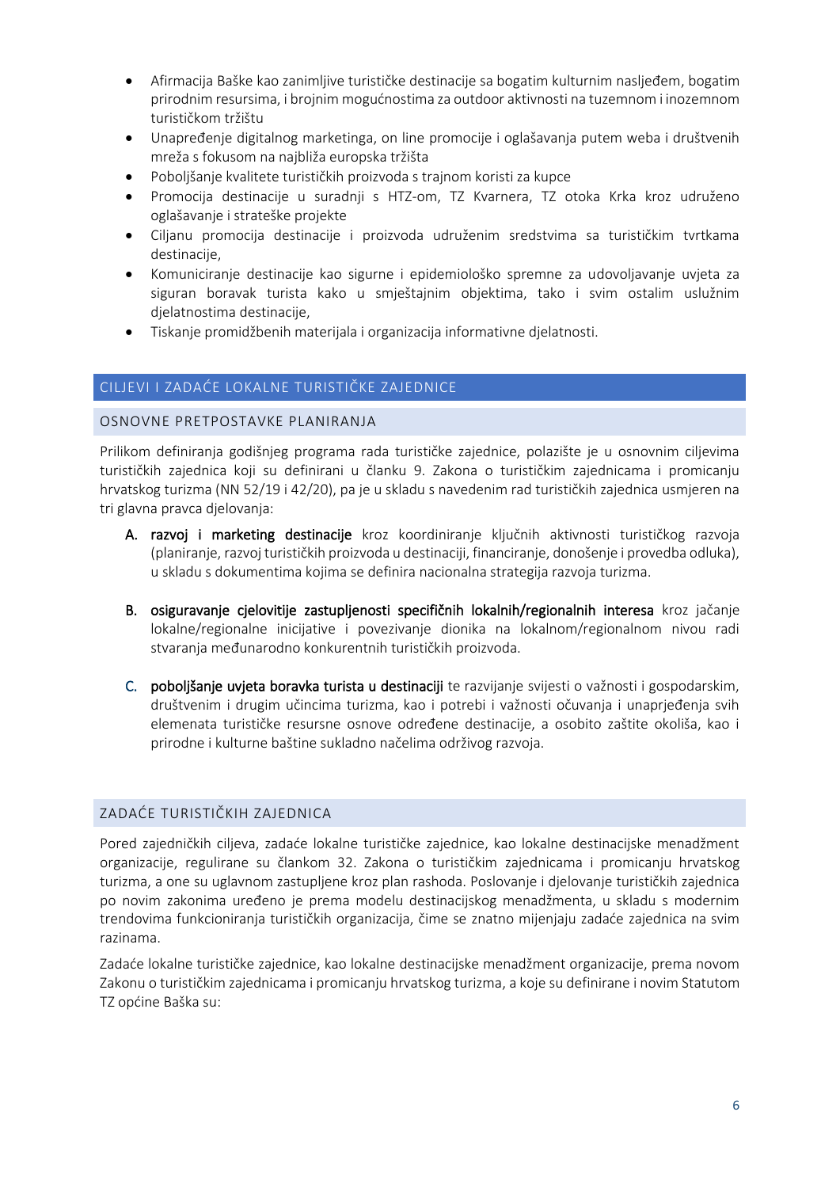- Afirmacija Baške kao zanimljive turističke destinacije sa bogatim kulturnim nasljeđem, bogatim prirodnim resursima, i brojnim mogućnostima za outdoor aktivnosti na tuzemnom i inozemnom turističkom tržištu
- Unapređenje digitalnog marketinga, on line promocije i oglašavanja putem weba i društvenih mreža s fokusom na najbliža europska tržišta
- Poboljšanje kvalitete turističkih proizvoda s trajnom koristi za kupce
- Promocija destinacije u suradnji s HTZ-om, TZ Kvarnera, TZ otoka Krka kroz udruženo oglašavanje i strateške projekte
- Ciljanu promocija destinacije i proizvoda udruženim sredstvima sa turističkim tvrtkama destinacije,
- Komuniciranje destinacije kao sigurne i epidemiološko spremne za udovoljavanje uvjeta za siguran boravak turista kako u smještajnim objektima, tako i svim ostalim uslužnim djelatnostima destinacije,
- Tiskanje promidžbenih materijala i organizacija informativne djelatnosti.

## CILJEVI I ZADAĆE LOKALNE TURISTIČKE ZAJEDNICE

### OSNOVNE PRETPOSTAVKE PLANIRANJA

Prilikom definiranja godišnjeg programa rada turističke zajednice, polazište je u osnovnim ciljevima turističkih zajednica koji su definirani u članku 9. Zakona o turističkim zajednicama i promicanju hrvatskog turizma (NN 52/19 i 42/20), pa je u skladu s navedenim rad turističkih zajednica usmjeren na tri glavna pravca djelovanja:

A. **razvoj i marketing destinacije** kroz koordiniranje ključnih aktivnosti turističkog razvoja (planiranje, razvoj turističkih proizvoda u destinaciji, financiranje, donošenje i provedba odluka), u skladu s dokumentima kojima se definira nacionalna strategija razvoja turizma.

B. **osiguravanje cjelovitije zastupljenosti specifičnih lokalnih/regionalnih interesa** kroz jačanje lokalne/regionalne inicijative i povezivanje dionika na lokalnom/regionalnom nivou radi stvaranja međunarodno konkurentnih turističkih proizvoda.

C. **poboljšanje uvjeta boravka turista u destinaciji** te razvijanje svijesti o važnosti i gospodarskim, društvenim i drugim učincima turizma, kao i potrebi i važnosti očuvanja i unaprjeđenja svih elemenata turističke resursne osnove određene destinacije, a osobito zaštite okoliša, kao i prirodne i kulturne baštine sukladno načelima održivog razvoja.

### ZADAĆE TURISTIČKIH ZAJEDNICA

Pored zajedničkih ciljeva, zadaće lokalne turističke zajednice, kao lokalne destinacijske menadžment organizacije, regulirane su člankom 32. Zakona o turističkim zajednicama i promicanju hrvatskog turizma, a one su uglavnom zastupljene kroz plan rashoda. Poslovanje i djelovanje turističkih zajednica po novim zakonima uređeno je prema modelu destinacijskog menadžmenta, u skladu s modernim trendovima funkcioniranja turističkih organizacija, čime se znatno mijenjaju zadaće zajednica na svim razinama.

Zadaće lokalne turističke zajednice, kao lokalne destinacijske menadžment organizacije, prema novom Zakonu o turističkim zajednicama i promicanju hrvatskog turizma, a koje su definirane i novim Statutom TZ općine Baška su: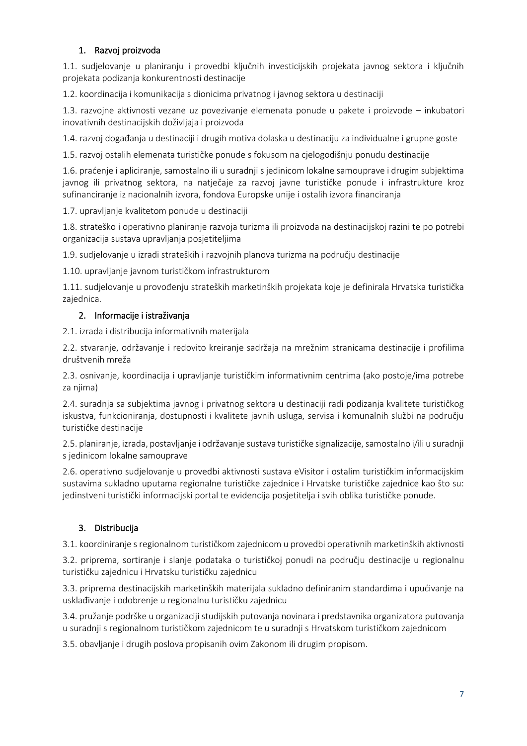### 1. Razvoj proizvoda

1.1. sudjelovanje u planiranju i provedbi ključnih investicijskih projekata javnog sektora i ključnih projekata podizanja konkurentnosti destinacije

1.2. koordinacija i komunikacija s dionicima privatnog i javnog sektora u destinaciji

1.3. razvojne aktivnosti vezane uz povezivanje elemenata ponude u pakete i proizvode – inkubatori inovativnih destinacijskih doživljaja i proizvoda

1.4. razvoj događanja u destinaciji i drugih motiva dolaska u destinaciju za individualne i grupne goste

1.5. razvoj ostalih elemenata turističke ponude s fokusom na cjelogodišnju ponudu destinacije

1.6. praćenje i apliciranje, samostalno ili u suradnji s jedinicom lokalne samouprave i drugim subjektima javnog ili privatnog sektora, na natječaje za razvoj javne turističke ponude i infrastrukture kroz sufinanciranje iz nacionalnih izvora, fondova Europske unije i ostalih izvora financiranja

1.7. upravljanje kvalitetom ponude u destinaciji

1.8. strateško i operativno planiranje razvoja turizma ili proizvoda na destinacijskoj razini te po potrebi organizacija sustava upravljanja posjetiteljima

1.9. sudjelovanje u izradi strateških i razvojnih planova turizma na području destinacije

1.10. upravljanje javnom turističkom infrastrukturom

1.11. sudjelovanje u provođenju strateških marketinških projekata koje je definirala Hrvatska turistička zajednica.

### 2. Informacije i istraživanja

2.1. izrada i distribucija informativnih materijala

2.2. stvaranje, održavanje i redovito kreiranje sadržaja na mrežnim stranicama destinacije i profilima društvenih mreža

2.3. osnivanje, koordinacija i upravljanje turističkim informativnim centrima (ako postoje/ima potrebe za njima)

2.4. suradnja sa subjektima javnog i privatnog sektora u destinaciji radi podizanja kvalitete turističkog iskustva, funkcioniranja, dostupnosti i kvalitete javnih usluga, servisa i komunalnih službi na području turističke destinacije

2.5. planiranje, izrada, postavljanje i održavanje sustava turističke signalizacije, samostalno i/ili u suradnji s jedinicom lokalne samouprave

2.6. operativno sudjelovanje u provedbi aktivnosti sustava eVisitor i ostalim turističkim informacijskim sustavima sukladno uputama regionalne turističke zajednice i Hrvatske turističke zajednice kao što su: jedinstveni turistički informacijski portal te evidencija posjetitelja i svih oblika turističke ponude.

### 3. Distribucija

3.1. koordiniranje s regionalnom turističkom zajednicom u provedbi operativnih marketinških aktivnosti

3.2. priprema, sortiranje i slanje podataka o turističkoj ponudi na području destinacije u regionalnu turističku zajednicu i Hrvatsku turističku zajednicu

3.3. priprema destinacijskih marketinških materijala sukladno definiranim standardima i upućivanje na usklađivanje i odobrenje u regionalnu turističku zajednicu

3.4. pružanje podrške u organizaciji studijskih putovanja novinara i predstavnika organizatora putovanja u suradnji s regionalnom turističkom zajednicom te u suradnji s Hrvatskom turističkom zajednicom

3.5. obavljanje i drugih poslova propisanih ovim Zakonom ili drugim propisom.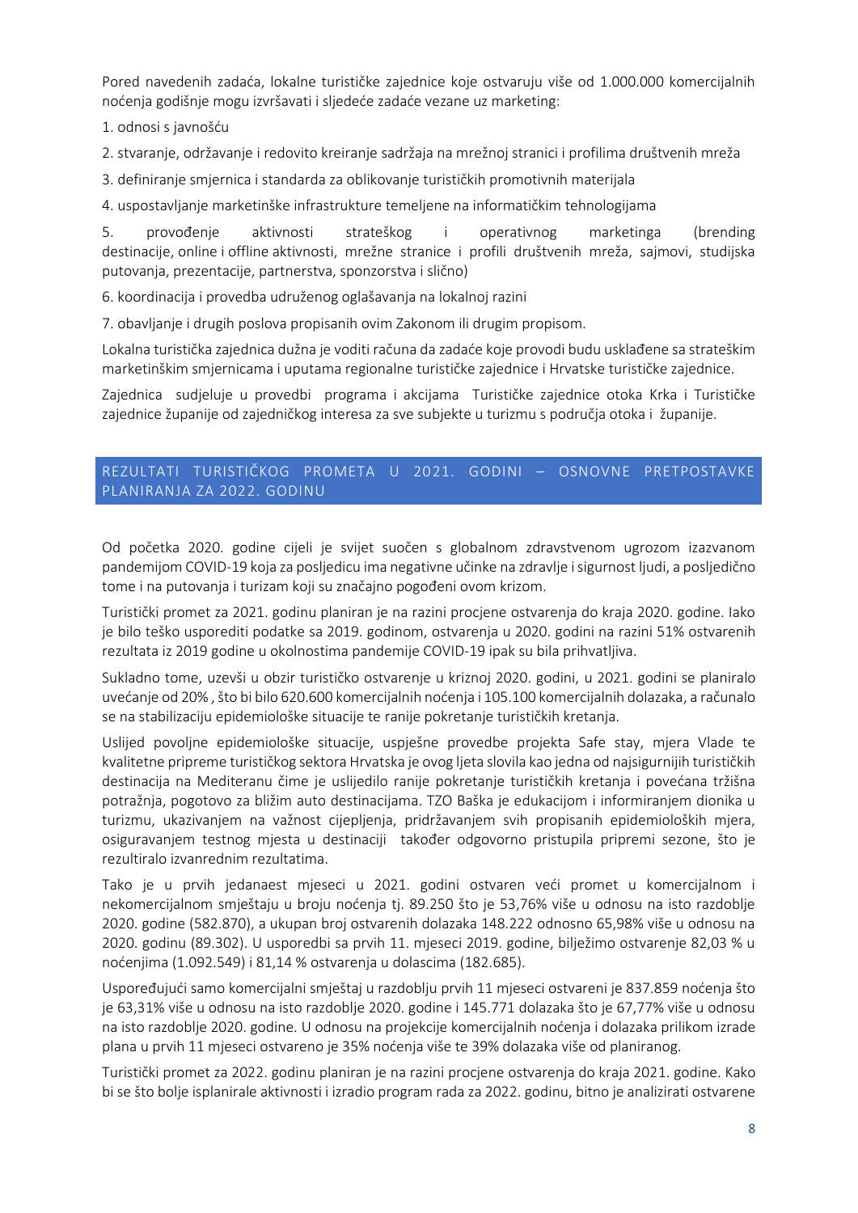Pored navedenih zadaća, lokalne turističke zajednice koje ostvaruju više od 1.000.000 komercijalnih noćenja godišnje mogu izvršavati i sljedeće zadaće vezane uz marketing:

1. odnosi s javnošću
2. stvaranje, održavanje i redovito kreiranje sadržaja na mrežnoj stranici i profilima društvenih mreža
3. definiranje smjernica i standarda za oblikovanje turističkih promotivnih materijala
4. uspostavljanje marketinške infrastrukture temeljene na informatičkim tehnologijama
5. provođenje aktivnosti strateškog i operativnog marketinga (brending destinacije, online i offline aktivnosti, mrežne stranice i profili društvenih mreža, sajmovi, studijska putovanja, prezentacije, partnerstva, sponzorstva i slično)
6. koordinacija i provedba udruženog oglašavanja na lokalnoj razini
7. obavljanje i drugih poslova propisanih ovim Zakonom ili drugim propisom.

Lokalna turistička zajednica dužna je voditi računa da zadaće koje provodi budu usklađene sa strateškim marketinškim smjernicama i uputama regionalne turističke zajednice i Hrvatske turističke zajednice.

Zajednica sudjeluje u provedbi programa i akcijama Turističke zajednice otoka Krka i Turističke zajednice županije od zajedničkog interesa za sve subjekte u turizmu s područja otoka i županije.

## REZULTATI TURISTIČKOG PROMETA U 2021. GODINI – OSNOVNE PRETPOSTAVKE PLANIRANJA ZA 2022. GODINU

Od početka 2020. godine cijeli je svijet suočen s globalnom zdravstvenom ugrozom izazvanom pandemijom COVID-19 koja za posljedicu ima negativne učinke na zdravlje i sigurnost ljudi, a posljedično tome i na putovanja i turizam koji su značajno pogođeni ovom krizom.

Turistički promet za 2021. godinu planiran je na razini procjene ostvarenja do kraja 2020. godine. Iako je bilo teško usporediti podatke sa 2019. godinom, ostvarenja u 2020. godini na razini 51% ostvarenih rezultata iz 2019 godine u okolnostima pandemije COVID-19 ipak su bila prihvatljiva.

Sukladno tome, uzevši u obzir turističko ostvarenje u kriznoj 2020. godini, u 2021. godini se planiralo uvećanje od 20% , što bi bilo 620.600 komercijalnih noćenja i 105.100 komercijalnih dolazaka, a računalo se na stabilizaciju epidemiološke situacije te ranije pokretanje turističkih kretanja.

Uslijed povoljne epidemiološke situacije, uspješne provedbe projekta Safe stay, mjera Vlade te kvalitetne pripreme turističkog sektora Hrvatska je ovog ljeta slovila kao jedna od najsigurnijih turističkih destinacija na Mediteranu čime je uslijedilo ranije pokretanje turističkih kretanja i povećana tržišna potražnja, pogotovo za bližim auto destinacijama. TZO Baška je edukacijom i informiranjem dionika u turizmu, ukazivanjem na važnost cijepljenja, pridržavanjem svih propisanih epidemioloških mjera, osiguravanjem testnog mjesta u destinaciji također odgovorno pristupila pripremi sezone, što je rezultiralo izvanrednim rezultatima.

Tako je u prvih jedanaest mjeseci u 2021. godini ostvaren veći promet u komercijalnom i nekomercijalnom smještaju u broju noćenja tj. 89.250 što je 53,76% više u odnosu na isto razdoblje 2020. godine (582.870), a ukupan broj ostvarenih dolazaka 148.222 odnosno 65,98% više u odnosu na 2020. godinu (89.302). U usporedbi sa prvih 11. mjeseci 2019. godine, bilježimo ostvarenje 82,03 % u noćenjima (1.092.549) i 81,14 % ostvarenja u dolascima (182.685).

Uspoređujući samo komercijalni smještaj u razdoblju prvih 11 mjeseci ostvareni je 837.859 noćenja što je 63,31% više u odnosu na isto razdoblje 2020. godine i 145.771 dolazaka što je 67,77% više u odnosu na isto razdoblje 2020. godine. U odnosu na projekcije komercijalnih noćenja i dolazaka prilikom izrade plana u prvih 11 mjeseci ostvareno je 35% noćenja više te 39% dolazaka više od planiranog.

Turistički promet za 2022. godinu planiran je na razini procjene ostvarenja do kraja 2021. godine. Kako bi se što bolje isplanirale aktivnosti i izradio program rada za 2022. godinu, bitno je analizirati ostvarene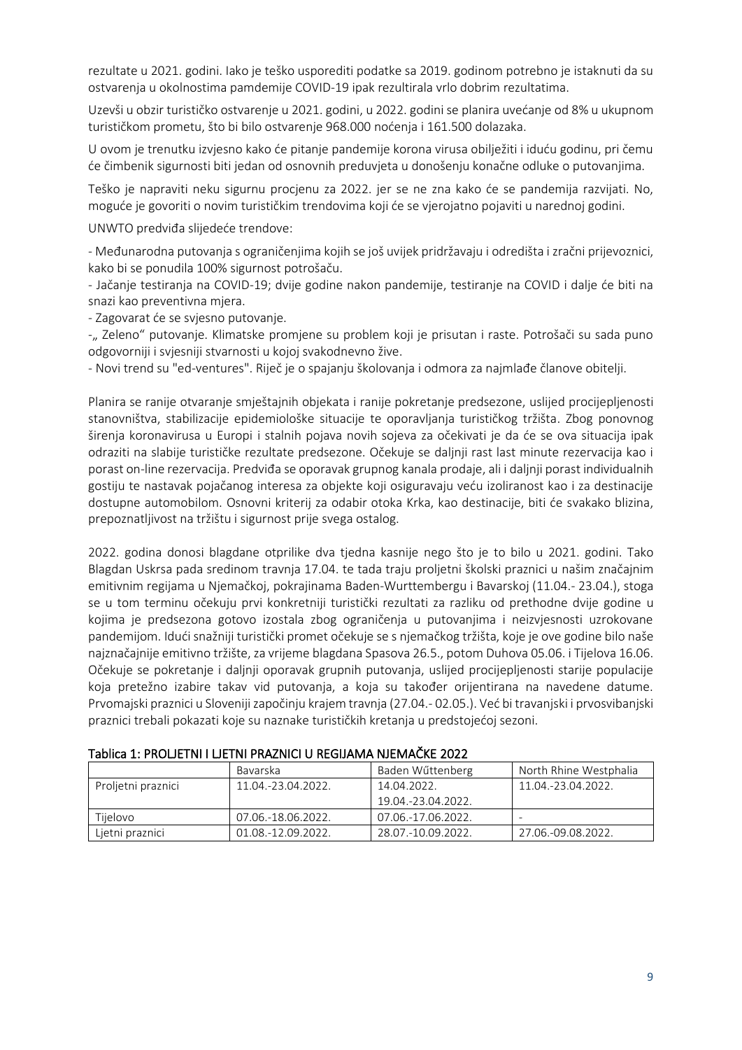rezultate u 2021. godini. Iako je teško usporediti podatke sa 2019. godinom potrebno je istaknuti da su ostvarenja u okolnostima pamdemije COVID-19 ipak rezultirala vrlo dobrim rezultatima.

Uzevši u obzir turističko ostvarenje u 2021. godini, u 2022. godini se planira uvećanje od 8% u ukupnom turističkom prometu, što bi bilo ostvarenje 968.000 noćenja i 161.500 dolazaka.

U ovom je trenutku izvjesno kako će pitanje pandemije korona virusa obilježiti i iduću godinu, pri čemu će čimbenik sigurnosti biti jedan od osnovnih preduvjeta u donošenju konačne odluke o putovanjima.

Teško je napraviti neku sigurnu procjenu za 2022. jer se ne zna kako će se pandemija razvijati. No, moguće je govoriti o novim turističkim trendovima koji će se vjerojatno pojaviti u narednoj godini.

UNWTO predviđa slijedeće trendove:

- Međunarodna putovanja s ograničenjima kojih se još uvijek pridržavaju i odredišta i zračni prijevoznici, kako bi se ponudila 100% sigurnost potrošaču.
- Jačanje testiranja na COVID-19; dvije godine nakon pandemije, testiranje na COVID i dalje će biti na snazi kao preventivna mjera.
- Zagovarat će se svjesno putovanje.
- „ Zeleno" putovanje. Klimatske promjene su problem koji je prisutan i raste. Potrošači su sada puno odgovorniji i svjesniji stvarnosti u kojoj svakodnevno žive.
- Novi trend su "ed-ventures". Riječ je o spajanju školovanja i odmora za najmlađe članove obitelji.

Planira se ranije otvaranje smještajnih objekata i ranije pokretanje predsezone, uslijed procijepljenosti stanovništva, stabilizacije epidemiološke situacije te oporavljanja turističkog tržišta. Zbog ponovnog širenja koronavirusa u Europi i stalnih pojava novih sojeva za očekivati je da će se ova situacija ipak odraziti na slabije turističke rezultate predsezone. Očekuje se daljnji rast last minute rezervacija kao i porast on-line rezervacija. Predviđa se oporavak grupnog kanala prodaje, ali i daljnji porast individualnih gostiju te nastavak pojačanog interesa za objekte koji osiguravaju veću izoliranost kao i za destinacije dostupne automobilom. Osnovni kriterij za odabir otoka Krka, kao destinacije, biti će svakako blizina, prepoznatljivost na tržištu i sigurnost prije svega ostalog.

2022. godina donosi blagdane otprilike dva tjedna kasnije nego što je to bilo u 2021. godini. Tako Blagdan Uskrsa pada sredinom travnja 17.04. te tada traju proljetni školski praznici u našim značajnim emitivnim regijama u Njemačkoj, pokrajinama Baden-Wurttembergu i Bavarskoj (11.04.- 23.04.), stoga se u tom terminu očekuju prvi konkretniji turistički rezultati za razliku od prethodne dvije godine u kojima je predsezona gotovo izostala zbog ograničenja u putovanjima i neizvjesnosti uzrokovane pandemijom. Idući snažniji turistički promet očekuje se s njemačkog tržišta, koje je ove godine bilo naše najznačajnije emitivno tržište, za vrijeme blagdana Spasova 26.5., potom Duhova 05.06. i Tijelova 16.06. Očekuje se pokretanje i daljnji oporavak grupnih putovanja, uslijed procijepljenosti starije populacije koja pretežno izabire takav vid putovanja, a koja su također orijentirana na navedene datume. Prvomajski praznici u Sloveniji započinju krajem travnja (27.04.- 02.05.). Već bi travanjski i prvosvibanjski praznici trebali pokazati koje su naznake turističkih kretanja u predstojećoj sezoni.

**Tablica 1: PROLJETNI I LJETNI PRAZNICI U REGIJAMA NJEMAČKE 2022**

| | Bavarska | Baden Wűttenberg | North Rhine Westphalia |
|---|---|---|---|
| Proljetni praznici | 11.04.-23.04.2022. | 14.04.2022. 19.04.-23.04.2022. | 11.04.-23.04.2022. |
| Tijelovo | 07.06.-18.06.2022. | 07.06.-17.06.2022. | - |
| Ljetni praznici | 01.08.-12.09.2022. | 28.07.-10.09.2022. | 27.06.-09.08.2022. |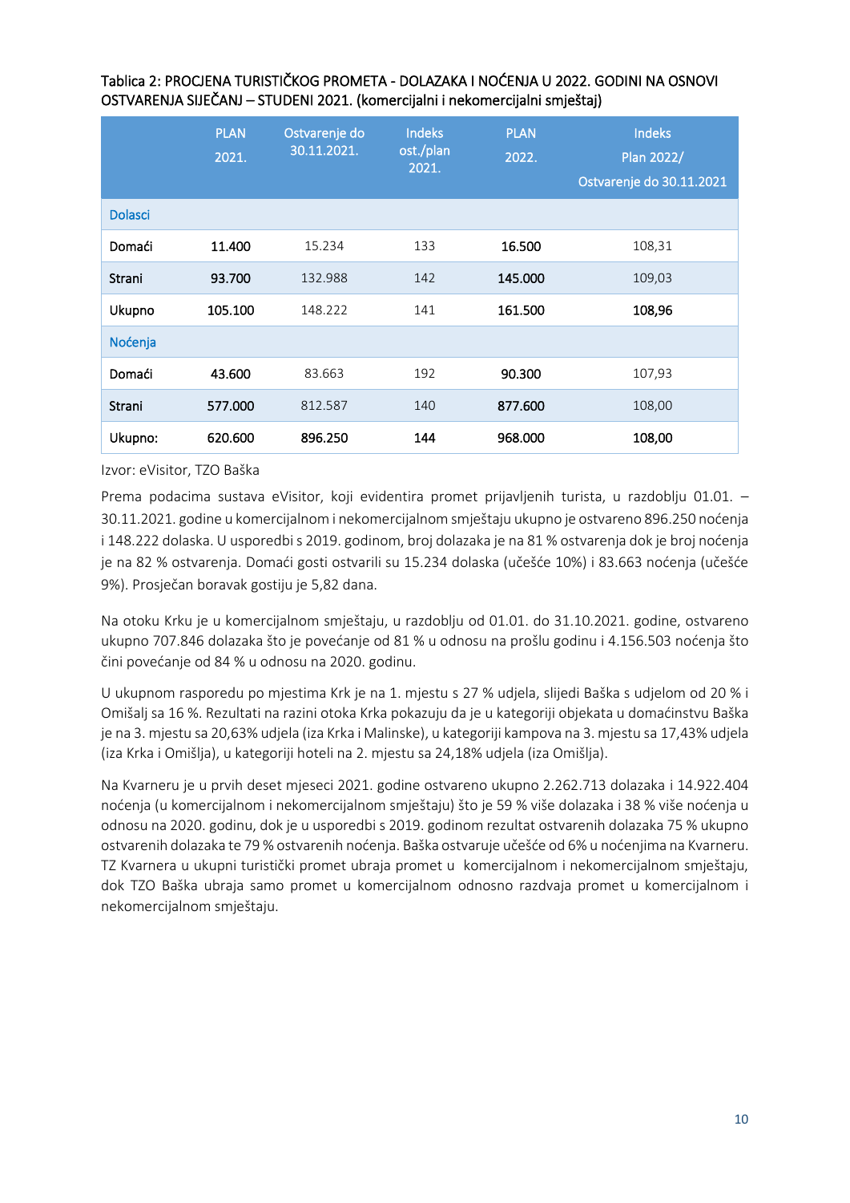Tablica 2: PROCJENA TURISTIČKOG PROMETA - DOLAZAKA I NOĆENJA U 2022. GODINI NA OSNOVI OSTVARENJA SIJEČANJ – STUDENI 2021. (komercijalni i nekomercijalni smještaj)

| | PLAN 2021. | Ostvarenje do 30.11.2021. | Indeks ost./plan 2021. | PLAN 2022. | Indeks Plan 2022/ Ostvarenje do 30.11.2021 |
|---|---|---|---|---|---|
| Dolasci | | | | | |
| Domaći | 11.400 | 15.234 | 133 | 16.500 | 108,31 |
| Strani | 93.700 | 132.988 | 142 | 145.000 | 109,03 |
| Ukupno | 105.100 | 148.222 | 141 | 161.500 | 108,96 |
| Noćenja | | | | | |
| Domaći | 43.600 | 83.663 | 192 | 90.300 | 107,93 |
| Strani | 577.000 | 812.587 | 140 | 877.600 | 108,00 |
| Ukupno: | 620.600 | 896.250 | 144 | 968.000 | 108,00 |

Izvor: eVisitor, TZO Baška

Prema podacima sustava eVisitor, koji evidentira promet prijavljenih turista, u razdoblju 01.01. – 30.11.2021. godine u komercijalnom i nekomercijalnom smještaju ukupno je ostvareno 896.250 noćenja i 148.222 dolaska. U usporedbi s 2019. godinom, broj dolazaka je na 81 % ostvarenja dok je broj noćenja je na 82 % ostvarenja. Domaći gosti ostvarili su 15.234 dolaska (učešće 10%) i 83.663 noćenja (učešće 9%). Prosječan boravak gostiju je 5,82 dana.

Na otoku Krku je u komercijalnom smještaju, u razdoblju od 01.01. do 31.10.2021. godine, ostvareno ukupno 707.846 dolazaka što je povećanje od 81 % u odnosu na prošlu godinu i 4.156.503 noćenja što čini povećanje od 84 % u odnosu na 2020. godinu.

U ukupnom rasporedu po mjestima Krk je na 1. mjestu s 27 % udjela, slijedi Baška s udjelom od 20 % i Omišalj sa 16 %. Rezultati na razini otoka Krka pokazuju da je u kategoriji objekata u domaćinstvu Baška je na 3. mjestu sa 20,63% udjela (iza Krka i Malinske), u kategoriji kampova na 3. mjestu sa 17,43% udjela (iza Krka i Omišlja), u kategoriji hoteli na 2. mjestu sa 24,18% udjela (iza Omišlja).

Na Kvarneru je u prvih deset mjeseci 2021. godine ostvareno ukupno 2.262.713 dolazaka i 14.922.404 noćenja (u komercijalnom i nekomercijalnom smještaju) što je 59 % više dolazaka i 38 % više noćenja u odnosu na 2020. godinu, dok je u usporedbi s 2019. godinom rezultat ostvarenih dolazaka 75 % ukupno ostvarenih dolazaka te 79 % ostvarenih noćenja. Baška ostvaruje učešće od 6% u noćenjima na Kvarneru. TZ Kvarnera u ukupni turistički promet ubraja promet u komercijalnom i nekomercijalnom smještaju, dok TZO Baška ubraja samo promet u komercijalnom odnosno razdvaja promet u komercijalnom i nekomercijalnom smještaju.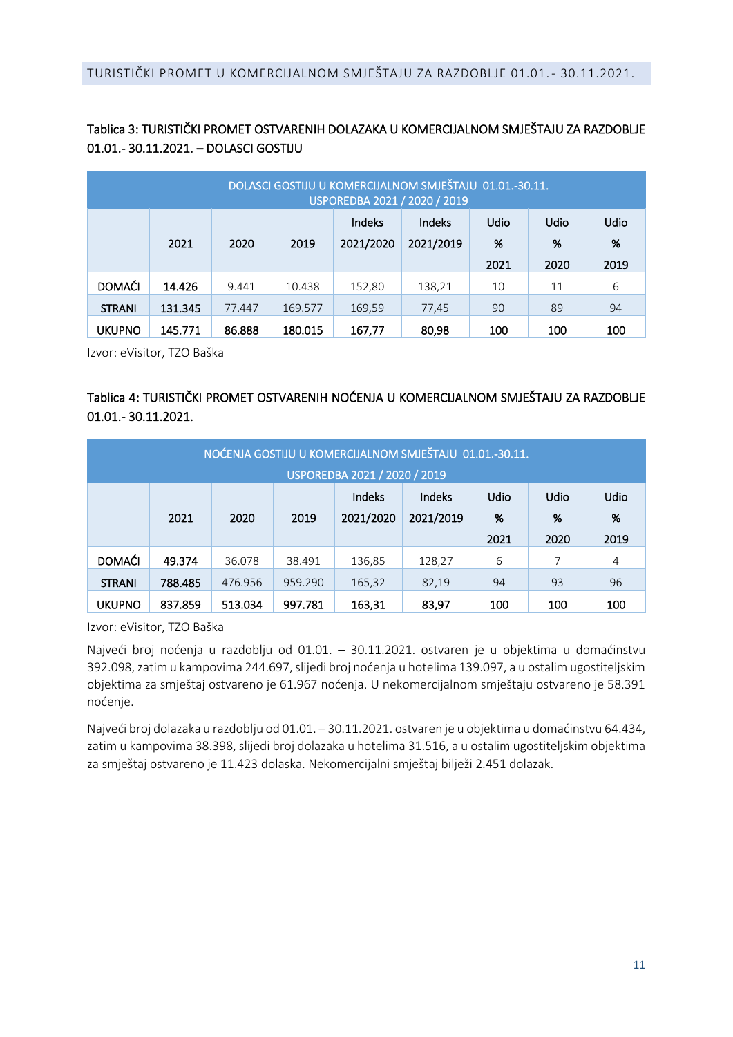TURISTIČKI PROMET U KOMERCIJALNOM SMJEŠTAJU ZA RAZDOBLJE 01.01.- 30.11.2021.

Tablica 3: TURISTIČKI PROMET OSTVARENIH DOLAZAKA U KOMERCIJALNOM SMJEŠTAJU ZA RAZDOBLJE 01.01.- 30.11.2021. – DOLASCI GOSTIJU

| DOLASCI GOSTIJU U KOMERCIJALNOM SMJEŠTAJU 01.01.-30.11. USPOREDBA 2021 / 2020 / 2019 | | | | | | | | |
|---|---|---|---|---|---|---|---|---|
| | 2021 | 2020 | 2019 | Indeks 2021/2020 | Indeks 2021/2019 | Udio % 2021 | Udio % 2020 | Udio % 2019 |
| DOMAĆI | **14.426** | 9.441 | 10.438 | 152,80 | 138,21 | 10 | 11 | 6 |
| STRANI | **131.345** | 77.447 | 169.577 | 169,59 | 77,45 | 90 | 89 | 94 |
| UKUPNO | **145.771** | **86.888** | **180.015** | **167,77** | **80,98** | **100** | **100** | **100** |

Izvor: eVisitor, TZO Baška

Tablica 4: TURISTIČKI PROMET OSTVARENIH NOĆENJA U KOMERCIJALNOM SMJEŠTAJU ZA RAZDOBLJE 01.01.- 30.11.2021.

| NOĆENJA GOSTIJU U KOMERCIJALNOM SMJEŠTAJU 01.01.-30.11. USPOREDBA 2021 / 2020 / 2019 | | | | | | | | |
|---|---|---|---|---|---|---|---|---|
| | 2021 | 2020 | 2019 | Indeks 2021/2020 | Indeks 2021/2019 | Udio % 2021 | Udio % 2020 | Udio % 2019 |
| DOMAĆI | **49.374** | 36.078 | 38.491 | 136,85 | 128,27 | 6 | 7 | 4 |
| STRANI | **788.485** | 476.956 | 959.290 | 165,32 | 82,19 | 94 | 93 | 96 |
| UKUPNO | **837.859** | **513.034** | **997.781** | **163,31** | **83,97** | **100** | **100** | **100** |

Izvor: eVisitor, TZO Baška

Najveći broj noćenja u razdoblju od 01.01. – 30.11.2021. ostvaren je u objektima u domaćinstvu 392.098, zatim u kampovima 244.697, slijedi broj noćenja u hotelima 139.097, a u ostalim ugostiteljskim objektima za smještaj ostvareno je 61.967 noćenja. U nekomercijalnom smještaju ostvareno je 58.391 noćenje.

Najveći broj dolazaka u razdoblju od 01.01. – 30.11.2021. ostvaren je u objektima u domaćinstvu 64.434, zatim u kampovima 38.398, slijedi broj dolazaka u hotelima 31.516, a u ostalim ugostiteljskim objektima za smještaj ostvareno je 11.423 dolaska. Nekomercijalni smještaj bilježi 2.451 dolazak.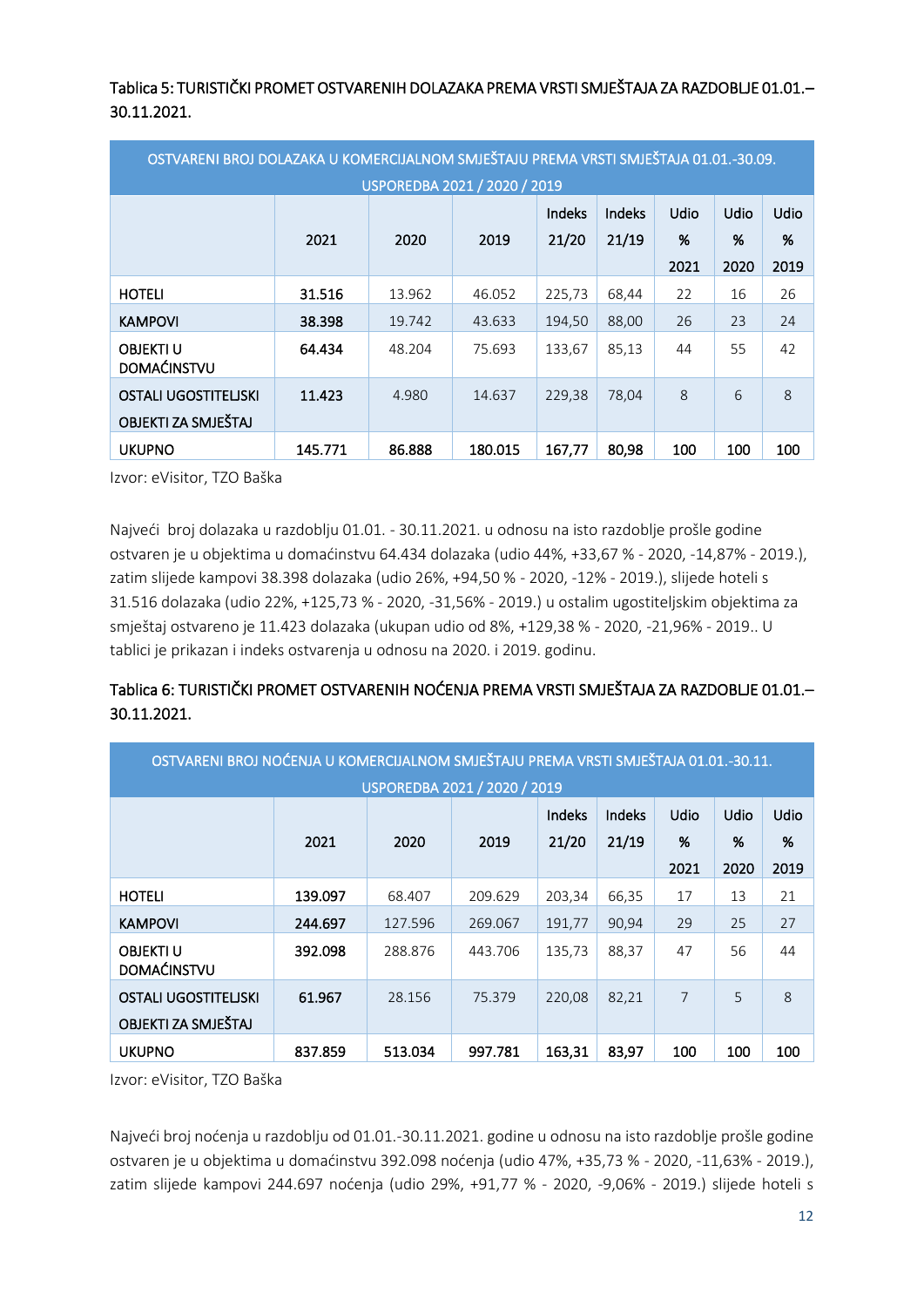Tablica 5: TURISTIČKI PROMET OSTVARENIH DOLAZAKA PREMA VRSTI SMJEŠTAJA ZA RAZDOBLJE 01.01.– 30.11.2021.

| OSTVARENI BROJ DOLAZAKA U KOMERCIJALNOM SMJEŠTAJU PREMA VRSTI SMJEŠTAJA 01.01.-30.09. USPOREDBA 2021 / 2020 / 2019 | | | | | | | | |
|---|---|---|---|---|---|---|---|---|
| | 2021 | 2020 | 2019 | Indeks 21/20 | Indeks 21/19 | Udio % 2021 | Udio % 2020 | Udio % 2019 |
| HOTELI | 31.516 | 13.962 | 46.052 | 225,73 | 68,44 | 22 | 16 | 26 |
| KAMPOVI | 38.398 | 19.742 | 43.633 | 194,50 | 88,00 | 26 | 23 | 24 |
| OBJEKTI U DOMAĆINSTVU | 64.434 | 48.204 | 75.693 | 133,67 | 85,13 | 44 | 55 | 42 |
| OSTALI UGOSTITELJSKI OBJEKTI ZA SMJEŠTAJ | 11.423 | 4.980 | 14.637 | 229,38 | 78,04 | 8 | 6 | 8 |
| UKUPNO | 145.771 | 86.888 | 180.015 | 167,77 | 80,98 | 100 | 100 | 100 |

Izvor: eVisitor, TZO Baška

Najveći broj dolazaka u razdoblju 01.01. - 30.11.2021. u odnosu na isto razdoblje prošle godine ostvaren je u objektima u domaćinstvu 64.434 dolazaka (udio 44%, +33,67 % - 2020, -14,87% - 2019.), zatim slijede kampovi 38.398 dolazaka (udio 26%, +94,50 % - 2020, -12% - 2019.), slijede hoteli s 31.516 dolazaka (udio 22%, +125,73 % - 2020, -31,56% - 2019.) u ostalim ugostiteljskim objektima za smještaj ostvareno je 11.423 dolazaka (ukupan udio od 8%, +129,38 % - 2020, -21,96% - 2019.. U tablici je prikazan i indeks ostvarenja u odnosu na 2020. i 2019. godinu.

Tablica 6: TURISTIČKI PROMET OSTVARENIH NOĆENJA PREMA VRSTI SMJEŠTAJA ZA RAZDOBLJE 01.01.– 30.11.2021.

| OSTVARENI BROJ NOĆENJA U KOMERCIJALNOM SMJEŠTAJU PREMA VRSTI SMJEŠTAJA 01.01.-30.11. USPOREDBA 2021 / 2020 / 2019 | | | | | | | | |
|---|---|---|---|---|---|---|---|---|
| | 2021 | 2020 | 2019 | Indeks 21/20 | Indeks 21/19 | Udio % 2021 | Udio % 2020 | Udio % 2019 |
| HOTELI | 139.097 | 68.407 | 209.629 | 203,34 | 66,35 | 17 | 13 | 21 |
| KAMPOVI | 244.697 | 127.596 | 269.067 | 191,77 | 90,94 | 29 | 25 | 27 |
| OBJEKTI U DOMAĆINSTVU | 392.098 | 288.876 | 443.706 | 135,73 | 88,37 | 47 | 56 | 44 |
| OSTALI UGOSTITELJSKI OBJEKTI ZA SMJEŠTAJ | 61.967 | 28.156 | 75.379 | 220,08 | 82,21 | 7 | 5 | 8 |
| UKUPNO | 837.859 | 513.034 | 997.781 | 163,31 | 83,97 | 100 | 100 | 100 |

Izvor: eVisitor, TZO Baška

Najveći broj noćenja u razdoblju od 01.01.-30.11.2021. godine u odnosu na isto razdoblje prošle godine ostvaren je u objektima u domaćinstvu 392.098 noćenja (udio 47%, +35,73 % - 2020, -11,63% - 2019.), zatim slijede kampovi 244.697 noćenja (udio 29%, +91,77 % - 2020, -9,06% - 2019.) slijede hoteli s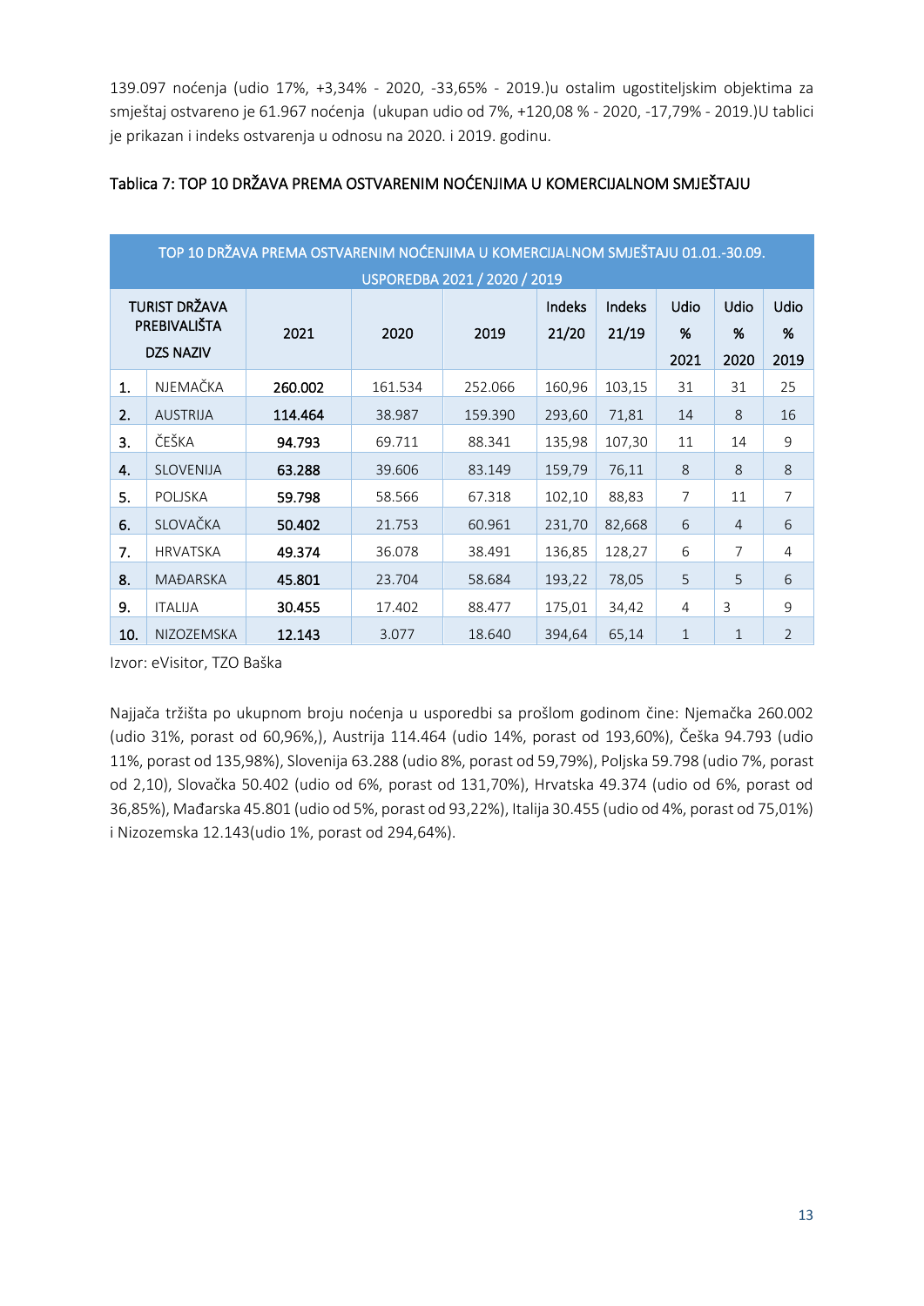139.097 noćenja (udio 17%, +3,34% - 2020, -33,65% - 2019.)u ostalim ugostiteljskim objektima za smještaj ostvareno je 61.967 noćenja (ukupan udio od 7%, +120,08 % - 2020, -17,79% - 2019.)U tablici je prikazan i indeks ostvarenja u odnosu na 2020. i 2019. godinu.

Tablica 7: TOP 10 DRŽAVA PREMA OSTVARENIM NOĆENJIMA U KOMERCIJALNOM SMJEŠTAJU

| TOP 10 DRŽAVA PREMA OSTVARENIM NOĆENJIMA U KOMERCIJALNOM SMJEŠTAJU 01.01.-30.09. USPOREDBA 2021 / 2020 / 2019 | | | | | | | | | | |
|---|---|---|---|---|---|---|---|---|---|---|
| TURIST DRŽAVA PREBIVALIŠTA DZS NAZIV | | 2021 | 2020 | 2019 | Indeks 21/20 | Indeks 21/19 | Udio % 2021 | Udio % 2020 | Udio % 2019 |
| **1.** | NJEMAČKA | **260.002** | 161.534 | 252.066 | 160,96 | 103,15 | 31 | 31 | 25 |
| **2.** | AUSTRIJA | **114.464** | 38.987 | 159.390 | 293,60 | 71,81 | 14 | 8 | 16 |
| **3.** | ČEŠKA | **94.793** | 69.711 | 88.341 | 135,98 | 107,30 | 11 | 14 | 9 |
| **4.** | SLOVENIJA | **63.288** | 39.606 | 83.149 | 159,79 | 76,11 | 8 | 8 | 8 |
| **5.** | POLJSKA | **59.798** | 58.566 | 67.318 | 102,10 | 88,83 | 7 | 11 | 7 |
| **6.** | SLOVAČKA | **50.402** | 21.753 | 60.961 | 231,70 | 82,668 | 6 | 4 | 6 |
| **7.** | HRVATSKA | **49.374** | 36.078 | 38.491 | 136,85 | 128,27 | 6 | 7 | 4 |
| **8.** | MAĐARSKA | **45.801** | 23.704 | 58.684 | 193,22 | 78,05 | 5 | 5 | 6 |
| **9.** | ITALIJA | **30.455** | 17.402 | 88.477 | 175,01 | 34,42 | 4 | 3 | 9 |
| **10.** | NIZOZEMSKA | **12.143** | 3.077 | 18.640 | 394,64 | 65,14 | 1 | 1 | 2 |

Izvor: eVisitor, TZO Baška

Najjača tržišta po ukupnom broju noćenja u usporedbi sa prošlom godinom čine: Njemačka 260.002 (udio 31%, porast od 60,96%,), Austrija 114.464 (udio 14%, porast od 193,60%), Češka 94.793 (udio 11%, porast od 135,98%), Slovenija 63.288 (udio 8%, porast od 59,79%), Poljska 59.798 (udio 7%, porast od 2,10), Slovačka 50.402 (udio od 6%, porast od 131,70%), Hrvatska 49.374 (udio od 6%, porast od 36,85%), Mađarska 45.801 (udio od 5%, porast od 93,22%), Italija 30.455 (udio od 4%, porast od 75,01%) i Nizozemska 12.143(udio 1%, porast od 294,64%).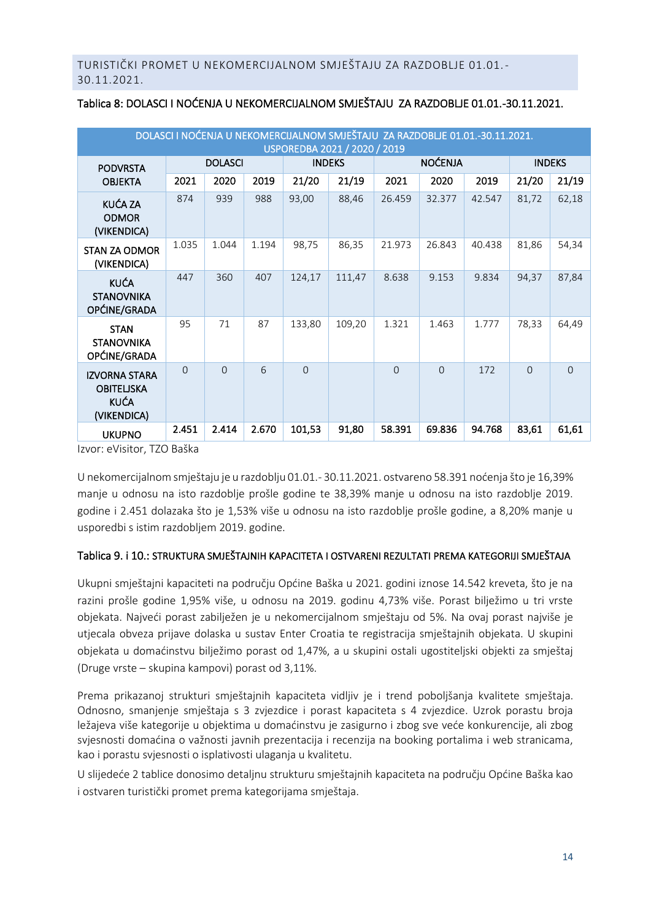## TURISTIČKI PROMET U NEKOMERCIJALNOM SMJEŠTAJU ZA RAZDOBLJE 01.01.-30.11.2021.

**Tablica 8: DOLASCI I NOĆENJA U NEKOMERCIJALNOM SMJEŠTAJU ZA RAZDOBLJE 01.01.-30.11.2021.**

| DOLASCI I NOĆENJA U NEKOMERCIJALNOM SMJEŠTAJU ZA RAZDOBLJE 01.01.-30.11.2021. USPOREDBA 2021 / 2020 / 2019 | | | | | | | | | | |
|---|---|---|---|---|---|---|---|---|---|---|
| PODVRSTA OBJEKTA | DOLASCI | | | INDEKS | | NOĆENJA | | | INDEKS | |
| | 2021 | 2020 | 2019 | 21/20 | 21/19 | 2021 | 2020 | 2019 | 21/20 | 21/19 |
| KUĆA ZA ODMOR (VIKENDICA) | 874 | 939 | 988 | 93,00 | 88,46 | 26.459 | 32.377 | 42.547 | 81,72 | 62,18 |
| STAN ZA ODMOR (VIKENDICA) | 1.035 | 1.044 | 1.194 | 98,75 | 86,35 | 21.973 | 26.843 | 40.438 | 81,86 | 54,34 |
| KUĆA STANOVNIKA OPĆINE/GRADA | 447 | 360 | 407 | 124,17 | 111,47 | 8.638 | 9.153 | 9.834 | 94,37 | 87,84 |
| STAN STANOVNIKA OPĆINE/GRADA | 95 | 71 | 87 | 133,80 | 109,20 | 1.321 | 1.463 | 1.777 | 78,33 | 64,49 |
| IZVORNA STARA OBITELJSKA KUĆA (VIKENDICA) | 0 | 0 | 6 | 0 | | 0 | 0 | 172 | 0 | 0 |
| **UKUPNO** | **2.451** | **2.414** | **2.670** | **101,53** | **91,80** | **58.391** | **69.836** | **94.768** | **83,61** | **61,61** |

Izvor: eVisitor, TZO Baška

U nekomercijalnom smještaju je u razdoblju 01.01.- 30.11.2021. ostvareno 58.391 noćenja što je 16,39% manje u odnosu na isto razdoblje prošle godine te 38,39% manje u odnosu na isto razdoblje 2019. godine i 2.451 dolazaka što je 1,53% više u odnosu na isto razdoblje prošle godine, a 8,20% manje u usporedbi s istim razdobljem 2019. godine.

**Tablica 9. i 10.: STRUKTURA SMJEŠTAJNIH KAPACITETA I OSTVARENI REZULTATI PREMA KATEGORIJI SMJEŠTAJA**

Ukupni smještajni kapaciteti na području Općine Baška u 2021. godini iznose 14.542 kreveta, što je na razini prošle godine 1,95% više, u odnosu na 2019. godinu 4,73% više. Porast bilježimo u tri vrste objekata. Najveći porast zabilježen je u nekomercijalnom smještaju od 5%. Na ovaj porast najviše je utjecala obveza prijave dolaska u sustav Enter Croatia te registracija smještajnih objekata. U skupini objekata u domaćinstvu bilježimo porast od 1,47%, a u skupini ostali ugostiteljski objekti za smještaj (Druge vrste – skupina kampovi) porast od 3,11%.

Prema prikazanoj strukturi smještajnih kapaciteta vidljiv je i trend poboljšanja kvalitete smještaja. Odnosno, smanjenje smještaja s 3 zvjezdice i porast kapaciteta s 4 zvjezdice. Uzrok porastu broja ležajeva više kategorije u objektima u domaćinstvu je zasigurno i zbog sve veće konkurencije, ali zbog svjesnosti domaćina o važnosti javnih prezentacija i recenzija na booking portalima i web stranicama, kao i porastu svjesnosti o isplativosti ulaganja u kvalitetu.

U slijedeće 2 tablice donosimo detaljnu strukturu smještajnih kapaciteta na području Općine Baška kao i ostvaren turistički promet prema kategorijama smještaja.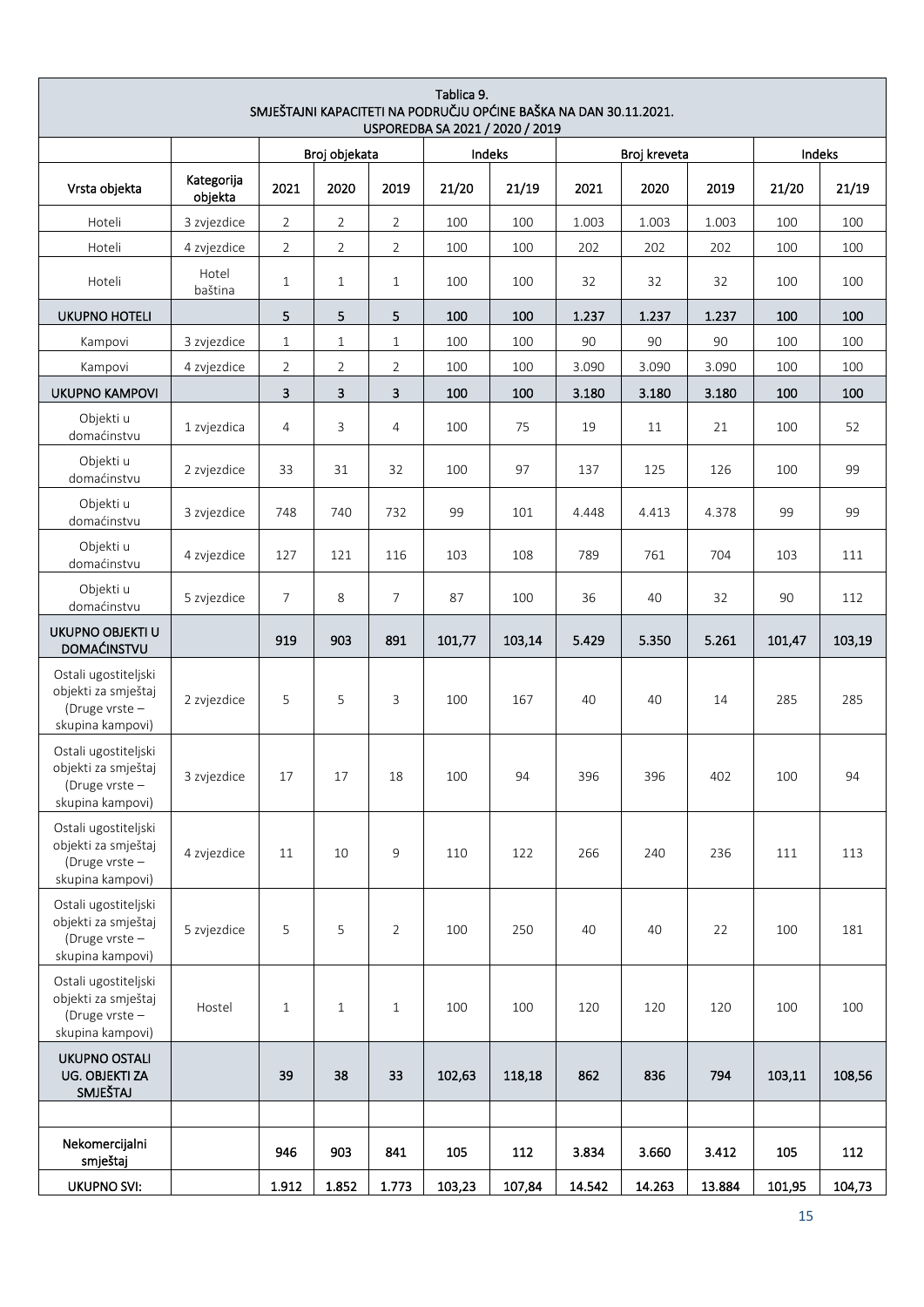| Tablica 9. SMJEŠTAJNI KAPACITETI NA PODRUČJU OPĆINE BAŠKA NA DAN 30.11.2021. USPOREDBA SA 2021 / 2020 / 2019 | | | | | | | | | | | |
|---|---|---|---|---|---|---|---|---|---|---|---|
| | | Broj objekata | | | Indeks | | Broj kreveta | | | Indeks | |
| Vrsta objekta | Kategorija objekta | 2021 | 2020 | 2019 | 21/20 | 21/19 | 2021 | 2020 | 2019 | 21/20 | 21/19 |
| Hoteli | 3 zvjezdice | 2 | 2 | 2 | 100 | 100 | 1.003 | 1.003 | 1.003 | 100 | 100 |
| Hoteli | 4 zvjezdice | 2 | 2 | 2 | 100 | 100 | 202 | 202 | 202 | 100 | 100 |
| Hoteli | Hotel baština | 1 | 1 | 1 | 100 | 100 | 32 | 32 | 32 | 100 | 100 |
| **UKUPNO HOTELI** | | **5** | **5** | **5** | **100** | **100** | **1.237** | **1.237** | **1.237** | **100** | **100** |
| Kampovi | 3 zvjezdice | 1 | 1 | 1 | 100 | 100 | 90 | 90 | 90 | 100 | 100 |
| Kampovi | 4 zvjezdice | 2 | 2 | 2 | 100 | 100 | 3.090 | 3.090 | 3.090 | 100 | 100 |
| **UKUPNO KAMPOVI** | | **3** | **3** | **3** | **100** | **100** | **3.180** | **3.180** | **3.180** | **100** | **100** |
| Objekti u domaćinstvu | 1 zvjezdica | 4 | 3 | 4 | 100 | 75 | 19 | 11 | 21 | 100 | 52 |
| Objekti u domaćinstvu | 2 zvjezdice | 33 | 31 | 32 | 100 | 97 | 137 | 125 | 126 | 100 | 99 |
| Objekti u domaćinstvu | 3 zvjezdice | 748 | 740 | 732 | 99 | 101 | 4.448 | 4.413 | 4.378 | 99 | 99 |
| Objekti u domaćinstvu | 4 zvjezdice | 127 | 121 | 116 | 103 | 108 | 789 | 761 | 704 | 103 | 111 |
| Objekti u domaćinstvu | 5 zvjezdice | 7 | 8 | 7 | 87 | 100 | 36 | 40 | 32 | 90 | 112 |
| **UKUPNO OBJEKTI U DOMAĆINSTVU** | | **919** | **903** | **891** | **101,77** | **103,14** | **5.429** | **5.350** | **5.261** | **101,47** | **103,19** |
| Ostali ugostiteljski objekti za smještaj (Druge vrste – skupina kampovi) | 2 zvjezdice | 5 | 5 | 3 | 100 | 167 | 40 | 40 | 14 | 285 | 285 |
| Ostali ugostiteljski objekti za smještaj (Druge vrste – skupina kampovi) | 3 zvjezdice | 17 | 17 | 18 | 100 | 94 | 396 | 396 | 402 | 100 | 94 |
| Ostali ugostiteljski objekti za smještaj (Druge vrste – skupina kampovi) | 4 zvjezdice | 11 | 10 | 9 | 110 | 122 | 266 | 240 | 236 | 111 | 113 |
| Ostali ugostiteljski objekti za smještaj (Druge vrste – skupina kampovi) | 5 zvjezdice | 5 | 5 | 2 | 100 | 250 | 40 | 40 | 22 | 100 | 181 |
| Ostali ugostiteljski objekti za smještaj (Druge vrste – skupina kampovi) | Hostel | 1 | 1 | 1 | 100 | 100 | 120 | 120 | 120 | 100 | 100 |
| **UKUPNO OSTALI UG. OBJEKTI ZA SMJEŠTAJ** | | **39** | **38** | **33** | **102,63** | **118,18** | **862** | **836** | **794** | **103,11** | **108,56** |
| | | | | | | | | | | | |
| **Nekomercijalni smještaj** | | **946** | **903** | **841** | **105** | **112** | **3.834** | **3.660** | **3.412** | **105** | **112** |
| **UKUPNO SVI:** | | **1.912** | **1.852** | **1.773** | **103,23** | **107,84** | **14.542** | **14.263** | **13.884** | **101,95** | **104,73** |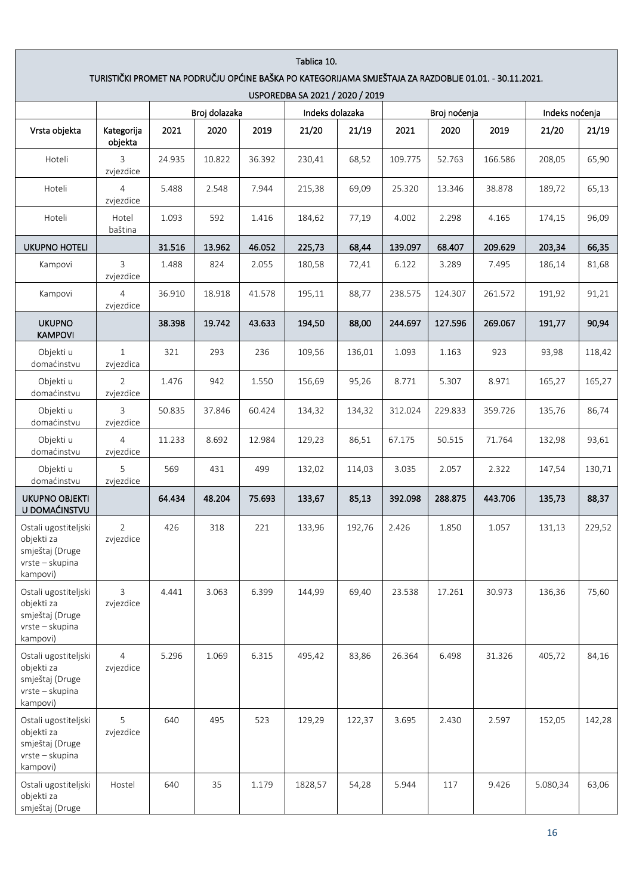| Tablica 10. TURISTIČKI PROMET NA PODRUČJU OPĆINE BAŠKA PO KATEGORIJAMA SMJEŠTAJA ZA RAZDOBLJE 01.01. - 30.11.2021. USPOREDBA SA 2021 / 2020 / 2019 | | | | | | | | | | | |
|---|---|---|---|---|---|---|---|---|---|---|---|
| | | Broj dolazaka | | | Indeks dolazaka | | Broj noćenja | | | Indeks noćenja | |
| Vrsta objekta | Kategorija objekta | 2021 | 2020 | 2019 | 21/20 | 21/19 | 2021 | 2020 | 2019 | 21/20 | 21/19 |
| Hoteli | 3 zvjezdice | 24.935 | 10.822 | 36.392 | 230,41 | 68,52 | 109.775 | 52.763 | 166.586 | 208,05 | 65,90 |
| Hoteli | 4 zvjezdice | 5.488 | 2.548 | 7.944 | 215,38 | 69,09 | 25.320 | 13.346 | 38.878 | 189,72 | 65,13 |
| Hoteli | Hotel baština | 1.093 | 592 | 1.416 | 184,62 | 77,19 | 4.002 | 2.298 | 4.165 | 174,15 | 96,09 |
| **UKUPNO HOTELI** | | **31.516** | **13.962** | **46.052** | **225,73** | **68,44** | **139.097** | **68.407** | **209.629** | **203,34** | **66,35** |
| Kampovi | 3 zvjezdice | 1.488 | 824 | 2.055 | 180,58 | 72,41 | 6.122 | 3.289 | 7.495 | 186,14 | 81,68 |
| Kampovi | 4 zvjezdice | 36.910 | 18.918 | 41.578 | 195,11 | 88,77 | 238.575 | 124.307 | 261.572 | 191,92 | 91,21 |
| **UKUPNO KAMPOVI** | | **38.398** | **19.742** | **43.633** | **194,50** | **88,00** | **244.697** | **127.596** | **269.067** | **191,77** | **90,94** |
| Objekti u domaćinstvu | 1 zvjezdica | 321 | 293 | 236 | 109,56 | 136,01 | 1.093 | 1.163 | 923 | 93,98 | 118,42 |
| Objekti u domaćinstvu | 2 zvjezdice | 1.476 | 942 | 1.550 | 156,69 | 95,26 | 8.771 | 5.307 | 8.971 | 165,27 | 165,27 |
| Objekti u domaćinstvu | 3 zvjezdice | 50.835 | 37.846 | 60.424 | 134,32 | 134,32 | 312.024 | 229.833 | 359.726 | 135,76 | 86,74 |
| Objekti u domaćinstvu | 4 zvjezdice | 11.233 | 8.692 | 12.984 | 129,23 | 86,51 | 67.175 | 50.515 | 71.764 | 132,98 | 93,61 |
| Objekti u domaćinstvu | 5 zvjezdice | 569 | 431 | 499 | 132,02 | 114,03 | 3.035 | 2.057 | 2.322 | 147,54 | 130,71 |
| **UKUPNO OBJEKTI U DOMAĆINSTVU** | | **64.434** | **48.204** | **75.693** | **133,67** | **85,13** | **392.098** | **288.875** | **443.706** | **135,73** | **88,37** |
| Ostali ugostiteljski objekti za smještaj (Druge vrste – skupina kampovi) | 2 zvjezdice | 426 | 318 | 221 | 133,96 | 192,76 | 2.426 | 1.850 | 1.057 | 131,13 | 229,52 |
| Ostali ugostiteljski objekti za smještaj (Druge vrste – skupina kampovi) | 3 zvjezdice | 4.441 | 3.063 | 6.399 | 144,99 | 69,40 | 23.538 | 17.261 | 30.973 | 136,36 | 75,60 |
| Ostali ugostiteljski objekti za smještaj (Druge vrste – skupina kampovi) | 4 zvjezdice | 5.296 | 1.069 | 6.315 | 495,42 | 83,86 | 26.364 | 6.498 | 31.326 | 405,72 | 84,16 |
| Ostali ugostiteljski objekti za smještaj (Druge vrste – skupina kampovi) | 5 zvjezdice | 640 | 495 | 523 | 129,29 | 122,37 | 3.695 | 2.430 | 2.597 | 152,05 | 142,28 |
| Ostali ugostiteljski objekti za smještaj (Druge | Hostel | 640 | 35 | 1.179 | 1828,57 | 54,28 | 5.944 | 117 | 9.426 | 5.080,34 | 63,06 |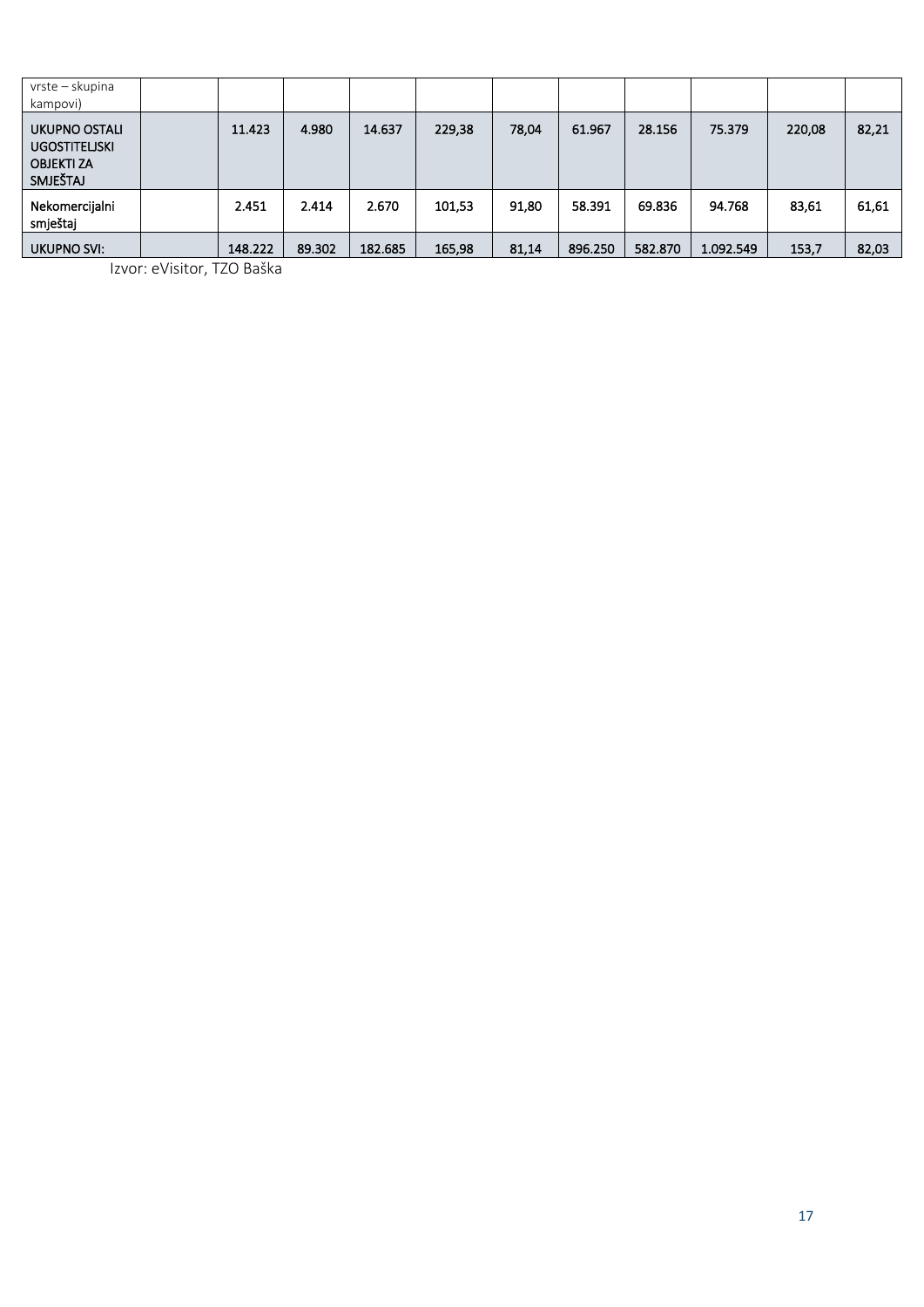| | | | | | | | | | | | |
|---|---|---|---|---|---|---|---|---|---|---|---|
| vrste – skupina kampovi) | | | | | | | | | | | |
| **UKUPNO OSTALI UGOSTITELJSKI OBJEKTI ZA SMJEŠTAJ** | | **11.423** | **4.980** | **14.637** | **229,38** | **78,04** | **61.967** | **28.156** | **75.379** | **220,08** | **82,21** |
| **Nekomercijalni smještaj** | | **2.451** | **2.414** | **2.670** | **101,53** | **91,80** | **58.391** | **69.836** | **94.768** | **83,61** | **61,61** |
| **UKUPNO SVI:** | | **148.222** | **89.302** | **182.685** | **165,98** | **81,14** | **896.250** | **582.870** | **1.092.549** | **153,7** | **82,03** |

Izvor: eVisitor, TZO Baška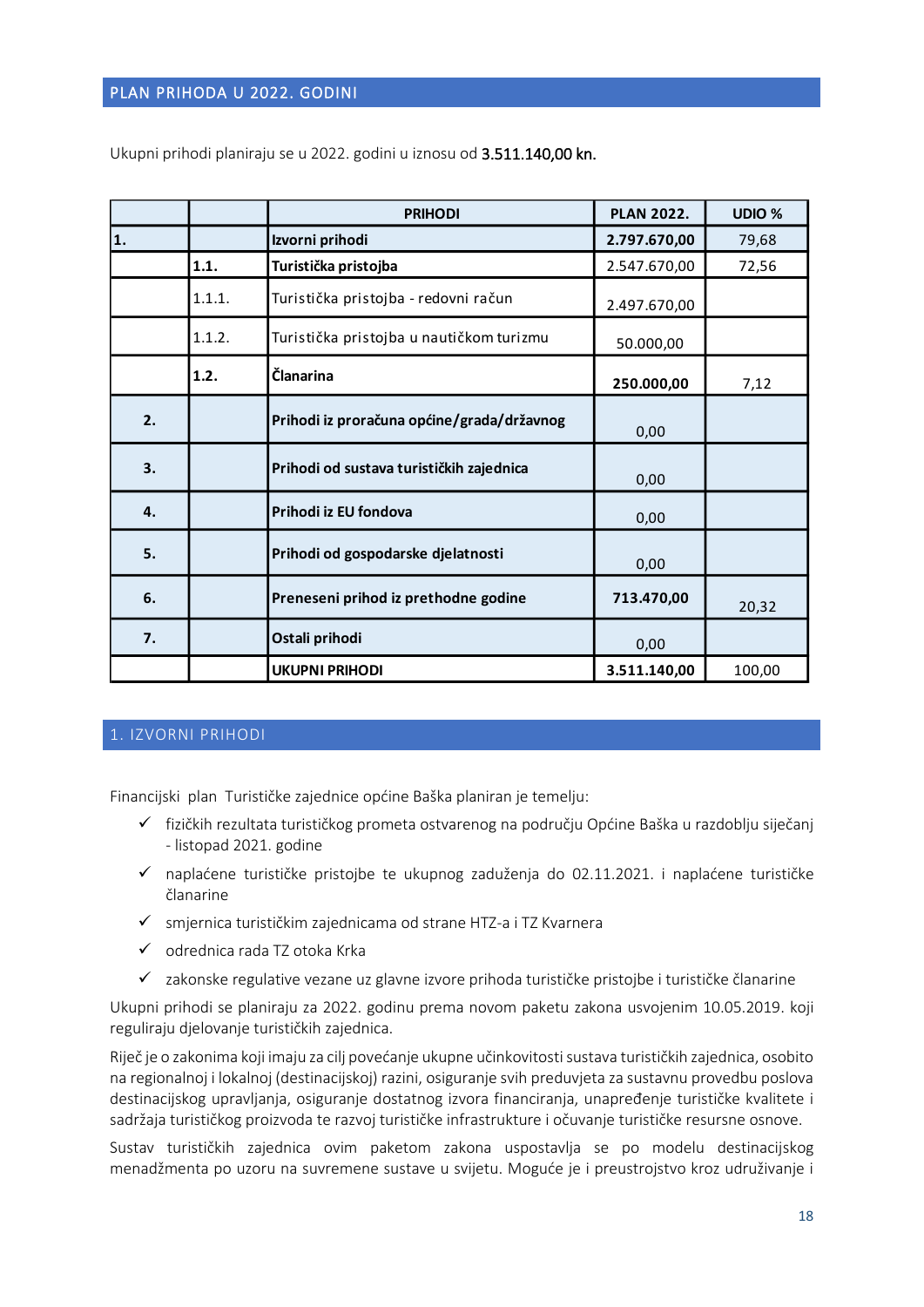## PLAN PRIHODA U 2022. GODINI

Ukupni prihodi planiraju se u 2022. godini u iznosu od 3.511.140,00 kn.

| | | PRIHODI | PLAN 2022. | UDIO % |
|---|---|---|---|---|
| **1.** | | **Izvorni prihodi** | **2.797.670,00** | 79,68 |
| | **1.1.** | **Turistička pristojba** | 2.547.670,00 | 72,56 |
| | 1.1.1. | Turistička pristojba - redovni račun | 2.497.670,00 | |
| | 1.1.2. | Turistička pristojba u nautičkom turizmu | 50.000,00 | |
| | **1.2.** | **Članarina** | **250.000,00** | 7,12 |
| **2.** | | **Prihodi iz proračuna općine/grada/državnog** | 0,00 | |
| **3.** | | **Prihodi od sustava turističkih zajednica** | 0,00 | |
| **4.** | | **Prihodi iz EU fondova** | 0,00 | |
| **5.** | | **Prihodi od gospodarske djelatnosti** | 0,00 | |
| **6.** | | **Preneseni prihod iz prethodne godine** | **713.470,00** | 20,32 |
| **7.** | | **Ostali prihodi** | 0,00 | |
| | | **UKUPNI PRIHODI** | **3.511.140,00** | 100,00 |

## 1. IZVORNI PRIHODI

Financijski plan Turističke zajednice općine Baška planiran je temelju:

- ✓ fizičkih rezultata turističkog prometa ostvarenog na području Općine Baška u razdoblju siječanj - listopad 2021. godine
- ✓ naplaćene turističke pristojbe te ukupnog zaduženja do 02.11.2021. i naplaćene turističke članarine
- ✓ smjernica turističkim zajednicama od strane HTZ-a i TZ Kvarnera
- ✓ odrednica rada TZ otoka Krka
- ✓ zakonske regulative vezane uz glavne izvore prihoda turističke pristojbe i turističke članarine

Ukupni prihodi se planiraju za 2022. godinu prema novom paketu zakona usvojenim 10.05.2019. koji reguliraju djelovanje turističkih zajednica.

Riječ je o zakonima koji imaju za cilj povećanje ukupne učinkovitosti sustava turističkih zajednica, osobito na regionalnoj i lokalnoj (destinacijskoj) razini, osiguranje svih preduvjeta za sustavnu provedbu poslova destinacijskog upravljanja, osiguranje dostatnog izvora financiranja, unapređenje turističke kvalitete i sadržaja turističkog proizvoda te razvoj turističke infrastrukture i očuvanje turističke resursne osnove.

Sustav turističkih zajednica ovim paketom zakona uspostavlja se po modelu destinacijskog menadžmenta po uzoru na suvremene sustave u svijetu. Moguće je i preustrojstvo kroz udruživanje i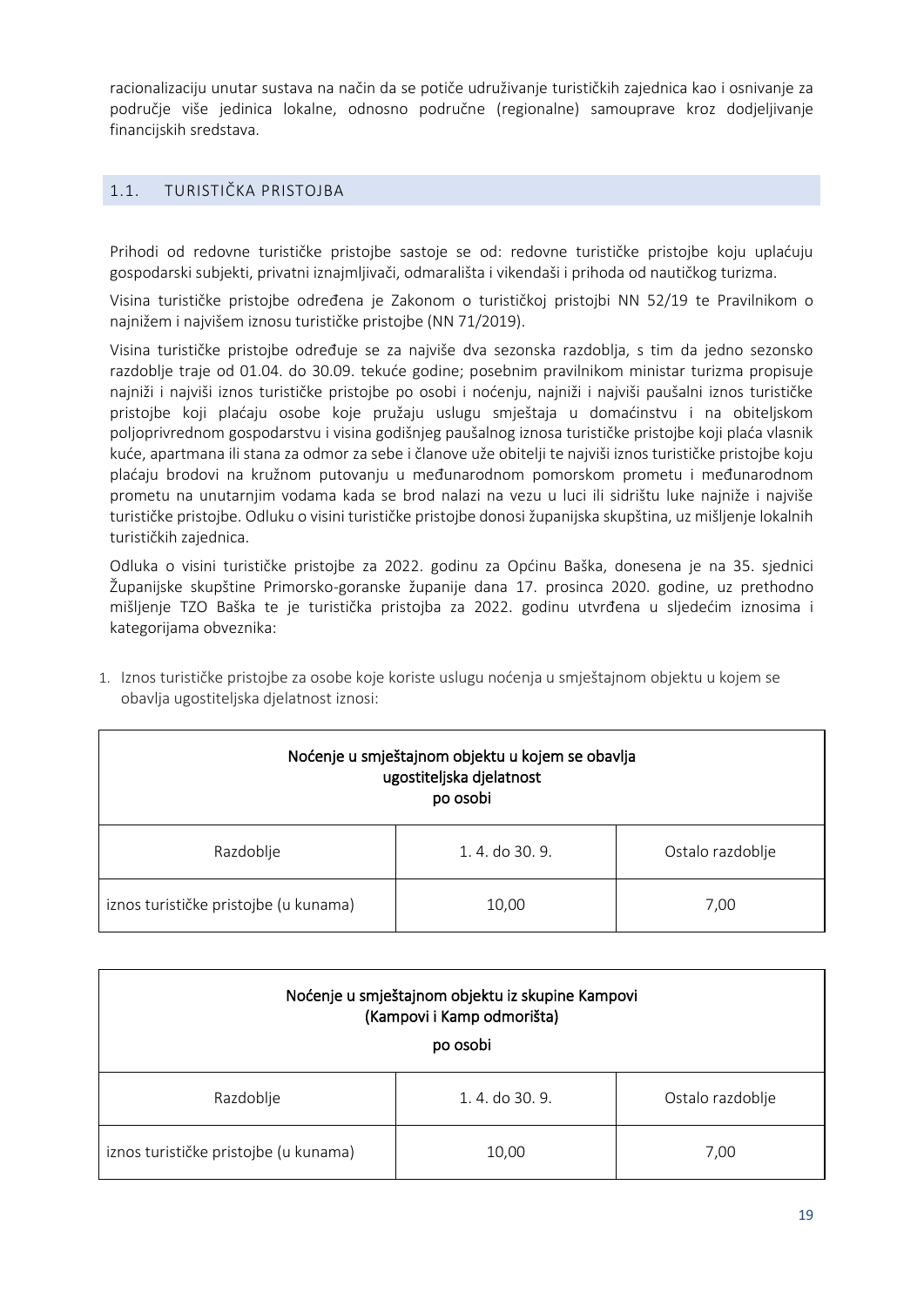racionalizaciju unutar sustava na način da se potiče udruživanje turističkih zajednica kao i osnivanje za područje više jedinica lokalne, odnosno područne (regionalne) samouprave kroz dodjeljivanje financijskih sredstava.

## 1.1. TURISTIČKA PRISTOJBA

Prihodi od redovne turističke pristojbe sastoje se od: redovne turističke pristojbe koju uplaćuju gospodarski subjekti, privatni iznajmljivači, odmarališta i vikendaši i prihoda od nautičkog turizma.

Visina turističke pristojbe određena je Zakonom o turističkoj pristojbi NN 52/19 te Pravilnikom o najnižem i najvišem iznosu turističke pristojbe (NN 71/2019).

Visina turističke pristojbe određuje se za najviše dva sezonska razdoblja, s tim da jedno sezonsko razdoblje traje od 01.04. do 30.09. tekuće godine; posebnim pravilnikom ministar turizma propisuje najniži i najviši iznos turističke pristojbe po osobi i noćenju, najniži i najviši paušalni iznos turističke pristojbe koji plaćaju osobe koje pružaju uslugu smještaja u domaćinstvu i na obiteljskom poljoprivrednom gospodarstvu i visina godišnjeg paušalnog iznosa turističke pristojbe koji plaća vlasnik kuće, apartmana ili stana za odmor za sebe i članove uže obitelji te najviši iznos turističke pristojbe koju plaćaju brodovi na kružnom putovanju u međunarodnom pomorskom prometu i međunarodnom prometu na unutarnjim vodama kada se brod nalazi na vezu u luci ili sidrištu luke najniže i najviše turističke pristojbe. Odluku o visini turističke pristojbe donosi županijska skupština, uz mišljenje lokalnih turističkih zajednica.

Odluka o visini turističke pristojbe za 2022. godinu za Općinu Baška, donesena je na 35. sjednici Županijske skupštine Primorsko-goranske županije dana 17. prosinca 2020. godine, uz prethodno mišljenje TZO Baška te je turistička pristojba za 2022. godinu utvrđena u sljedećim iznosima i kategorijama obveznika:

1. Iznos turističke pristojbe za osobe koje koriste uslugu noćenja u smještajnom objektu u kojem se obavlja ugostiteljska djelatnost iznosi:

| Noćenje u smještajnom objektu u kojem se obavlja ugostiteljska djelatnost po osobi | | |
|---|---|---|
| Razdoblje | 1. 4. do 30. 9. | Ostalo razdoblje |
| iznos turističke pristojbe (u kunama) | 10,00 | 7,00 |

| Noćenje u smještajnom objektu iz skupine Kampovi (Kampovi i Kamp odmorišta) po osobi | | |
|---|---|---|
| Razdoblje | 1. 4. do 30. 9. | Ostalo razdoblje |
| iznos turističke pristojbe (u kunama) | 10,00 | 7,00 |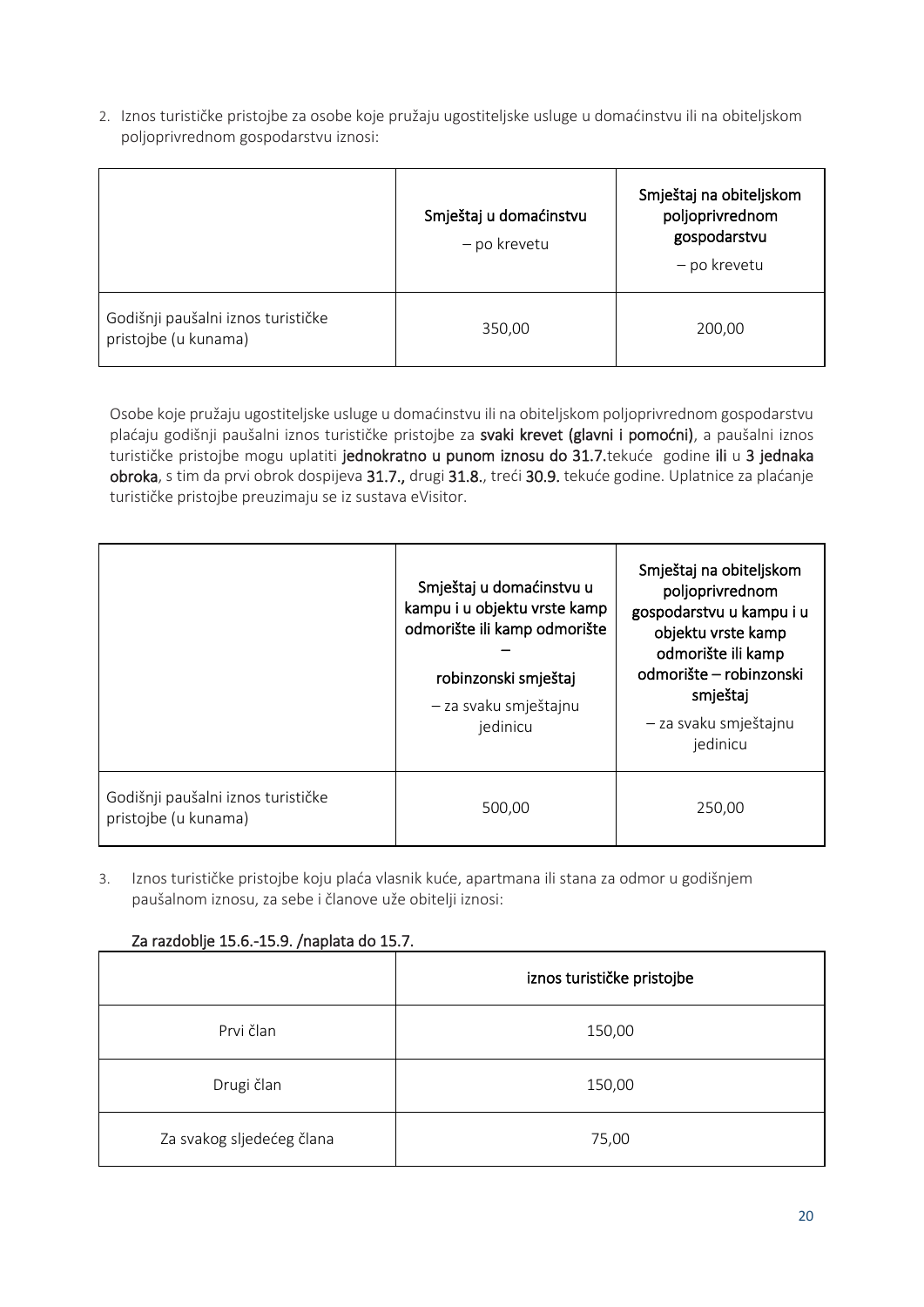2. Iznos turističke pristojbe za osobe koje pružaju ugostiteljske usluge u domaćinstvu ili na obiteljskom poljoprivrednom gospodarstvu iznosi:

| | **Smještaj u domaćinstvu** – po krevetu | **Smještaj na obiteljskom poljoprivrednom gospodarstvu** – po krevetu |
|---|---|---|
| Godišnji paušalni iznos turističke pristojbe (u kunama) | 350,00 | 200,00 |

Osobe koje pružaju ugostiteljske usluge u domaćinstvu ili na obiteljskom poljoprivrednom gospodarstvu plaćaju godišnji paušalni iznos turističke pristojbe za **svaki krevet (glavni i pomoćni)**, a paušalni iznos turističke pristojbe mogu uplatiti **jednokratno u punom iznosu do 31.7.**tekuće godine **ili** u **3 jednaka obroka**, s tim da prvi obrok dospijeva **31.7.,** drugi **31.8.**, treći **30.9.** tekuće godine. Uplatnice za plaćanje turističke pristojbe preuzimaju se iz sustava eVisitor.

| | **Smještaj u domaćinstvu u kampu i u objektu vrste kamp odmorište ili kamp odmorište – robinzonski smještaj** – za svaku smještajnu jedinicu | **Smještaj na obiteljskom poljoprivrednom gospodarstvu u kampu i u objektu vrste kamp odmorište ili kamp odmorište – robinzonski smještaj** – za svaku smještajnu jedinicu |
|---|---|---|
| Godišnji paušalni iznos turističke pristojbe (u kunama) | 500,00 | 250,00 |

3. Iznos turističke pristojbe koju plaća vlasnik kuće, apartmana ili stana za odmor u godišnjem paušalnom iznosu, za sebe i članove uže obitelji iznosi:

**Za razdoblje 15.6.-15.9. /naplata do 15.7.**

| | **iznos turističke pristojbe** |
|---|---|
| Prvi član | 150,00 |
| Drugi član | 150,00 |
| Za svakog sljedećeg člana | 75,00 |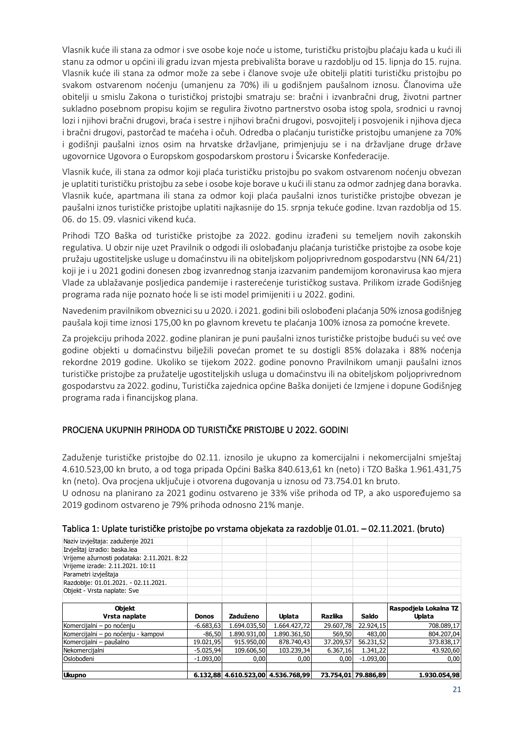Vlasnik kuće ili stana za odmor i sve osobe koje noće u istome, turističku pristojbu plaćaju kada u kući ili stanu za odmor u općini ili gradu izvan mjesta prebivališta borave u razdoblju od 15. lipnja do 15. rujna. Vlasnik kuće ili stana za odmor može za sebe i članove svoje uže obitelji platiti turističku pristojbu po svakom ostvarenom noćenju (umanjenu za 70%) ili u godišnjem paušalnom iznosu. Članovima uže obitelji u smislu Zakona o turističkoj pristojbi smatraju se: bračni i izvanbračni drug, životni partner sukladno posebnom propisu kojim se regulira životno partnerstvo osoba istog spola, srodnici u ravnoj lozi i njihovi bračni drugovi, braća i sestre i njihovi bračni drugovi, posvojitelj i posvojenik i njihova djeca i bračni drugovi, pastorčad te maćeha i očuh. Odredba o plaćanju turističke pristojbu umanjene za 70% i godišnji paušalni iznos osim na hrvatske državljane, primjenjuju se i na državljane druge države ugovornice Ugovora o Europskom gospodarskom prostoru i Švicarske Konfederacije.

Vlasnik kuće, ili stana za odmor koji plaća turističku pristojbu po svakom ostvarenom noćenju obvezan je uplatiti turističku pristojbu za sebe i osobe koje borave u kući ili stanu za odmor zadnjeg dana boravka. Vlasnik kuće, apartmana ili stana za odmor koji plaća paušalni iznos turističke pristojbe obvezan je paušalni iznos turističke pristojbe uplatiti najkasnije do 15. srpnja tekuće godine. Izvan razdoblja od 15. 06. do 15. 09. vlasnici vikend kuća.

Prihodi TZO Baška od turističke pristojbe za 2022. godinu izrađeni su temeljem novih zakonskih regulativa. U obzir nije uzet Pravilnik o odgodi ili oslobađanju plaćanja turističke pristojbe za osobe koje pružaju ugostiteljske usluge u domaćinstvu ili na obiteljskom poljoprivrednom gospodarstvu (NN 64/21) koji je i u 2021 godini donesen zbog izvanrednog stanja izazvanim pandemijom koronavirusa kao mjera Vlade za ublažavanje posljedica pandemije i rasterećenje turističkog sustava. Prilikom izrade Godišnjeg programa rada nije poznato hoće li se isti model primijeniti i u 2022. godini.

Navedenim pravilnikom obveznici su u 2020. i 2021. godini bili oslobođeni plaćanja 50% iznosa godišnjeg paušala koji time iznosi 175,00 kn po glavnom krevetu te plaćanja 100% iznosa za pomoćne krevete.

Za projekciju prihoda 2022. godine planiran je puni paušalni iznos turističke pristojbe budući su već ove godine objekti u domaćinstvu bilježili povećan promet te su dostigli 85% dolazaka i 88% noćenja rekordne 2019 godine. Ukoliko se tijekom 2022. godine ponovno Pravilnikom umanji paušalni iznos turističke pristojbe za pružatelje ugostiteljskih usluga u domaćinstvu ili na obiteljskom poljoprivrednom gospodarstvu za 2022. godinu, Turistička zajednica općine Baška donijeti će Izmjene i dopune Godišnjeg programa rada i financijskog plana.

## PROCJENA UKUPNIH PRIHODA OD TURISTIČKE PRISTOJBE U 2022. GODINI

Zaduženje turističke pristojbe do 02.11. iznosilo je ukupno za komercijalni i nekomercijalni smještaj 4.610.523,00 kn bruto, a od toga pripada Općini Baška 840.613,61 kn (neto) i TZO Baška 1.961.431,75 kn (neto). Ova procjena uključuje i otvorena dugovanja u iznosu od 73.754.01 kn bruto.
U odnosu na planirano za 2021 godinu ostvareno je 33% više prihoda od TP, a ako uspoređujemo sa 2019 godinom ostvareno je 79% prihoda odnosno 21% manje.

### Tablica 1: Uplate turističke pristojbe po vrstama objekata za razdoblje 01.01. – 02.11.2021. (bruto)

Naziv izvještaja: zaduženje 2021
Izvještaj izradio: baska.lea
Vrijeme ažurnosti podataka: 2.11.2021. 8:22
Vrijeme izrade: 2.11.2021. 10:11
Parametri izvještaja
Razdoblje: 01.01.2021. - 02.11.2021.
Objekt - Vrsta naplate: Sve

| Objekt Vrsta naplate | Donos | Zaduženo | Uplata | Razlika | Saldo | Raspodjela Lokalna TZ Uplata |
|---|---|---|---|---|---|---|
| Komercijalni – po noćenju | -6.683,63 | 1.694.035,50 | 1.664.427,72 | 29.607,78 | 22.924,15 | 708.089,17 |
| Komercijalni – po noćenju - kampovi | -86,50 | 1.890.931,00 | 1.890.361,50 | 569,50 | 483,00 | 804.207,04 |
| Komercijalni – paušalno | 19.021,95 | 915.950,00 | 878.740,43 | 37.209,57 | 56.231,52 | 373.838,17 |
| Nekomercijalni | -5.025,94 | 109.606,50 | 103.239,34 | 6.367,16 | 1.341,22 | 43.920,60 |
| Oslobođeni | -1.093,00 | 0,00 | 0,00 | 0,00 | -1.093,00 | 0,00 |
| **Ukupno** | **6.132,88** | **4.610.523,00** | **4.536.768,99** | **73.754,01** | **79.886,89** | **1.930.054,98** |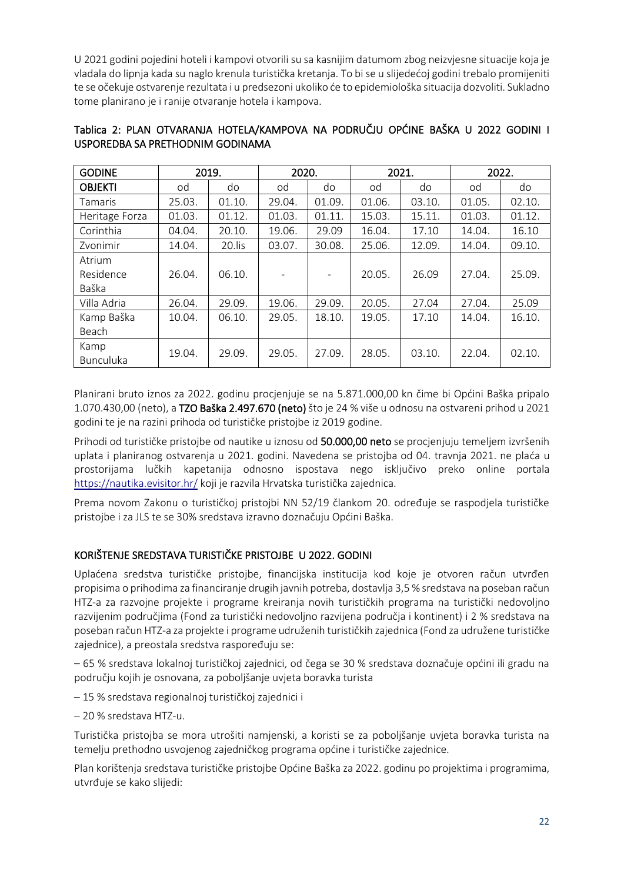U 2021 godini pojedini hoteli i kampovi otvorili su sa kasnijim datumom zbog neizvjesne situacije koja je vladala do lipnja kada su naglo krenula turistička kretanja. To bi se u slijedećoj godini trebalo promijeniti te se očekuje ostvarenje rezultata i u predsezoni ukoliko će to epidemiološka situacija dozvoliti. Sukladno tome planirano je i ranije otvaranje hotela i kampova.

**Tablica 2: PLAN OTVARANJA HOTELA/KAMPOVA NA PODRUČJU OPĆINE BAŠKA U 2022 GODINI I USPOREDBA SA PRETHODNIM GODINAMA**

| GODINE | 2019. | | 2020. | | 2021. | | 2022. | |
|---|---|---|---|---|---|---|---|---|
| OBJEKTI | od | do | od | do | od | do | od | do |
| Tamaris | 25.03. | 01.10. | 29.04. | 01.09. | 01.06. | 03.10. | 01.05. | 02.10. |
| Heritage Forza | 01.03. | 01.12. | 01.03. | 01.11. | 15.03. | 15.11. | 01.03. | 01.12. |
| Corinthia | 04.04. | 20.10. | 19.06. | 29.09 | 16.04. | 17.10 | 14.04. | 16.10 |
| Zvonimir | 14.04. | 20.lis | 03.07. | 30.08. | 25.06. | 12.09. | 14.04. | 09.10. |
| Atrium Residence Baška | 26.04. | 06.10. | - | - | 20.05. | 26.09 | 27.04. | 25.09. |
| Villa Adria | 26.04. | 29.09. | 19.06. | 29.09. | 20.05. | 27.04 | 27.04. | 25.09 |
| Kamp Baška Beach | 10.04. | 06.10. | 29.05. | 18.10. | 19.05. | 17.10 | 14.04. | 16.10. |
| Kamp Bunculuka | 19.04. | 29.09. | 29.05. | 27.09. | 28.05. | 03.10. | 22.04. | 02.10. |

Planirani bruto iznos za 2022. godinu procjenjuje se na 5.871.000,00 kn čime bi Općini Baška pripalo 1.070.430,00 (neto), a **TZO Baška 2.497.670 (neto)** što je 24 % više u odnosu na ostvareni prihod u 2021 godini te je na razini prihoda od turističke pristojbe iz 2019 godine.

Prihodi od turističke pristojbe od nautike u iznosu od **50.000,00 neto** se procjenjuju temeljem izvršenih uplata i planiranog ostvarenja u 2021. godini. Navedena se pristojba od 04. travnja 2021. ne plaća u prostorijama lučkih kapetanija odnosno ispostava nego isključivo preko online portala https://nautika.evisitor.hr/ koji je razvila Hrvatska turistička zajednica.

Prema novom Zakonu o turističkoj pristojbi NN 52/19 člankom 20. određuje se raspodjela turističke pristojbe i za JLS te se 30% sredstava izravno doznačuju Općini Baška.

## KORIŠTENJE SREDSTAVA TURISTIČKE PRISTOJBE U 2022. GODINI

Uplaćena sredstva turističke pristojbe, financijska institucija kod koje je otvoren račun utvrđen propisima o prihodima za financiranje drugih javnih potreba, dostavlja 3,5 % sredstava na poseban račun HTZ-a za razvojne projekte i programe kreiranja novih turističkih programa na turistički nedovoljno razvijenim područjima (Fond za turistički nedovoljno razvijena područja i kontinent) i 2 % sredstava na poseban račun HTZ-a za projekte i programe udruženih turističkih zajednica (Fond za udružene turističke zajednice), a preostala sredstva raspoređuju se:

– 65 % sredstava lokalnoj turističkoj zajednici, od čega se 30 % sredstava doznačuje općini ili gradu na području kojih je osnovana, za poboljšanje uvjeta boravka turista

– 15 % sredstava regionalnoj turističkoj zajednici i

– 20 % sredstava HTZ-u.

Turistička pristojba se mora utrošiti namjenski, a koristi se za poboljšanje uvjeta boravka turista na temelju prethodno usvojenog zajedničkog programa općine i turističke zajednice.

Plan korištenja sredstava turističke pristojbe Općine Baška za 2022. godinu po projektima i programima, utvrđuje se kako slijedi: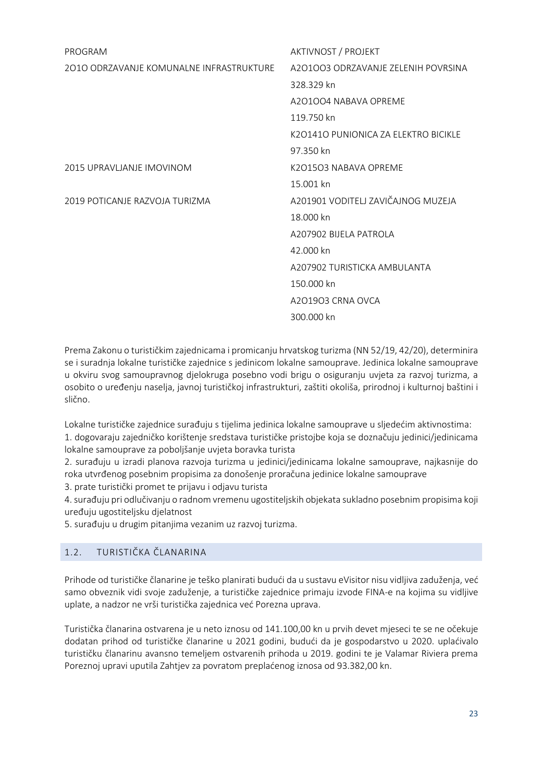| PROGRAM | AKTIVNOST / PROJEKT |
|---|---|
| 2O1O ODRZAVANJE KOMUNALNE INFRASTRUKTURE | A2O1OO3 ODRZAVANJE ZELENIH POVRSINA |
| | 328.329 kn |
| | A2O1OO4 NABAVA OPREME |
| | 119.750 kn |
| | K2O141O PUNIONICA ZA ELEKTRO BICIKLE |
| | 97.350 kn |
| 2015 UPRAVLJANJE IMOVINOM | K2O15O3 NABAVA OPREME |
| | 15.001 kn |
| 2019 POTICANJE RAZVOJA TURIZMA | A201901 VODITELJ ZAVIČAJNOG MUZEJA |
| | 18.000 kn |
| | A207902 BIJELA PATROLA |
| | 42.000 kn |
| | A207902 TURISTICKA AMBULANTA |
| | 150.000 kn |
| | A2O19O3 CRNA OVCA |
| | 300.000 kn |

Prema Zakonu o turističkim zajednicama i promicanju hrvatskog turizma (NN 52/19, 42/20), determinira se i suradnja lokalne turističke zajednice s jedinicom lokalne samouprave. Jedinica lokalne samouprave u okviru svog samoupravnog djelokruga posebno vodi brigu o osiguranju uvjeta za razvoj turizma, a osobito o uređenju naselja, javnoj turističkoj infrastrukturi, zaštiti okoliša, prirodnoj i kulturnoj baštini i slično.

Lokalne turističke zajednice surađuju s tijelima jedinica lokalne samouprave u sljedećim aktivnostima:
1. dogovaraju zajedničko korištenje sredstava turističke pristojbe koja se doznačuju jedinici/jedinicama lokalne samouprave za poboljšanje uvjeta boravka turista
2. surađuju u izradi planova razvoja turizma u jedinici/jedinicama lokalne samouprave, najkasnije do roka utvrđenog posebnim propisima za donošenje proračuna jedinice lokalne samouprave
3. prate turistički promet te prijavu i odjavu turista
4. surađuju pri odlučivanju o radnom vremenu ugostiteljskih objekata sukladno posebnim propisima koji uređuju ugostiteljsku djelatnost
5. surađuju u drugim pitanjima vezanim uz razvoj turizma.

## 1.2. TURISTIČKA ČLANARINA

Prihode od turističke članarine je teško planirati budući da u sustavu eVisitor nisu vidljiva zaduženja, već samo obveznik vidi svoje zaduženje, a turističke zajednice primaju izvode FINA-e na kojima su vidljive uplate, a nadzor ne vrši turistička zajednica već Porezna uprava.

Turistička članarina ostvarena je u neto iznosu od 141.100,00 kn u prvih devet mjeseci te se ne očekuje dodatan prihod od turističke članarine u 2021 godini, budući da je gospodarstvo u 2020. uplaćivalo turističku članarinu avansno temeljem ostvarenih prihoda u 2019. godini te je Valamar Riviera prema Poreznoj upravi uputila Zahtjev za povratom preplaćenog iznosa od 93.382,00 kn.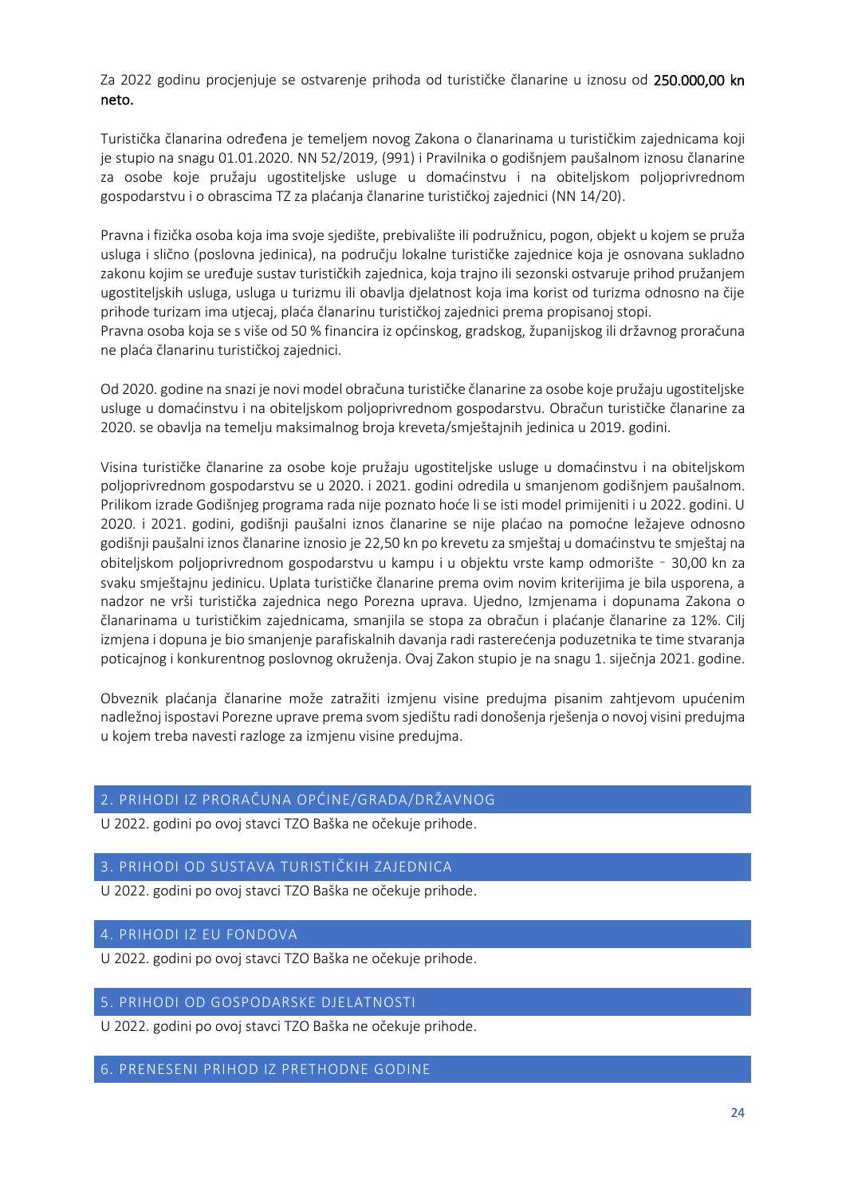Za 2022 godinu procjenjuje se ostvarenje prihoda od turističke članarine u iznosu od **250.000,00 kn neto.**

Turistička članarina određena je temeljem novog Zakona o članarinama u turističkim zajednicama koji je stupio na snagu 01.01.2020. NN 52/2019, (991) i Pravilnika o godišnjem paušalnom iznosu članarine za osobe koje pružaju ugostiteljske usluge u domaćinstvu i na obiteljskom poljoprivrednom gospodarstvu i o obrascima TZ za plaćanja članarine turističkoj zajednici (NN 14/20).

Pravna i fizička osoba koja ima svoje sjedište, prebivalište ili podružnicu, pogon, objekt u kojem se pruža usluga i slično (poslovna jedinica), na području lokalne turističke zajednice koja je osnovana sukladno zakonu kojim se uređuje sustav turističkih zajednica, koja trajno ili sezonski ostvaruje prihod pružanjem ugostiteljskih usluga, usluga u turizmu ili obavlja djelatnost koja ima korist od turizma odnosno na čije prihode turizam ima utjecaj, plaća članarinu turističkoj zajednici prema propisanoj stopi.
Pravna osoba koja se s više od 50 % financira iz općinskog, gradskog, županijskog ili državnog proračuna ne plaća članarinu turističkoj zajednici.

Od 2020. godine na snazi je novi model obračuna turističke članarine za osobe koje pružaju ugostiteljske usluge u domaćinstvu i na obiteljskom poljoprivrednom gospodarstvu. Obračun turističke članarine za 2020. se obavlja na temelju maksimalnog broja kreveta/smještajnih jedinica u 2019. godini.

Visina turističke članarine za osobe koje pružaju ugostiteljske usluge u domaćinstvu i na obiteljskom poljoprivrednom gospodarstvu se u 2020. i 2021. godini odredila u smanjenom godišnjem paušalnom. Prilikom izrade Godišnjeg programa rada nije poznato hoće li se isti model primijeniti i u 2022. godini. U 2020. i 2021. godini, godišnji paušalni iznos članarine se nije plaćao na pomoćne ležajeve odnosno godišnji paušalni iznos članarine iznosio je 22,50 kn po krevetu za smještaj u domaćinstvu te smještaj na obiteljskom poljoprivrednom gospodarstvu u kampu i u objektu vrste kamp odmorište - 30,00 kn za svaku smještajnu jedinicu. Uplata turističke članarine prema ovim novim kriterijima je bila usporena, a nadzor ne vrši turistička zajednica nego Porezna uprava. Ujedno, Izmjenama i dopunama Zakona o članarinama u turističkim zajednicama, smanjila se stopa za obračun i plaćanje članarine za 12%. Cilj izmjena i dopuna je bio smanjenje parafiskalnih davanja radi rasterećenja poduzetnika te time stvaranja poticajnog i konkurentnog poslovnog okruženja. Ovaj Zakon stupio je na snagu 1. siječnja 2021. godine.

Obveznik plaćanja članarine može zatražiti izmjenu visine predujma pisanim zahtjevom upućenim nadležnoj ispostavi Porezne uprave prema svom sjedištu radi donošenja rješenja o novoj visini predujma u kojem treba navesti razloge za izmjenu visine predujma.

## 2. PRIHODI IZ PRORAČUNA OPĆINE/GRADA/DRŽAVNOG

U 2022. godini po ovoj stavci TZO Baška ne očekuje prihode.

## 3. PRIHODI OD SUSTAVA TURISTIČKIH ZAJEDNICA

U 2022. godini po ovoj stavci TZO Baška ne očekuje prihode.

## 4. PRIHODI IZ EU FONDOVA

U 2022. godini po ovoj stavci TZO Baška ne očekuje prihode.

## 5. PRIHODI OD GOSPODARSKE DJELATNOSTI

U 2022. godini po ovoj stavci TZO Baška ne očekuje prihode.

## 6. PRENESENI PRIHOD IZ PRETHODNE GODINE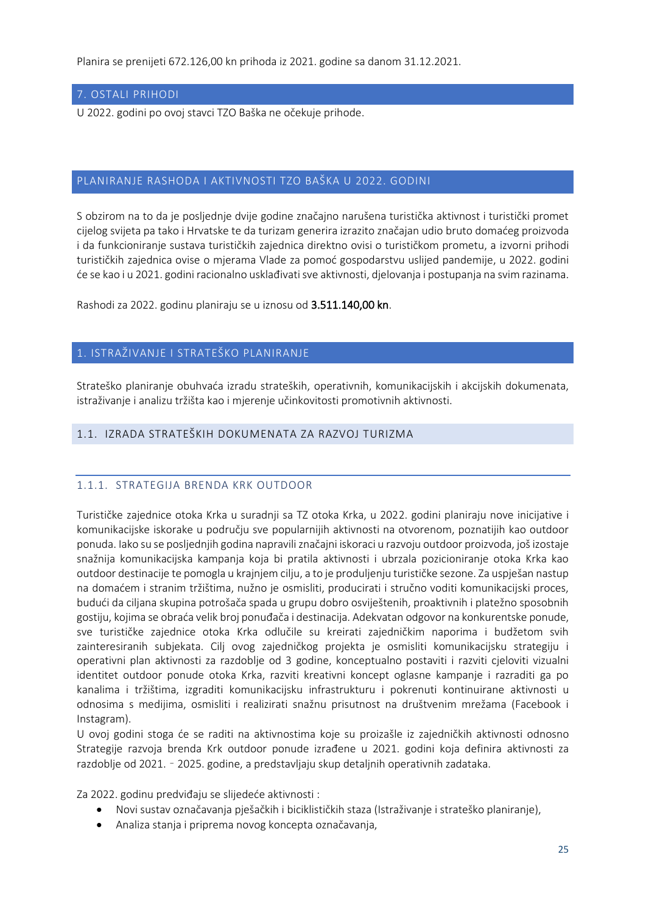Planira se prenijeti 672.126,00 kn prihoda iz 2021. godine sa danom 31.12.2021.

## 7. OSTALI PRIHODI

U 2022. godini po ovoj stavci TZO Baška ne očekuje prihode.

# PLANIRANJE RASHODA I AKTIVNOSTI TZO BAŠKA U 2022. GODINI

S obzirom na to da je posljednje dvije godine značajno narušena turistička aktivnost i turistički promet cijelog svijeta pa tako i Hrvatske te da turizam generira izrazito značajan udio bruto domaćeg proizvoda i da funkcioniranje sustava turističkih zajednica direktno ovisi o turističkom prometu, a izvorni prihodi turističkih zajednica ovise o mjerama Vlade za pomoć gospodarstvu uslijed pandemije, u 2022. godini će se kao i u 2021. godini racionalno usklađivati sve aktivnosti, djelovanja i postupanja na svim razinama.

Rashodi za 2022. godinu planiraju se u iznosu od **3.511.140,00 kn**.

## 1. ISTRAŽIVANJE I STRATEŠKO PLANIRANJE

Strateško planiranje obuhvaća izradu strateških, operativnih, komunikacijskih i akcijskih dokumenata, istraživanje i analizu tržišta kao i mjerenje učinkovitosti promotivnih aktivnosti.

### 1.1. IZRADA STRATEŠKIH DOKUMENATA ZA RAZVOJ TURIZMA

#### 1.1.1. STRATEGIJA BRENDA KRK OUTDOOR

Turističke zajednice otoka Krka u suradnji sa TZ otoka Krka, u 2022. godini planiraju nove inicijative i komunikacijske iskorake u području sve popularnijih aktivnosti na otvorenom, poznatijih kao outdoor ponuda. Iako su se posljednjih godina napravili značajni iskoraci u razvoju outdoor proizvoda, još izostaje snažnija komunikacijska kampanja koja bi pratila aktivnosti i ubrzala pozicioniranje otoka Krka kao outdoor destinacije te pomogla u krajnjem cilju, a to je produljenju turističke sezone. Za uspješan nastup na domaćem i stranim tržištima, nužno je osmisliti, producirati i stručno voditi komunikacijski proces, budući da ciljana skupina potrošača spada u grupu dobro osviještenih, proaktivnih i platežno sposobnih gostiju, kojima se obraća velik broj ponuđača i destinacija. Adekvatan odgovor na konkurentske ponude, sve turističke zajednice otoka Krka odlučile su kreirati zajedničkim naporima i budžetom svih zainteresiranih subjekata. Cilj ovog zajedničkog projekta je osmisliti komunikacijsku strategiju i operativni plan aktivnosti za razdoblje od 3 godine, konceptualno postaviti i razviti cjeloviti vizualni identitet outdoor ponude otoka Krka, razviti kreativni koncept oglasne kampanje i razraditi ga po kanalima i tržištima, izgraditi komunikacijsku infrastrukturu i pokrenuti kontinuirane aktivnosti u odnosima s medijima, osmisliti i realizirati snažnu prisutnost na društvenim mrežama (Facebook i Instagram).
U ovoj godini stoga će se raditi na aktivnostima koje su proizašle iz zajedničkih aktivnosti odnosno Strategije razvoja brenda Krk outdoor ponude izrađene u 2021. godini koja definira aktivnosti za razdoblje od 2021. ‐ 2025. godine, a predstavljaju skup detaljnih operativnih zadataka.

Za 2022. godinu predviđaju se slijedeće aktivnosti :

- Novi sustav označavanja pješačkih i biciklističkih staza (Istraživanje i strateško planiranje),
- Analiza stanja i priprema novog koncepta označavanja,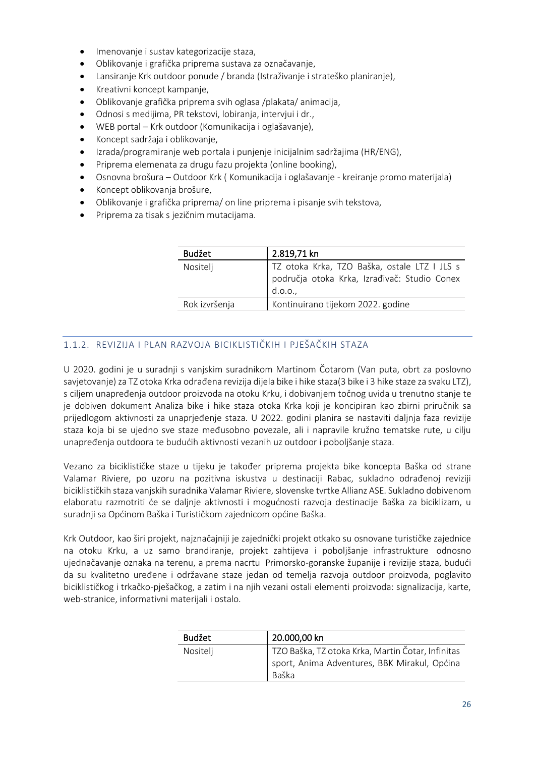- Imenovanje i sustav kategorizacije staza,
- Oblikovanje i grafička priprema sustava za označavanje,
- Lansiranje Krk outdoor ponude / branda (Istraživanje i strateško planiranje),
- Kreativni koncept kampanje,
- Oblikovanje grafička priprema svih oglasa /plakata/ animacija,
- Odnosi s medijima, PR tekstovi, lobiranja, intervjui i dr.,
- WEB portal – Krk outdoor (Komunikacija i oglašavanje),
- Koncept sadržaja i oblikovanje,
- Izrada/programiranje web portala i punjenje inicijalnim sadržajima (HR/ENG),
- Priprema elemenata za drugu fazu projekta (online booking),
- Osnovna brošura – Outdoor Krk ( Komunikacija i oglašavanje - kreiranje promo materijala)
- Koncept oblikovanja brošure,
- Oblikovanje i grafička priprema/ on line priprema i pisanje svih tekstova,
- Priprema za tisak s jezičnim mutacijama.

| Budžet | 2.819,71 kn |
|---|---|
| Nositelj | TZ otoka Krka, TZO Baška, ostale LTZ I JLS s područja otoka Krka, Izrađivač: Studio Conex d.o.o., |
| Rok izvršenja | Kontinuirano tijekom 2022. godine |

### 1.1.2. REVIZIJA I PLAN RAZVOJA BICIKLISTIČKIH I PJEŠAČKIH STAZA

U 2020. godini je u suradnji s vanjskim suradnikom Martinom Čotarom (Van puta, obrt za poslovno savjetovanje) za TZ otoka Krka odrađena revizija dijela bike i hike staza(3 bike i 3 hike staze za svaku LTZ), s ciljem unapređenja outdoor proizvoda na otoku Krku, i dobivanjem točnog uvida u trenutno stanje te je dobiven dokument Analiza bike i hike staza otoka Krka koji je koncipiran kao zbirni priručnik sa prijedlogom aktivnosti za unaprjeđenje staza. U 2022. godini planira se nastaviti daljnja faza revizije staza koja bi se ujedno sve staze međusobno povezale, ali i napravile kružno tematske rute, u cilju unapređenja outdoora te budućih aktivnosti vezanih uz outdoor i poboljšanje staza.

Vezano za biciklističke staze u tijeku je također priprema projekta bike koncepta Baška od strane Valamar Riviere, po uzoru na pozitivna iskustva u destinaciji Rabac, sukladno odrađenoj reviziji biciklističkih staza vanjskih suradnika Valamar Riviere, slovenske tvrtke Allianz ASE. Sukladno dobivenom elaboratu razmotriti će se daljnje aktivnosti i mogućnosti razvoja destinacije Baška za biciklizam, u suradnji sa Općinom Baška i Turističkom zajednicom općine Baška.

Krk Outdoor, kao širi projekt, najznačajniji je zajednički projekt otkako su osnovane turističke zajednice na otoku Krku, a uz samo brandiranje, projekt zahtijeva i poboljšanje infrastrukture odnosno ujednačavanje oznaka na terenu, a prema nacrtu Primorsko-goranske županije i revizije staza, budući da su kvalitetno uređene i održavane staze jedan od temelja razvoja outdoor proizvoda, poglavito biciklističkog i trkačko-pješačkog, a zatim i na njih vezani ostali elementi proizvoda: signalizacija, karte, web-stranice, informativni materijali i ostalo.

| Budžet | 20.000,00 kn |
|---|---|
| Nositelj | TZO Baška, TZ otoka Krka, Martin Čotar, Infinitas sport, Anima Adventures, BBK Mirakul, Općina Baška |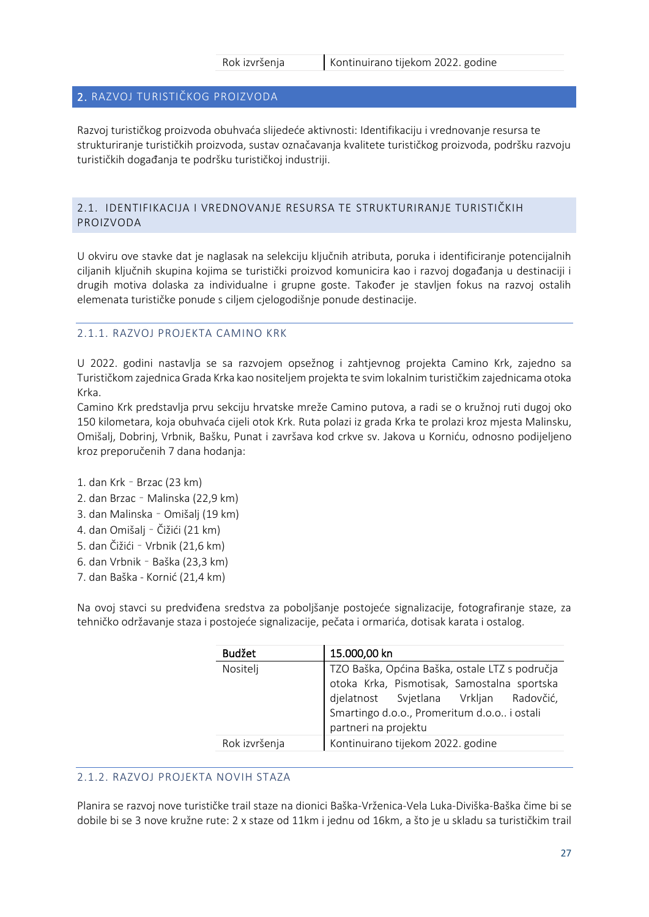| Rok izvršenja | Kontinuirano tijekom 2022. godine |
|---|---|

## 2. RAZVOJ TURISTIČKOG PROIZVODA

Razvoj turističkog proizvoda obuhvaća slijedeće aktivnosti: Identifikaciju i vrednovanje resursa te strukturiranje turističkih proizvoda, sustav označavanja kvalitete turističkog proizvoda, podršku razvoju turističkih događanja te podršku turističkoj industriji.

### 2.1. IDENTIFIKACIJA I VREDNOVANJE RESURSA TE STRUKTURIRANJE TURISTIČKIH PROIZVODA

U okviru ove stavke dat je naglasak na selekciju ključnih atributa, poruka i identificiranje potencijalnih ciljanih ključnih skupina kojima se turistički proizvod komunicira kao i razvoj događanja u destinaciji i drugih motiva dolaska za individualne i grupne goste. Također je stavljen fokus na razvoj ostalih elemenata turističke ponude s ciljem cjelogodišnje ponude destinacije.

#### 2.1.1. RAZVOJ PROJEKTA CAMINO KRK

U 2022. godini nastavlja se sa razvojem opsežnog i zahtjevnog projekta Camino Krk, zajedno sa Turističkom zajednica Grada Krka kao nositeljem projekta te svim lokalnim turističkim zajednicama otoka Krka.

Camino Krk predstavlja prvu sekciju hrvatske mreže Camino putova, a radi se o kružnoj ruti dugoj oko 150 kilometara, koja obuhvaća cijeli otok Krk. Ruta polazi iz grada Krka te prolazi kroz mjesta Malinsku, Omišalj, Dobrinj, Vrbnik, Bašku, Punat i završava kod crkve sv. Jakova u Korniću, odnosno podijeljeno kroz preporučenih 7 dana hodanja:

1. dan Krk – Brzac (23 km)
2. dan Brzac – Malinska (22,9 km)
3. dan Malinska – Omišalj (19 km)
4. dan Omišalj – Čižići (21 km)
5. dan Čižići – Vrbnik (21,6 km)
6. dan Vrbnik – Baška (23,3 km)
7. dan Baška - Kornić (21,4 km)

Na ovoj stavci su predviđena sredstva za poboljšanje postojeće signalizacije, fotografiranje staze, za tehničko održavanje staza i postojeće signalizacije, pečata i ormarića, dotisak karata i ostalog.

| **Budžet** | **15.000,00 kn** |
|---|---|
| Nositelj | TZO Baška, Općina Baška, ostale LTZ s područja otoka Krka, Pismotisak, Samostalna sportska djelatnost Svjetlana Vrkljan Radovčić, Smartingo d.o.o., Promeritum d.o.o.. i ostali partneri na projektu |
| Rok izvršenja | Kontinuirano tijekom 2022. godine |

#### 2.1.2. RAZVOJ PROJEKTA NOVIH STAZA

Planira se razvoj nove turističke trail staze na dionici Baška-Vrženica-Vela Luka-Diviška-Baška čime bi se dobile bi se 3 nove kružne rute: 2 x staze od 11km i jednu od 16km, a što je u skladu sa turističkim trail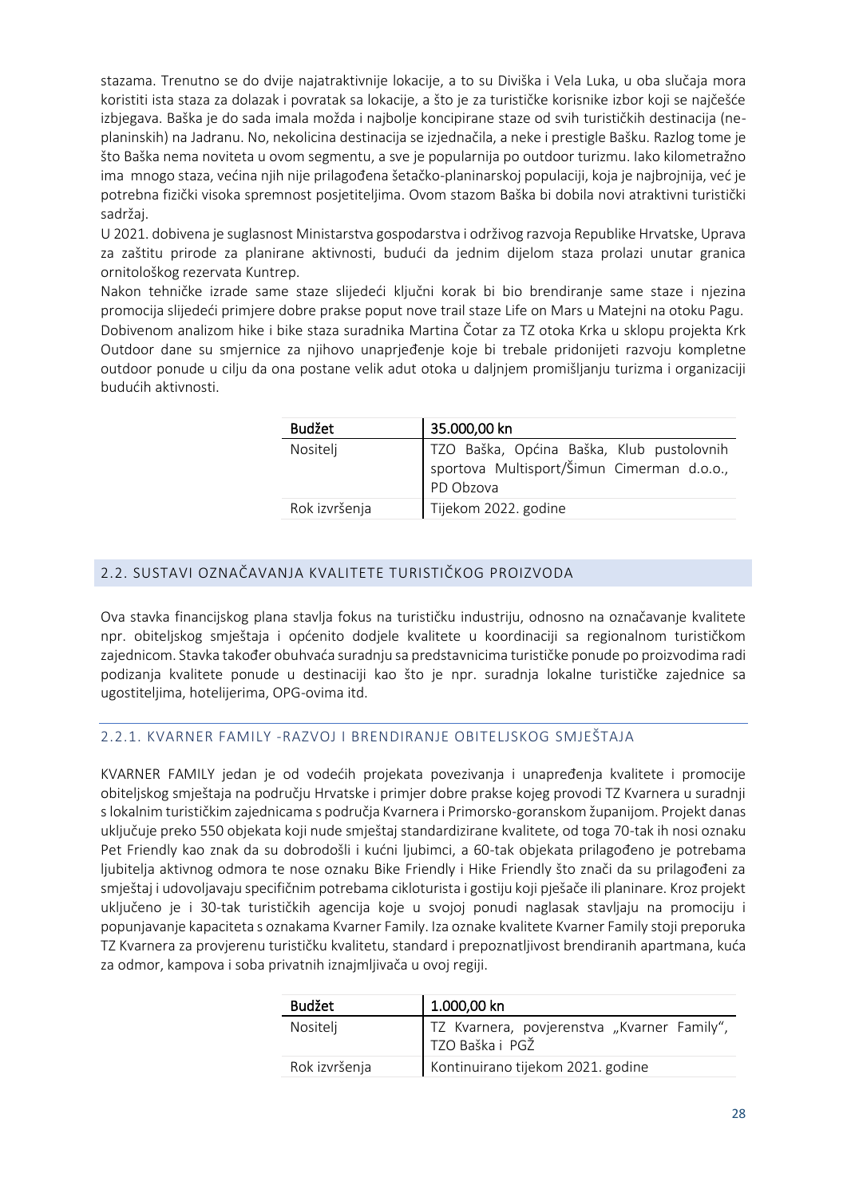stazama. Trenutno se do dvije najatraktivnije lokacije, a to su Diviška i Vela Luka, u oba slučaja mora koristiti ista staza za dolazak i povratak sa lokacije, a što je za turističke korisnike izbor koji se najčešće izbjegava. Baška je do sada imala možda i najbolje koncipirane staze od svih turističkih destinacija (ne-planinskih) na Jadranu. No, nekolicina destinacija se izjednačila, a neke i prestigle Bašku. Razlog tome je što Baška nema noviteta u ovom segmentu, a sve je popularnija po outdoor turizmu. Iako kilometražno ima mnogo staza, većina njih nije prilagođena šetačko-planinarskoj populaciji, koja je najbrojnija, već je potrebna fizički visoka spremnost posjetiteljima. Ovom stazom Baška bi dobila novi atraktivni turistički sadržaj.

U 2021. dobivena je suglasnost Ministarstva gospodarstva i održivog razvoja Republike Hrvatske, Uprava za zaštitu prirode za planirane aktivnosti, budući da jednim dijelom staza prolazi unutar granica ornitološkog rezervata Kuntrep.

Nakon tehničke izrade same staze slijedeći ključni korak bi bio brendiranje same staze i njezina promocija slijedeći primjere dobre prakse poput nove trail staze Life on Mars u Matejni na otoku Pagu.

Dobivenom analizom hike i bike staza suradnika Martina Čotar za TZ otoka Krka u sklopu projekta Krk Outdoor dane su smjernice za njihovo unaprjeđenje koje bi trebale pridonijeti razvoju kompletne outdoor ponude u cilju da ona postane velik adut otoka u daljnjem promišljanju turizma i organizaciji budućih aktivnosti.

| Budžet | 35.000,00 kn |
|---|---|
| Nositelj | TZO Baška, Općina Baška, Klub pustolovnih sportova Multisport/Šimun Cimerman d.o.o., PD Obzova |
| Rok izvršenja | Tijekom 2022. godine |

## 2.2. SUSTAVI OZNAČAVANJA KVALITETE TURISTIČKOG PROIZVODA

Ova stavka financijskog plana stavlja fokus na turističku industriju, odnosno na označavanje kvalitete npr. obiteljskog smještaja i općenito dodjele kvalitete u koordinaciji sa regionalnom turističkom zajednicom. Stavka također obuhvaća suradnju sa predstavnicima turističke ponude po proizvodima radi podizanja kvalitete ponude u destinaciji kao što je npr. suradnja lokalne turističke zajednice sa ugostiteljima, hotelijerima, OPG-ovima itd.

### 2.2.1. KVARNER FAMILY -RAZVOJ I BRENDIRANJE OBITELJSKOG SMJEŠTAJA

KVARNER FAMILY jedan je od vodećih projekata povezivanja i unapređenja kvalitete i promocije obiteljskog smještaja na području Hrvatske i primjer dobre prakse kojeg provodi TZ Kvarnera u suradnji s lokalnim turističkim zajednicama s područja Kvarnera i Primorsko-goranskom županijom. Projekt danas uključuje preko 550 objekata koji nude smještaj standardizirane kvalitete, od toga 70-tak ih nosi oznaku Pet Friendly kao znak da su dobrodošli i kućni ljubimci, a 60-tak objekata prilagođeno je potrebama ljubitelja aktivnog odmora te nose oznaku Bike Friendly i Hike Friendly što znači da su prilagođeni za smještaj i udovoljavaju specifičnim potrebama cikloturista i gostiju koji pješače ili planinare. Kroz projekt uključeno je i 30-tak turističkih agencija koje u svojoj ponudi naglasak stavljaju na promociju i popunjavanje kapaciteta s oznakama Kvarner Family. Iza oznake kvalitete Kvarner Family stoji preporuka TZ Kvarnera za provjerenu turističku kvalitetu, standard i prepoznatljivost brendiranih apartmana, kuća za odmor, kampova i soba privatnih iznajmljivača u ovoj regiji.

| Budžet | 1.000,00 kn |
|---|---|
| Nositelj | TZ Kvarnera, povjerenstva „Kvarner Family", TZO Baška i PGŽ |
| Rok izvršenja | Kontinuirano tijekom 2021. godine |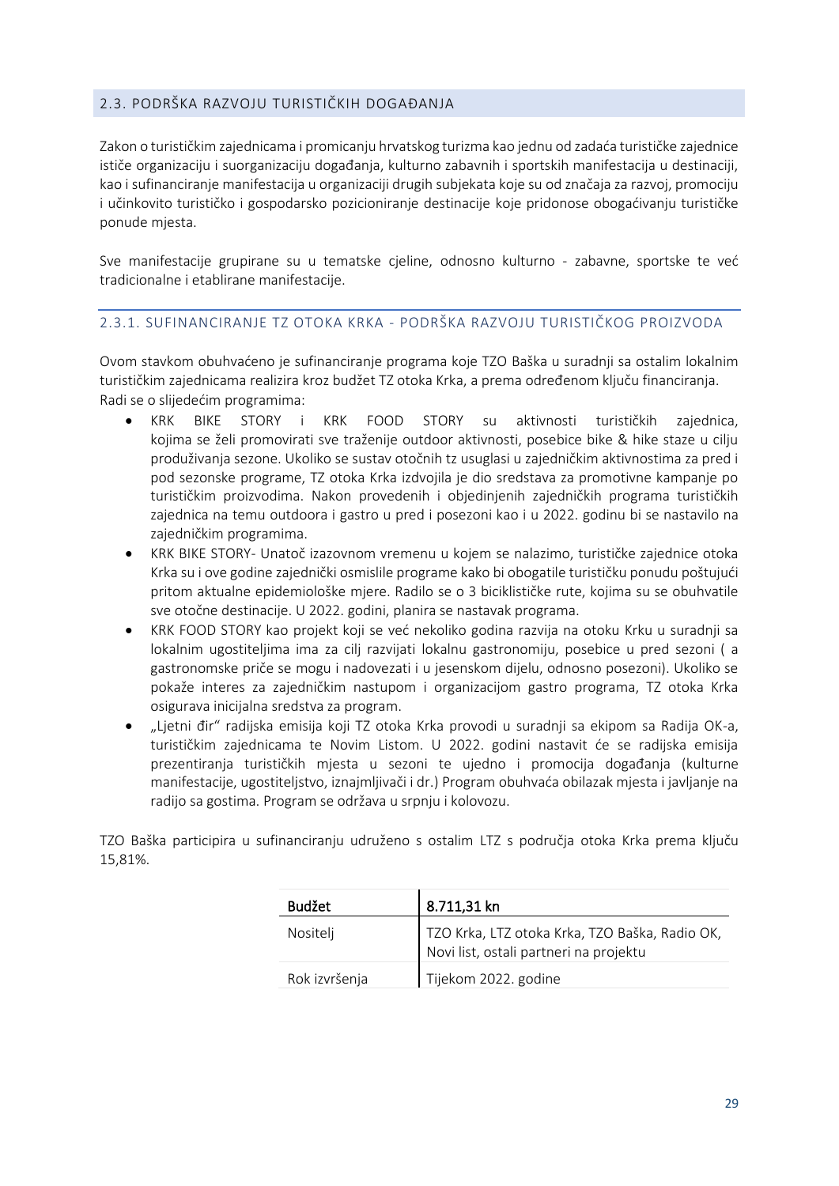## 2.3. PODRŠKA RAZVOJU TURISTIČKIH DOGAĐANJA

Zakon o turističkim zajednicama i promicanju hrvatskog turizma kao jednu od zadaća turističke zajednice ističe organizaciju i suorganizaciju događanja, kulturno zabavnih i sportskih manifestacija u destinaciji, kao i sufinanciranje manifestacija u organizaciji drugih subjekata koje su od značaja za razvoj, promociju i učinkovito turističko i gospodarsko pozicioniranje destinacije koje pridonose obogaćivanju turističke ponude mjesta.

Sve manifestacije grupirane su u tematske cjeline, odnosno kulturno - zabavne, sportske te već tradicionalne i etablirane manifestacije.

### 2.3.1. SUFINANCIRANJE TZ OTOKA KRKA - PODRŠKA RAZVOJU TURISTIČKOG PROIZVODA

Ovom stavkom obuhvaćeno je sufinanciranje programa koje TZO Baška u suradnji sa ostalim lokalnim turističkim zajednicama realizira kroz budžet TZ otoka Krka, a prema određenom ključu financiranja.
Radi se o slijedećim programima:

- KRK BIKE STORY i KRK FOOD STORY su aktivnosti turističkih zajednica, kojima se želi promovirati sve traženije outdoor aktivnosti, posebice bike & hike staze u cilju produživanja sezone. Ukoliko se sustav otočnih tz usuglasi u zajedničkim aktivnostima za pred i pod sezonske programe, TZ otoka Krka izdvojila je dio sredstava za promotivne kampanje po turističkim proizvodima. Nakon provedenih i objedinjenih zajedničkih programa turističkih zajednica na temu outdoora i gastro u pred i posezoni kao i u 2022. godinu bi se nastavilo na zajedničkim programima.
- KRK BIKE STORY- Unatoč izazovnom vremenu u kojem se nalazimo, turističke zajednice otoka Krka su i ove godine zajednički osmislile programe kako bi obogatile turističku ponudu poštujući pritom aktualne epidemiološke mjere. Radilo se o 3 biciklističke rute, kojima su se obuhvatile sve otočne destinacije. U 2022. godini, planira se nastavak programa.
- KRK FOOD STORY kao projekt koji se već nekoliko godina razvija na otoku Krku u suradnji sa lokalnim ugostiteljima ima za cilj razvijati lokalnu gastronomiju, posebice u pred sezoni ( a gastronomske priče se mogu i nadovezati i u jesenskom dijelu, odnosno posezoni). Ukoliko se pokaže interes za zajedničkim nastupom i organizacijom gastro programa, TZ otoka Krka osigurava inicijalna sredstva za program.
- „Ljetni đir" radijska emisija koji TZ otoka Krka provodi u suradnji sa ekipom sa Radija OK-a, turističkim zajednicama te Novim Listom. U 2022. godini nastavit će se radijska emisija prezentiranja turističkih mjesta u sezoni te ujedno i promocija događanja (kulturne manifestacije, ugostiteljstvo, iznajmljivači i dr.) Program obuhvaća obilazak mjesta i javljanje na radijo sa gostima. Program se održava u srpnju i kolovozu.

TZO Baška participira u sufinanciranju udruženo s ostalim LTZ s područja otoka Krka prema ključu 15,81%.

| **Budžet** | **8.711,31 kn** |
|---|---|
| Nositelj | TZO Krka, LTZ otoka Krka, TZO Baška, Radio OK, Novi list, ostali partneri na projektu |
| Rok izvršenja | Tijekom 2022. godine |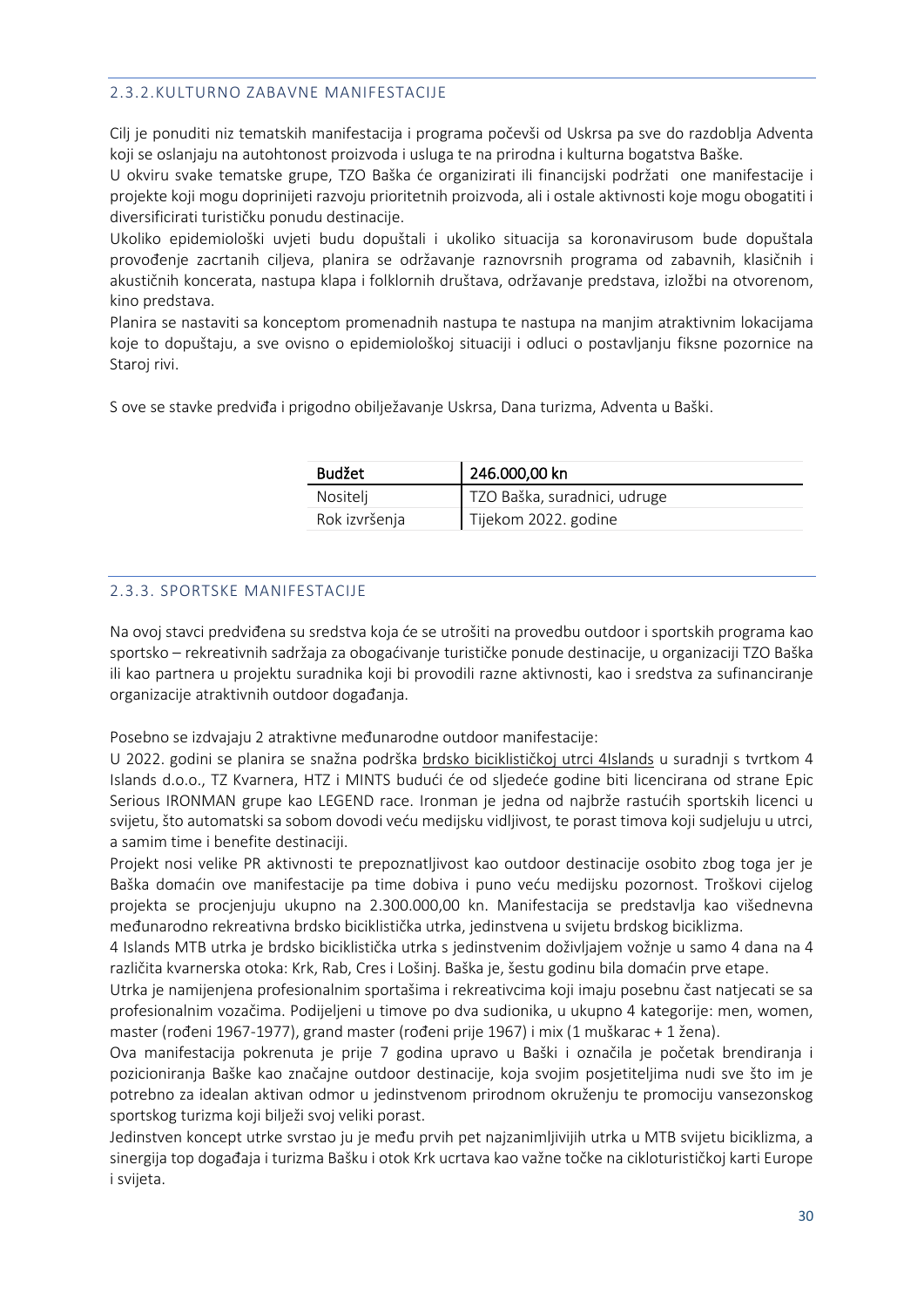### 2.3.2. KULTURNO ZABAVNE MANIFESTACIJE

Cilj je ponuditi niz tematskih manifestacija i programa počevši od Uskrsa pa sve do razdoblja Adventa koji se oslanjaju na autohtonost proizvoda i usluga te na prirodna i kulturna bogatstva Baške.

U okviru svake tematske grupe, TZO Baška će organizirati ili financijski podržati one manifestacije i projekte koji mogu doprinijeti razvoju prioritetnih proizvoda, ali i ostale aktivnosti koje mogu obogatiti i diversificirati turističku ponudu destinacije.

Ukoliko epidemiološki uvjeti budu dopuštali i ukoliko situacija sa koronavirusom bude dopuštala provođenje zacrtanih ciljeva, planira se održavanje raznovrsnih programa od zabavnih, klasičnih i akustičnih koncerata, nastupa klapa i folklornih društava, održavanje predstava, izložbi na otvorenom, kino predstava.

Planira se nastaviti sa konceptom promenadnih nastupa te nastupa na manjim atraktivnim lokacijama koje to dopuštaju, a sve ovisno o epidemiološkoj situaciji i odluci o postavljanju fiksne pozornice na Staroj rivi.

S ove se stavke predviđa i prigodno obilježavanje Uskrsa, Dana turizma, Adventa u Baški.

| Budžet | 246.000,00 kn |
|---|---|
| Nositelj | TZO Baška, suradnici, udruge |
| Rok izvršenja | Tijekom 2022. godine |

### 2.3.3. SPORTSKE MANIFESTACIJE

Na ovoj stavci predviđena su sredstva koja će se utrošiti na provedbu outdoor i sportskih programa kao sportsko – rekreativnih sadržaja za obogaćivanje turističke ponude destinacije, u organizaciji TZO Baška ili kao partnera u projektu suradnika koji bi provodili razne aktivnosti, kao i sredstva za sufinanciranje organizacije atraktivnih outdoor događanja.

Posebno se izdvajaju 2 atraktivne međunarodne outdoor manifestacije:

U 2022. godini se planira se snažna podrška brdsko biciklističkoj utrci 4Islands u suradnji s tvrtkom 4 Islands d.o.o., TZ Kvarnera, HTZ i MINTS budući će od sljedeće godine biti licencirana od strane Epic Serious IRONMAN grupe kao LEGEND race. Ironman je jedna od najbrže rastućih sportskih licenci u svijetu, što automatski sa sobom dovodi veću medijsku vidljivost, te porast timova koji sudjeluju u utrci, a samim time i benefite destinaciji.

Projekt nosi velike PR aktivnosti te prepoznatljivost kao outdoor destinacije osobito zbog toga jer je Baška domaćin ove manifestacije pa time dobiva i puno veću medijsku pozornost. Troškovi cijelog projekta se procjenjuju ukupno na 2.300.000,00 kn. Manifestacija se predstavlja kao višednevna međunarodno rekreativna brdsko biciklistička utrka, jedinstvena u svijetu brdskog biciklizma.

4 Islands MTB utrka je brdsko biciklistička utrka s jedinstvenim doživljajem vožnje u samo 4 dana na 4 različita kvarnerska otoka: Krk, Rab, Cres i Lošinj. Baška je, šestu godinu bila domaćin prve etape.

Utrka je namijenjena profesionalnim sportašima i rekreativcima koji imaju posebnu čast natjecati se sa profesionalnim vozačima. Podijeljeni u timove po dva sudionika, u ukupno 4 kategorije: men, women, master (rođeni 1967-1977), grand master (rođeni prije 1967) i mix (1 muškarac + 1 žena).

Ova manifestacija pokrenuta je prije 7 godina upravo u Baški i označila je početak brendiranja i pozicioniranja Baške kao značajne outdoor destinacije, koja svojim posjetiteljima nudi sve što im je potrebno za idealan aktivan odmor u jedinstvenom prirodnom okruženju te promociju vansezonskog sportskog turizma koji bilježi svoj veliki porast.

Jedinstven koncept utrke svrstao ju je među prvih pet najzanimljivijih utrka u MTB svijetu biciklizma, a sinergija top događaja i turizma Bašku i otok Krk ucrtava kao važne točke na cikloturističkoj karti Europe i svijeta.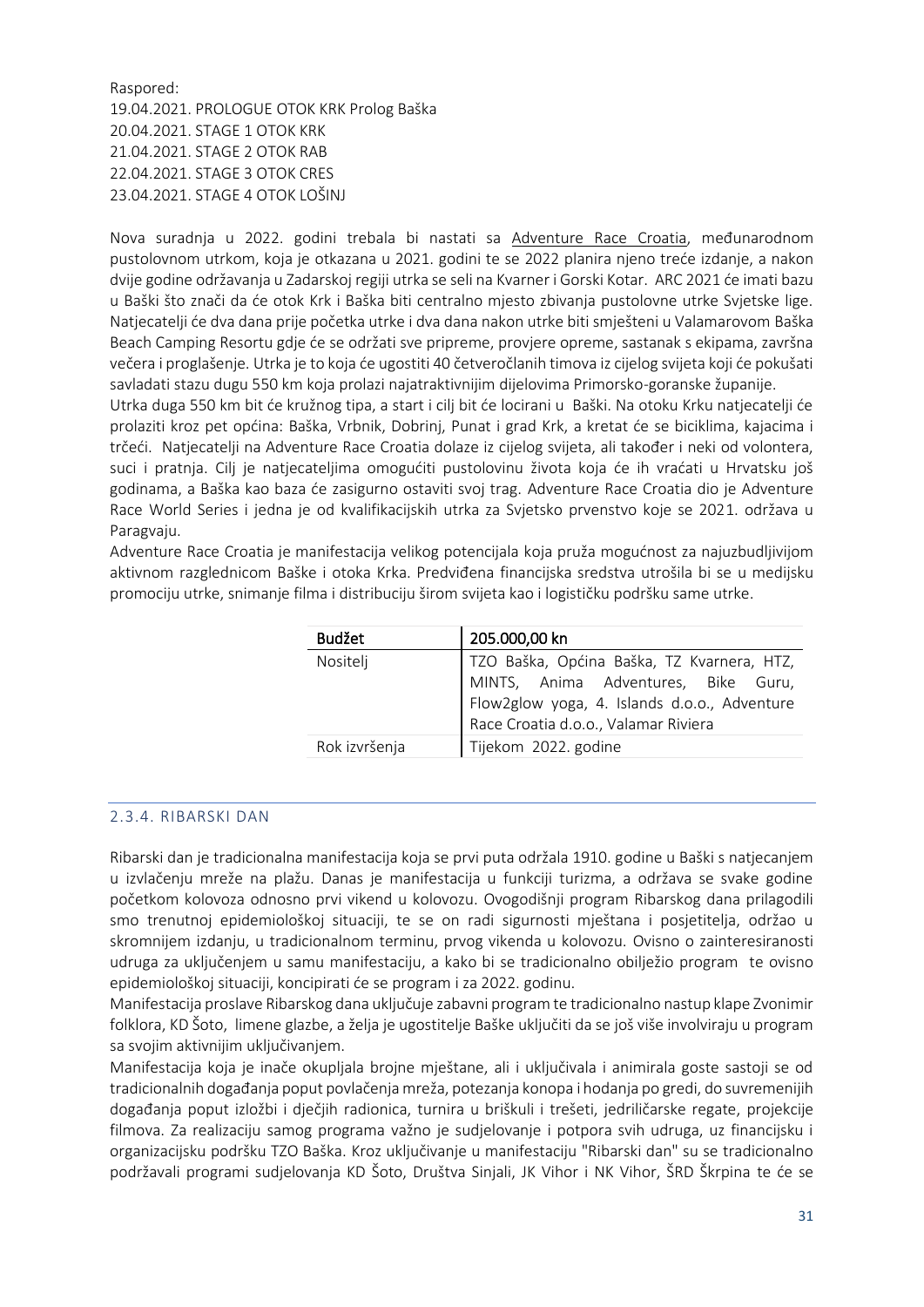Raspored:
19.04.2021. PROLOGUE OTOK KRK Prolog Baška
20.04.2021. STAGE 1 OTOK KRK
21.04.2021. STAGE 2 OTOK RAB
22.04.2021. STAGE 3 OTOK CRES
23.04.2021. STAGE 4 OTOK LOŠINJ

Nova suradnja u 2022. godini trebala bi nastati sa Adventure Race Croatia, međunarodnom pustolovnom utrkom, koja je otkazana u 2021. godini te se 2022 planira njeno treće izdanje, a nakon dvije godine održavanja u Zadarskoj regiji utrka se seli na Kvarner i Gorski Kotar. ARC 2021 će imati bazu u Baški što znači da će otok Krk i Baška biti centralno mjesto zbivanja pustolovne utrke Svjetske lige. Natjecatelji će dva dana prije početka utrke i dva dana nakon utrke biti smješteni u Valamarovom Baška Beach Camping Resortu gdje će se održati sve pripreme, provjere opreme, sastanak s ekipama, završna večera i proglašenje. Utrka je to koja će ugostiti 40 četveročlanih timova iz cijelog svijeta koji će pokušati savladati stazu dugu 550 km koja prolazi najatraktivnijim dijelovima Primorsko-goranske županije.
Utrka duga 550 km bit će kružnog tipa, a start i cilj bit će locirani u Baški. Na otoku Krku natjecatelji će prolaziti kroz pet općina: Baška, Vrbnik, Dobrinj, Punat i grad Krk, a kretat će se biciklima, kajacima i trčeći. Natjecatelji na Adventure Race Croatia dolaze iz cijelog svijeta, ali također i neki od volontera, suci i pratnja. Cilj je natjecateljima omogućiti pustolovinu života koja će ih vraćati u Hrvatsku još godinama, a Baška kao baza će zasigurno ostaviti svoj trag. Adventure Race Croatia dio je Adventure Race World Series i jedna je od kvalifikacijskih utrka za Svjetsko prvenstvo koje se 2021. održava u Paragvaju.
Adventure Race Croatia je manifestacija velikog potencijala koja pruža mogućnost za najuzbudljivijom aktivnom razglednicom Baške i otoka Krka. Predviđena financijska sredstva utrošila bi se u medijsku promociju utrke, snimanje filma i distribuciju širom svijeta kao i logističku podršku same utrke.

| Budžet | 205.000,00 kn |
|---|---|
| Nositelj | TZO Baška, Općina Baška, TZ Kvarnera, HTZ, MINTS, Anima Adventures, Bike Guru, Flow2glow yoga, 4. Islands d.o.o., Adventure Race Croatia d.o.o., Valamar Riviera |
| Rok izvršenja | Tijekom 2022. godine |

### 2.3.4. RIBARSKI DAN

Ribarski dan je tradicionalna manifestacija koja se prvi puta održala 1910. godine u Baški s natjecanjem u izvlačenju mreže na plažu. Danas je manifestacija u funkciji turizma, a održava se svake godine početkom kolovoza odnosno prvi vikend u kolovozu. Ovogodišnji program Ribarskog dana prilagodili smo trenutnoj epidemiološkoj situaciji, te se on radi sigurnosti mještana i posjetitelja, održao u skromnijem izdanju, u tradicionalnom terminu, prvog vikenda u kolovozu. Ovisno o zainteresiranosti udruga za uključenjem u samu manifestaciju, a kako bi se tradicionalno obilježio program te ovisno epidemiološkoj situaciji, koncipirati će se program i za 2022. godinu.
Manifestacija proslave Ribarskog dana uključuje zabavni program te tradicionalno nastup klape Zvonimir folklora, KD Šoto, limene glazbe, a želja je ugostitelje Baške uključiti da se još više involviraju u program sa svojim aktivnijim uključivanjem.
Manifestacija koja je inače okupljala brojne mještane, ali i uključivala i animirala goste sastoji se od tradicionalnih događanja poput povlačenja mreža, potezanja konopa i hodanja po gredi, do suvremenijih događanja poput izložbi i dječjih radionica, turnira u briškuli i trešeti, jedriličarske regate, projekcije filmova. Za realizaciju samog programa važno je sudjelovanje i potpora svih udruga, uz financijsku i organizacijsku podršku TZO Baška. Kroz uključivanje u manifestaciju "Ribarski dan" su se tradicionalno podržavali programi sudjelovanja KD Šoto, Društva Sinjali, JK Vihor i NK Vihor, ŠRD Škrpina te će se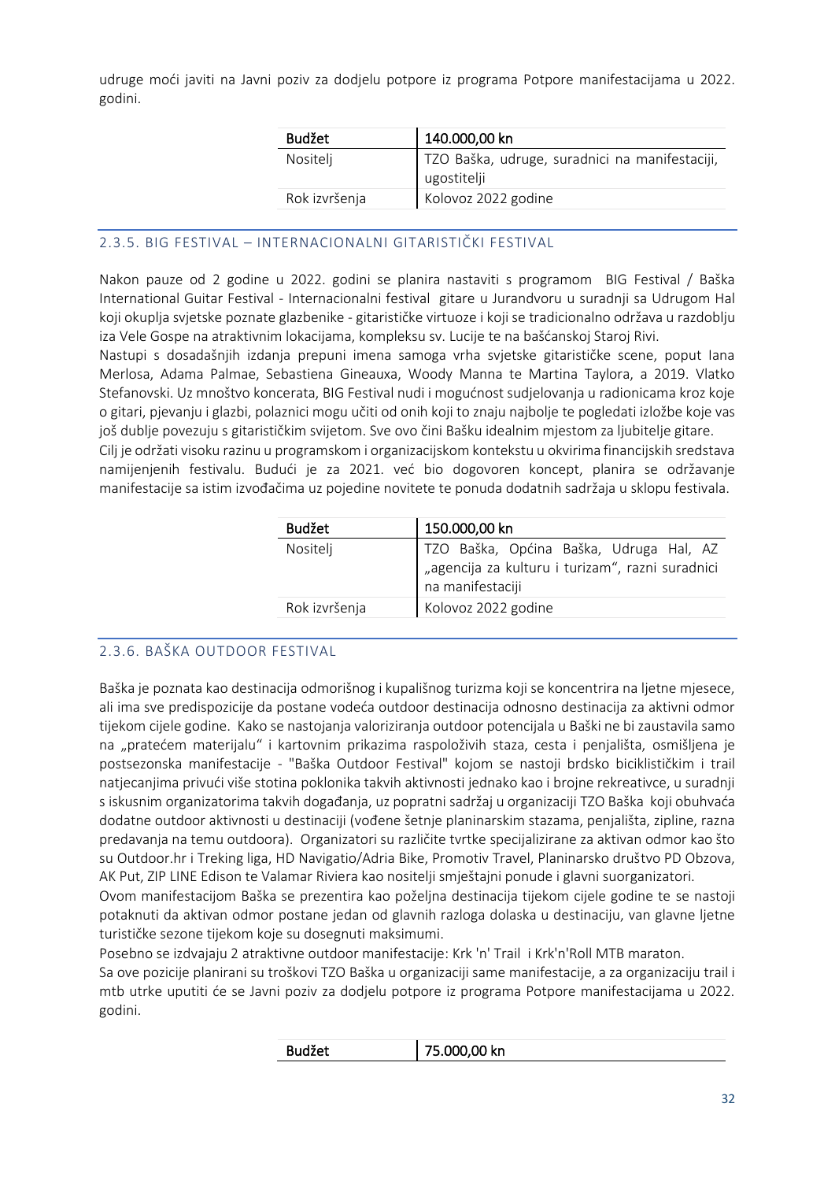udruge moći javiti na Javni poziv za dodjelu potpore iz programa Potpore manifestacijama u 2022. godini.

| Budžet | 140.000,00 kn |
| --- | --- |
| Nositelj | TZO Baška, udruge, suradnici na manifestaciji, ugostitelji |
| Rok izvršenja | Kolovoz 2022 godine |

### 2.3.5. BIG FESTIVAL – INTERNACIONALNI GITARISTIČKI FESTIVAL

Nakon pauze od 2 godine u 2022. godini se planira nastaviti s programom BIG Festival / Baška International Guitar Festival - Internacionalni festival gitare u Jurandvoru u suradnji sa Udrugom Hal koji okuplja svjetske poznate glazbenike - gitarističke virtuoze i koji se tradicionalno održava u razdoblju iza Vele Gospe na atraktivnim lokacijama, kompleksu sv. Lucije te na bašćanskoj Staroj Rivi.

Nastupi s dosadašnjih izdanja prepuni imena samoga vrha svjetske gitarističke scene, poput Iana Merlosa, Adama Palmae, Sebastiena Gineauxa, Woody Manna te Martina Taylora, a 2019. Vlatko Stefanovski. Uz mnoštvo koncerata, BIG Festival nudi i mogućnost sudjelovanja u radionicama kroz koje o gitari, pjevanju i glazbi, polaznici mogu učiti od onih koji to znaju najbolje te pogledati izložbe koje vas još dublje povezuju s gitarističkim svijetom. Sve ovo čini Bašku idealnim mjestom za ljubitelje gitare.

Cilj je održati visoku razinu u programskom i organizacijskom kontekstu u okvirima financijskih sredstava namijenjenih festivalu. Budući je za 2021. već bio dogovoren koncept, planira se održavanje manifestacije sa istim izvođačima uz pojedine novitete te ponuda dodatnih sadržaja u sklopu festivala.

| Budžet | 150.000,00 kn |
| --- | --- |
| Nositelj | TZO Baška, Općina Baška, Udruga Hal, AZ „agencija za kulturu i turizam“, razni suradnici na manifestaciji |
| Rok izvršenja | Kolovoz 2022 godine |

### 2.3.6. BAŠKA OUTDOOR FESTIVAL

Baška je poznata kao destinacija odmorišnog i kupališnog turizma koji se koncentrira na ljetne mjesece, ali ima sve predispozicije da postane vodeća outdoor destinacija odnosno destinacija za aktivni odmor tijekom cijele godine. Kako se nastojanja valoriziranja outdoor potencijala u Baški ne bi zaustavila samo na „pratećem materijalu“ i kartovnim prikazima raspoloživih staza, cesta i penjališta, osmišljena je postsezonska manifestacije - "Baška Outdoor Festival" kojom se nastoji brdsko biciklističkim i trail natjecanjima privući više stotina poklonika takvih aktivnosti jednako kao i brojne rekreativce, u suradnji s iskusnim organizatorima takvih događanja, uz popratni sadržaj u organizaciji TZO Baška koji obuhvaća dodatne outdoor aktivnosti u destinaciji (vođene šetnje planinarskim stazama, penjališta, zipline, razna predavanja na temu outdoora). Organizatori su različite tvrtke specijalizirane za aktivan odmor kao što su Outdoor.hr i Treking liga, HD Navigatio/Adria Bike, Promotiv Travel, Planinarsko društvo PD Obzova, AK Put, ZIP LINE Edison te Valamar Riviera kao nositelji smještajni ponude i glavni suorganizatori.

Ovom manifestacijom Baška se prezentira kao poželjna destinacija tijekom cijele godine te se nastoji potaknuti da aktivan odmor postane jedan od glavnih razloga dolaska u destinaciju, van glavne ljetne turističke sezone tijekom koje su dosegnuti maksimumi.

Posebno se izdvajaju 2 atraktivne outdoor manifestacije: Krk 'n' Trail i Krk'n'Roll MTB maraton.

Sa ove pozicije planirani su troškovi TZO Baška u organizaciji same manifestacije, a za organizaciju trail i mtb utrke uputiti će se Javni poziv za dodjelu potpore iz programa Potpore manifestacijama u 2022. godini.

| Budžet | 75.000,00 kn |
| --- | --- |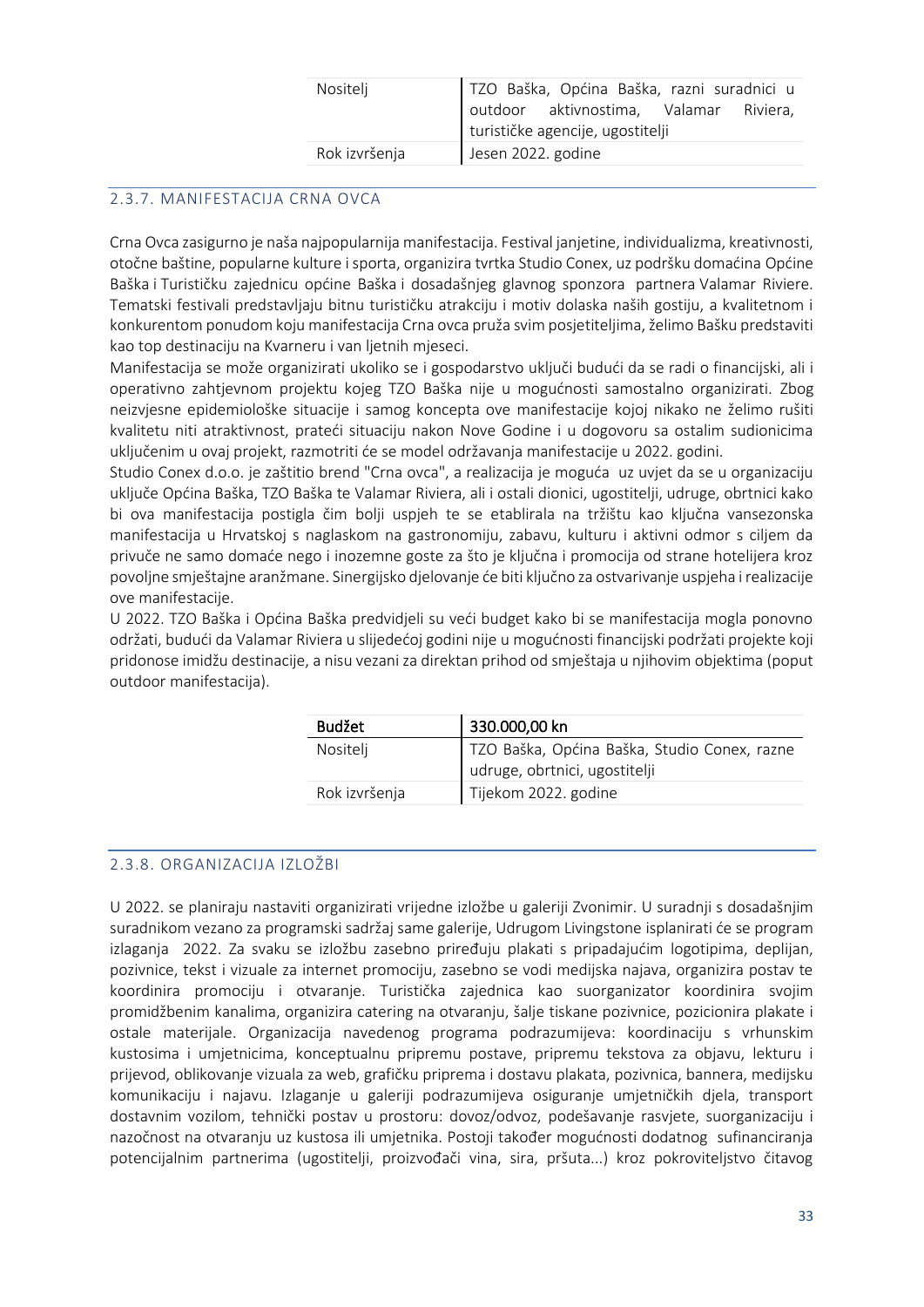| Nositelj | TZO Baška, Općina Baška, razni suradnici u outdoor aktivnostima, Valamar Riviera, turističke agencije, ugostitelji |
|---|---|
| Rok izvršenja | Jesen 2022. godine |

### 2.3.7. MANIFESTACIJA CRNA OVCA

Crna Ovca zasigurno je naša najpopularnija manifestacija. Festival janjetine, individualizma, kreativnosti, otočne baštine, popularne kulture i sporta, organizira tvrtka Studio Conex, uz podršku domaćina Općine Baška i Turističku zajednicu općine Baška i dosadašnjeg glavnog sponzora partnera Valamar Riviere. Tematski festivali predstavljaju bitnu turističku atrakciju i motiv dolaska naših gostiju, a kvalitetnom i konkurentom ponudom koju manifestacija Crna ovca pruža svim posjetiteljima, želimo Bašku predstaviti kao top destinaciju na Kvarneru i van ljetnih mjeseci.

Manifestacija se može organizirati ukoliko se i gospodarstvo uključi budući da se radi o financijski, ali i operativno zahtjevnom projektu kojeg TZO Baška nije u mogućnosti samostalno organizirati. Zbog neizvjesne epidemiološke situacije i samog koncepta ove manifestacije kojoj nikako ne želimo rušiti kvalitetu niti atraktivnost, prateći situaciju nakon Nove Godine i u dogovoru sa ostalim sudionicima uključenim u ovaj projekt, razmotriti će se model održavanja manifestacije u 2022. godini.

Studio Conex d.o.o. je zaštitio brend "Crna ovca", a realizacija je moguća uz uvjet da se u organizaciju uključe Općina Baška, TZO Baška te Valamar Riviera, ali i ostali dionici, ugostitelji, udruge, obrtnici kako bi ova manifestacija postigla čim bolji uspjeh te se etablirala na tržištu kao ključna vansezonska manifestacija u Hrvatskoj s naglaskom na gastronomiju, zabavu, kulturu i aktivni odmor s ciljem da privuče ne samo domaće nego i inozemne goste za što je ključna i promocija od strane hotelijera kroz povoljne smještajne aranžmane. Sinergijsko djelovanje će biti ključno za ostvarivanje uspjeha i realizacije ove manifestacije.

U 2022. TZO Baška i Općina Baška predvidjeli su veći budget kako bi se manifestacija mogla ponovno održati, budući da Valamar Riviera u slijedećoj godini nije u mogućnosti financijski podržati projekte koji pridonose imidžu destinacije, a nisu vezani za direktan prihod od smještaja u njihovim objektima (poput outdoor manifestacija).

| **Budžet** | **330.000,00 kn** |
|---|---|
| Nositelj | TZO Baška, Općina Baška, Studio Conex, razne udruge, obrtnici, ugostitelji |
| Rok izvršenja | Tijekom 2022. godine |

### 2.3.8. ORGANIZACIJA IZLOŽBI

U 2022. se planiraju nastaviti organizirati vrijedne izložbe u galeriji Zvonimir. U suradnji s dosadašnjim suradnikom vezano za programski sadržaj same galerije, Udrugom Livingstone isplanirati će se program izlaganja 2022. Za svaku se izložbu zasebno priređuju plakati s pripadajućim logotipima, deplijan, pozivnice, tekst i vizuale za internet promociju, zasebno se vodi medijska najava, organizira postav te koordinira promociju i otvaranje. Turistička zajednica kao suorganizator koordinira svojim promidžbenim kanalima, organizira catering na otvaranju, šalje tiskane pozivnice, pozicionira plakate i ostale materijale. Organizacija navedenog programa podrazumijeva: koordinaciju s vrhunskim kustosima i umjetnicima, konceptualnu pripremu postave, pripremu tekstova za objavu, lekturu i prijevod, oblikovanje vizuala za web, grafičku priprema i dostavu plakata, pozivnica, bannera, medijsku komunikaciju i najavu. Izlaganje u galeriji podrazumijeva osiguranje umjetničkih djela, transport dostavnim vozilom, tehnički postav u prostoru: dovoz/odvoz, podešavanje rasvjete, suorganizaciju i nazočnost na otvaranju uz kustosa ili umjetnika. Postoji također mogućnosti dodatnog sufinanciranja potencijalnim partnerima (ugostitelji, proizvođači vina, sira, pršuta...) kroz pokroviteljstvo čitavog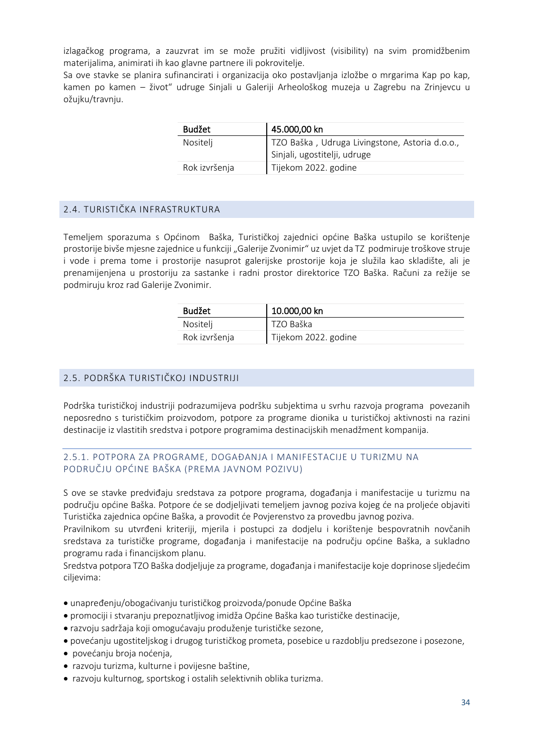izlagačkog programa, a zauzvrat im se može pružiti vidljivost (visibility) na svim promidžbenim materijalima, animirati ih kao glavne partnere ili pokrovitelje.
Sa ove stavke se planira sufinancirati i organizacija oko postavljanja izložbe o mrgarima Kap po kap, kamen po kamen – život" udruge Sinjali u Galeriji Arheološkog muzeja u Zagrebu na Zrinjevcu u ožujku/travnju.

| Budžet | 45.000,00 kn |
|---|---|
| Nositelj | TZO Baška , Udruga Livingstone, Astoria d.o.o., Sinjali, ugostitelji, udruge |
| Rok izvršenja | Tijekom 2022. godine |

## 2.4. TURISTIČKA INFRASTRUKTURA

Temeljem sporazuma s Općinom Baška, Turističkoj zajednici općine Baška ustupilo se korištenje prostorije bivše mjesne zajednice u funkciji „Galerije Zvonimir" uz uvjet da TZ podmiruje troškove struje i vode i prema tome i prostorije nasuprot galerijske prostorije koja je služila kao skladište, ali je prenamijenjena u prostoriju za sastanke i radni prostor direktorice TZO Baška. Računi za režije se podmiruju kroz rad Galerije Zvonimir.

| Budžet | 10.000,00 kn |
|---|---|
| Nositelj | TZO Baška |
| Rok izvršenja | Tijekom 2022. godine |

## 2.5. PODRŠKA TURISTIČKOJ INDUSTRIJI

Podrška turističkoj industriji podrazumijeva podršku subjektima u svrhu razvoja programa povezanih neposredno s turističkim proizvodom, potpore za programe dionika u turističkoj aktivnosti na razini destinacije iz vlastitih sredstva i potpore programima destinacijskih menadžment kompanija.

### 2.5.1. POTPORA ZA PROGRAME, DOGAĐANJA I MANIFESTACIJE U TURIZMU NA PODRUČJU OPĆINE BAŠKA (PREMA JAVNOM POZIVU)

S ove se stavke predviđaju sredstava za potpore programa, događanja i manifestacije u turizmu na području općine Baška. Potpore će se dodjeljivati temeljem javnog poziva kojeg će na proljeće objaviti Turistička zajednica općine Baška, a provodit će Povjerenstvo za provedbu javnog poziva.
Pravilnikom su utvrđeni kriteriji, mjerila i postupci za dodjelu i korištenje bespovratnih novčanih sredstava za turističke programe, događanja i manifestacije na području općine Baška, a sukladno programu rada i financijskom planu.
Sredstva potpora TZO Baška dodjeljuje za programe, događanja i manifestacije koje doprinose sljedećim ciljevima:

- unapređenju/obogaćivanju turističkog proizvoda/ponude Općine Baška
- promociji i stvaranju prepoznatljivog imidža Općine Baška kao turističke destinacije,
- razvoju sadržaja koji omogućavaju produženje turističke sezone,
- povećanju ugostiteljskog i drugog turističkog prometa, posebice u razdoblju predsezone i posezone,
- povećanju broja noćenja,
- razvoju turizma, kulturne i povijesne baštine,
- razvoju kulturnog, sportskog i ostalih selektivnih oblika turizma.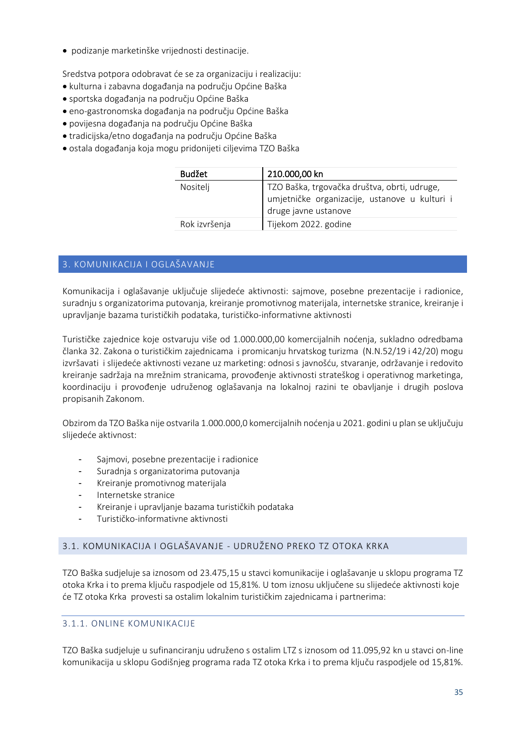- podizanje marketinške vrijednosti destinacije.

Sredstva potpora odobravat će se za organizaciju i realizaciju:

- kulturna i zabavna događanja na području Općine Baška
- sportska događanja na području Općine Baška
- eno-gastronomska događanja na području Općine Baška
- povijesna događanja na području Općine Baška
- tradicijska/etno događanja na području Općine Baška
- ostala događanja koja mogu pridonijeti ciljevima TZO Baška

| Budžet | 210.000,00 kn |
|---|---|
| Nositelj | TZO Baška, trgovačka društva, obrti, udruge, umjetničke organizacije, ustanove u kulturi i druge javne ustanove |
| Rok izvršenja | Tijekom 2022. godine |

## 3. KOMUNIKACIJA I OGLAŠAVANJE

Komunikacija i oglašavanje uključuje slijedeće aktivnosti: sajmove, posebne prezentacije i radionice, suradnju s organizatorima putovanja, kreiranje promotivnog materijala, internetske stranice, kreiranje i upravljanje bazama turističkih podataka, turističko-informativne aktivnosti

Turističke zajednice koje ostvaruju više od 1.000.000,00 komercijalnih noćenja, sukladno odredbama članka 32. Zakona o turističkim zajednicama i promicanju hrvatskog turizma (N.N.52/19 i 42/20) mogu izvršavati i slijedeće aktivnosti vezane uz marketing: odnosi s javnošću, stvaranje, održavanje i redovito kreiranje sadržaja na mrežnim stranicama, provođenje aktivnosti strateškog i operativnog marketinga, koordinaciju i provođenje udruženog oglašavanja na lokalnoj razini te obavljanje i drugih poslova propisanih Zakonom.

Obzirom da TZO Baška nije ostvarila 1.000.000,0 komercijalnih noćenja u 2021. godini u plan se uključuju slijedeće aktivnost:

- Sajmovi, posebne prezentacije i radionice
- Suradnja s organizatorima putovanja
- Kreiranje promotivnog materijala
- Internetske stranice
- Kreiranje i upravljanje bazama turističkih podataka
- Turističko-informativne aktivnosti

### 3.1. KOMUNIKACIJA I OGLAŠAVANJE - UDRUŽENO PREKO TZ OTOKA KRKA

TZO Baška sudjeluje sa iznosom od 23.475,15 u stavci komunikacije i oglašavanje u sklopu programa TZ otoka Krka i to prema ključu raspodjele od 15,81%. U tom iznosu uključene su slijedeće aktivnosti koje će TZ otoka Krka provesti sa ostalim lokalnim turističkim zajednicama i partnerima:

#### 3.1.1. ONLINE KOMUNIKACIJE

TZO Baška sudjeluje u sufinanciranju udruženo s ostalim LTZ s iznosom od 11.095,92 kn u stavci on-line komunikacija u sklopu Godišnjeg programa rada TZ otoka Krka i to prema ključu raspodjele od 15,81%.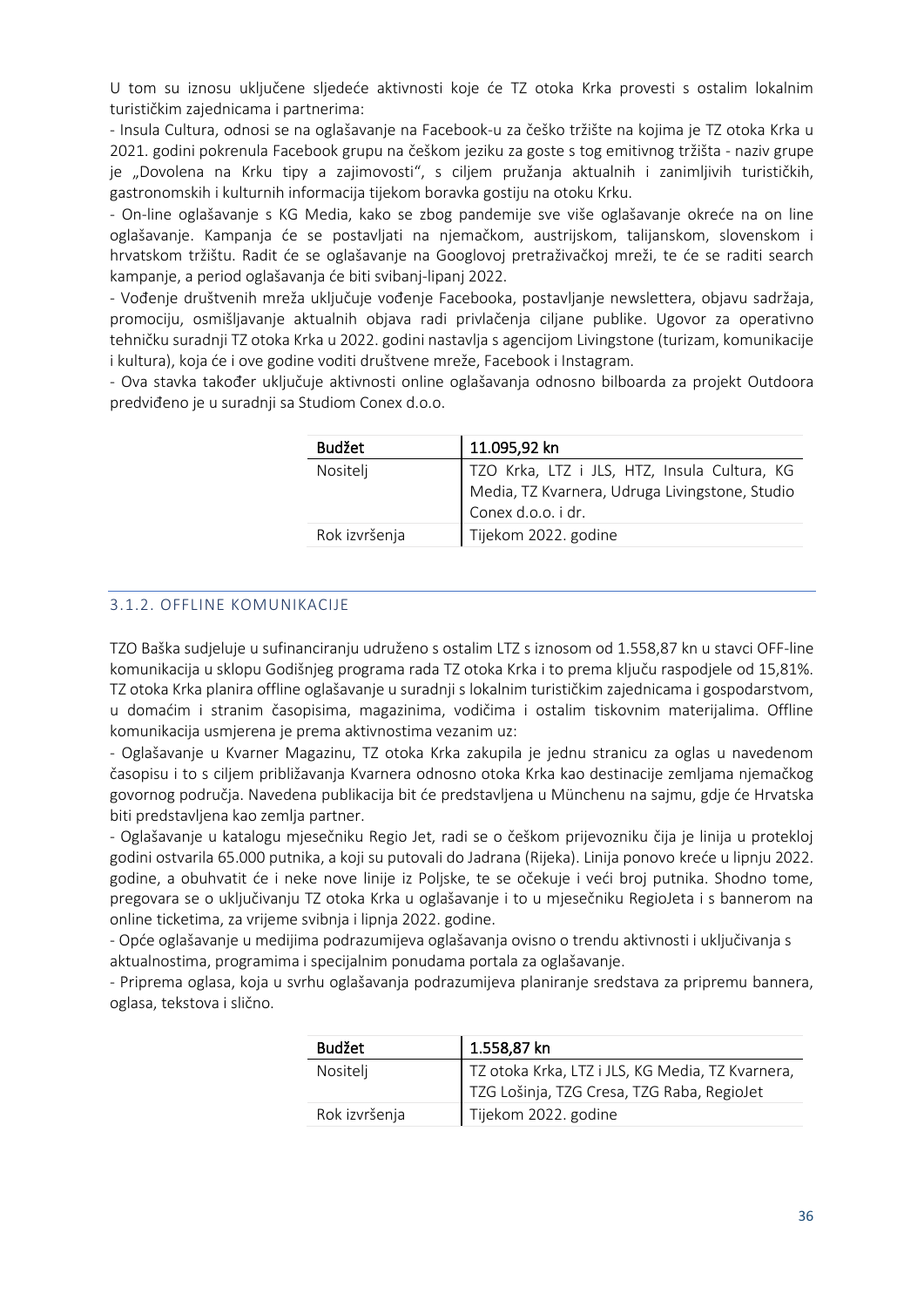U tom su iznosu uključene sljedeće aktivnosti koje će TZ otoka Krka provesti s ostalim lokalnim turističkim zajednicama i partnerima:

- Insula Cultura, odnosi se na oglašavanje na Facebook-u za češko tržište na kojima je TZ otoka Krka u 2021. godini pokrenula Facebook grupu na češkom jeziku za goste s tog emitivnog tržišta - naziv grupe je „Dovolena na Krku tipy a zajimovosti", s ciljem pružanja aktualnih i zanimljivih turističkih, gastronomskih i kulturnih informacija tijekom boravka gostiju na otoku Krku.
- On-line oglašavanje s KG Media, kako se zbog pandemije sve više oglašavanje okreće na on line oglašavanje. Kampanja će se postavljati na njemačkom, austrijskom, talijanskom, slovenskom i hrvatskom tržištu. Radit će se oglašavanje na Googlovoj pretraživačkoj mreži, te će se raditi search kampanje, a period oglašavanja će biti svibanj-lipanj 2022.
- Vođenje društvenih mreža uključuje vođenje Facebooka, postavljanje newslettera, objavu sadržaja, promociju, osmišljavanje aktualnih objava radi privlačenja ciljane publike. Ugovor za operativno tehničku suradnji TZ otoka Krka u 2022. godini nastavlja s agencijom Livingstone (turizam, komunikacije i kultura), koja će i ove godine voditi društvene mreže, Facebook i Instagram.
- Ova stavka također uključuje aktivnosti online oglašavanja odnosno bilboarda za projekt Outdoora predviđeno je u suradnji sa Studiom Conex d.o.o.

| Budžet | 11.095,92 kn |
|---|---|
| Nositelj | TZO Krka, LTZ i JLS, HTZ, Insula Cultura, KG Media, TZ Kvarnera, Udruga Livingstone, Studio Conex d.o.o. i dr. |
| Rok izvršenja | Tijekom 2022. godine |

### 3.1.2. OFFLINE KOMUNIKACIJE

TZO Baška sudjeluje u sufinanciranju udruženo s ostalim LTZ s iznosom od 1.558,87 kn u stavci OFF-line komunikacija u sklopu Godišnjeg programa rada TZ otoka Krka i to prema ključu raspodjele od 15,81%. TZ otoka Krka planira offline oglašavanje u suradnji s lokalnim turističkim zajednicama i gospodarstvom, u domaćim i stranim časopisima, magazinima, vodičima i ostalim tiskovnim materijalima. Offline komunikacija usmjerena je prema aktivnostima vezanim uz:

- Oglašavanje u Kvarner Magazinu, TZ otoka Krka zakupila je jednu stranicu za oglas u navedenom časopisu i to s ciljem približavanja Kvarnera odnosno otoka Krka kao destinacije zemljama njemačkog govornog područja. Navedena publikacija bit će predstavljena u Münchenu na sajmu, gdje će Hrvatska biti predstavljena kao zemlja partner.
- Oglašavanje u katalogu mjesečniku Regio Jet, radi se o češkom prijevozniku čija je linija u proteklој godini ostvarila 65.000 putnika, a koji su putovali do Jadrana (Rijeka). Linija ponovo kreće u lipnju 2022. godine, a obuhvatit će i neke nove linije iz Poljske, te se očekuje i veći broj putnika. Shodno tome, pregovara se o uključivanju TZ otoka Krka u oglašavanje i to u mjesečniku RegioJeta i s bannerom na online ticketima, za vrijeme svibnja i lipnja 2022. godine.
- Opće oglašavanje u medijima podrazumijeva oglašavanja ovisno o trendu aktivnosti i uključivanja s aktualnostima, programima i specijalnim ponudama portala za oglašavanje.
- Priprema oglasa, koja u svrhu oglašavanja podrazumijeva planiranje sredstava za pripremu bannera, oglasa, tekstova i slično.

| Budžet | 1.558,87 kn |
|---|---|
| Nositelj | TZ otoka Krka, LTZ i JLS, KG Media, TZ Kvarnera, TZG Lošinja, TZG Cresa, TZG Raba, RegioJet |
| Rok izvršenja | Tijekom 2022. godine |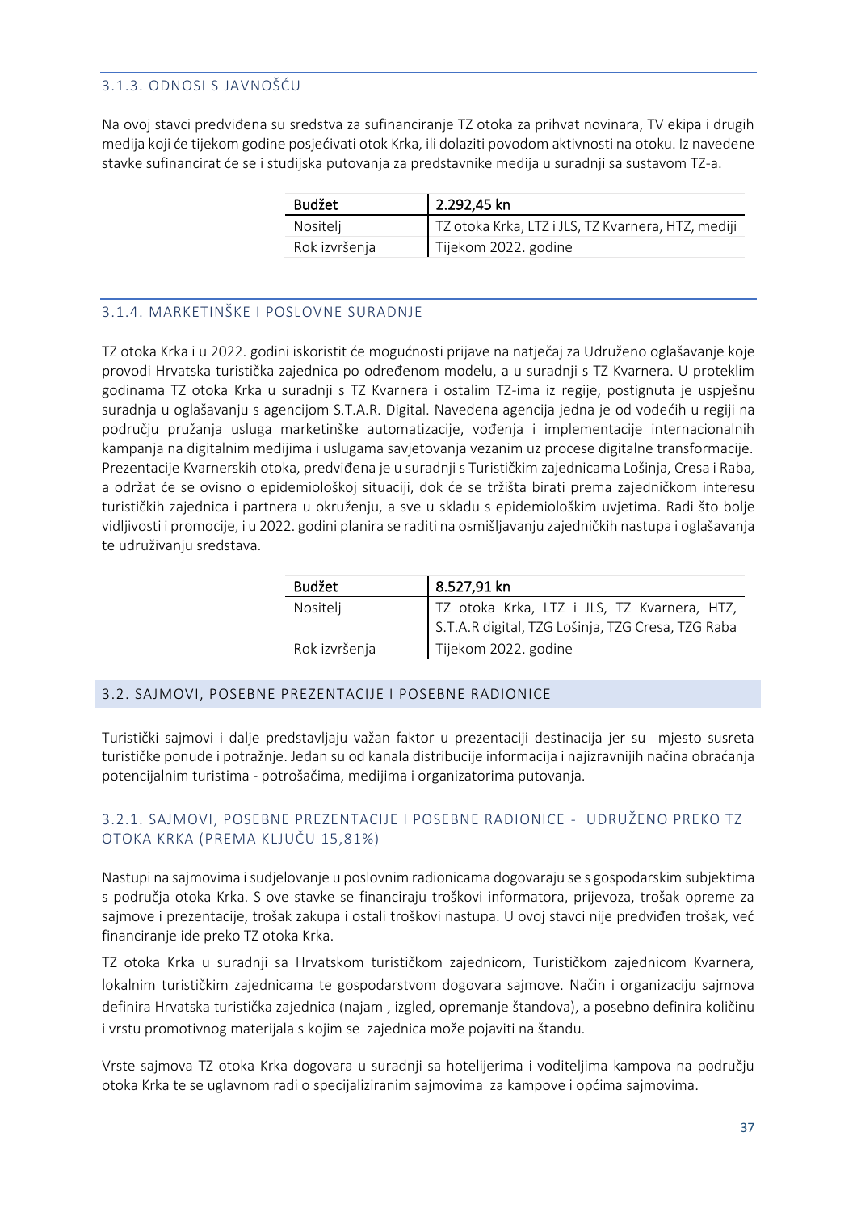### 3.1.3. ODNOSI S JAVNOŠĆU

Na ovoj stavci predviđena su sredstva za sufinanciranje TZ otoka za prihvat novinara, TV ekipa i drugih medija koji će tijekom godine posjećivati otok Krka, ili dolaziti povodom aktivnosti na otoku. Iz navedene stavke sufinancirat će se i studijska putovanja za predstavnike medija u suradnji sa sustavom TZ-a.

| Budžet | 2.292,45 kn |
|---|---|
| Nositelj | TZ otoka Krka, LTZ i JLS, TZ Kvarnera, HTZ, mediji |
| Rok izvršenja | Tijekom 2022. godine |

### 3.1.4. MARKETINŠKE I POSLOVNE SURADNJE

TZ otoka Krka i u 2022. godini iskoristit će mogućnosti prijave na natječaj za Udruženo oglašavanje koje provodi Hrvatska turistička zajednica po određenom modelu, a u suradnji s TZ Kvarnera. U proteklim godinama TZ otoka Krka u suradnji s TZ Kvarnera i ostalim TZ-ima iz regije, postignuta je uspješnu suradnja u oglašavanju s agencijom S.T.A.R. Digital. Navedena agencija jedna je od vodećih u regiji na području pružanja usluga marketinške automatizacije, vođenja i implementacije internacionalnih kampanja na digitalnim medijima i uslugama savjetovanja vezanim uz procese digitalne transformacije. Prezentacije Kvarnerskih otoka, predviđena je u suradnji s Turističkim zajednicama Lošinja, Cresa i Raba, a održat će se ovisno o epidemiološkoj situaciji, dok će se tržišta birati prema zajedničkom interesu turističkih zajednica i partnera u okruženju, a sve u skladu s epidemiološkim uvjetima. Radi što bolje vidljivosti i promocije, i u 2022. godini planira se raditi na osmišljavanju zajedničkih nastupa i oglašavanja te udruživanju sredstava.

| Budžet | 8.527,91 kn |
|---|---|
| Nositelj | TZ otoka Krka, LTZ i JLS, TZ Kvarnera, HTZ, S.T.A.R digital, TZG Lošinja, TZG Cresa, TZG Raba |
| Rok izvršenja | Tijekom 2022. godine |

## 3.2. SAJMOVI, POSEBNE PREZENTACIJE I POSEBNE RADIONICE

Turistički sajmovi i dalje predstavljaju važan faktor u prezentaciji destinacija jer su mjesto susreta turističke ponude i potražnje. Jedan su od kanala distribucije informacija i najizravnijih načina obraćanja potencijalnim turistima - potrošačima, medijima i organizatorima putovanja.

### 3.2.1. SAJMOVI, POSEBNE PREZENTACIJE I POSEBNE RADIONICE - UDRUŽENO PREKO TZ OTOKA KRKA (PREMA KLJUČU 15,81%)

Nastupi na sajmovima i sudjelovanje u poslovnim radionicama dogovaraju se s gospodarskim subjektima s područja otoka Krka. S ove stavke se financiraju troškovi informatora, prijevoza, trošak opreme za sajmove i prezentacije, trošak zakupa i ostali troškovi nastupa. U ovoj stavci nije predviđen trošak, već financiranje ide preko TZ otoka Krka.

TZ otoka Krka u suradnji sa Hrvatskom turističkom zajednicom, Turističkom zajednicom Kvarnera, lokalnim turističkim zajednicama te gospodarstvom dogovara sajmove. Način i organizaciju sajmova definira Hrvatska turistička zajednica (najam , izgled, opremanje štandova), a posebno definira količinu i vrstu promotivnog materijala s kojim se zajednica može pojaviti na štandu.

Vrste sajmova TZ otoka Krka dogovara u suradnji sa hotelijerima i voditeljima kampova na području otoka Krka te se uglavnom radi o specijaliziranim sajmovima za kampove i općima sajmovima.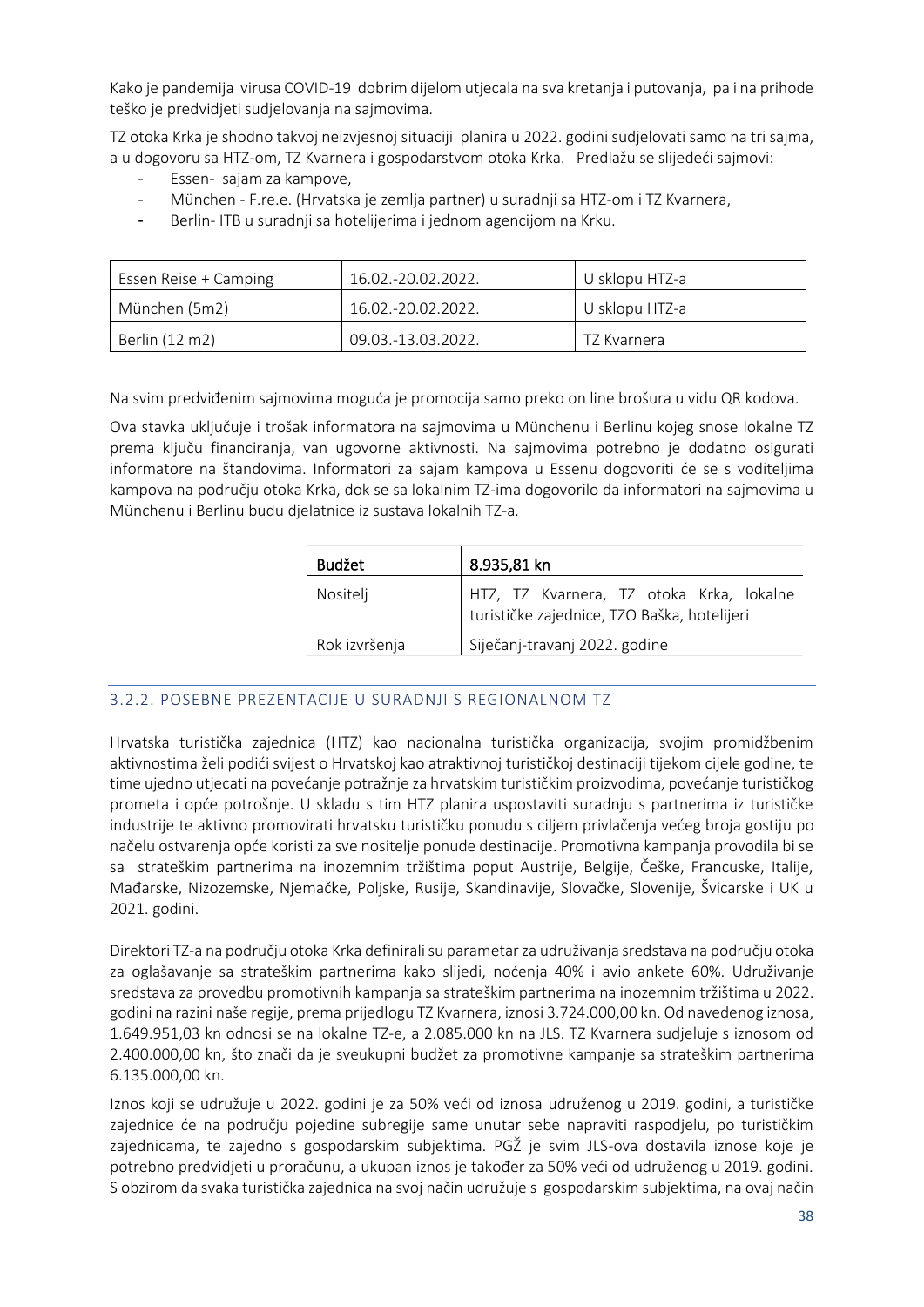Kako je pandemija virusa COVID-19 dobrim dijelom utjecala na sva kretanja i putovanja, pa i na prihode teško je predvidjeti sudjelovanja na sajmovima.

TZ otoka Krka je shodno takvoj neizvjesnoj situaciji planira u 2022. godini sudjelovati samo na tri sajma, a u dogovoru sa HTZ-om, TZ Kvarnera i gospodarstvom otoka Krka. Predlažu se slijedeći sajmovi:

- Essen- sajam za kampove,
- München - F.re.e. (Hrvatska je zemlja partner) u suradnji sa HTZ-om i TZ Kvarnera,
- Berlin- ITB u suradnji sa hotelijerima i jednom agencijom na Krku.

| | | |
|---|---|---|
| Essen Reise + Camping | 16.02.-20.02.2022. | U sklopu HTZ-a |
| München (5m2) | 16.02.-20.02.2022. | U sklopu HTZ-a |
| Berlin (12 m2) | 09.03.-13.03.2022. | TZ Kvarnera |

Na svim predviđenim sajmovima moguća je promocija samo preko on line brošura u vidu QR kodova.

Ova stavka uključuje i trošak informatora na sajmovima u Münchenu i Berlinu kojeg snose lokalne TZ prema ključu financiranja, van ugovorne aktivnosti. Na sajmovima potrebno je dodatno osigurati informatore na štandovima. Informatori za sajam kampova u Essenu dogovoriti će se s voditeljima kampova na području otoka Krka, dok se sa lokalnim TZ-ima dogovorilo da informatori na sajmovima u Münchenu i Berlinu budu djelatnice iz sustava lokalnih TZ-a.

| Budžet | 8.935,81 kn |
|---|---|
| Nositelj | HTZ, TZ Kvarnera, TZ otoka Krka, lokalne turističke zajednice, TZO Baška, hotelijeri |
| Rok izvršenja | Siječanj-travanj 2022. godine |

### 3.2.2. POSEBNE PREZENTACIJE U SURADNJI S REGIONALNOM TZ

Hrvatska turistička zajednica (HTZ) kao nacionalna turistička organizacija, svojim promidžbenim aktivnostima želi podići svijest o Hrvatskoj kao atraktivnoj turističkoj destinaciji tijekom cijele godine, te time ujedno utjecati na povećanje potražnje za hrvatskim turističkim proizvodima, povećanje turističkog prometa i opće potrošnje. U skladu s tim HTZ planira uspostaviti suradnju s partnerima iz turističke industrije te aktivno promovirati hrvatsku turističku ponudu s ciljem privlačenja većeg broja gostiju po načelu ostvarenja opće koristi za sve nositelje ponude destinacije. Promotivna kampanja provodila bi se sa strateškim partnerima na inozemnim tržištima poput Austrije, Belgije, Češke, Francuske, Italije, Mađarske, Nizozemske, Njemačke, Poljske, Rusije, Skandinavije, Slovačke, Slovenije, Švicarske i UK u 2021. godini.

Direktori TZ-a na području otoka Krka definirali su parametar za udruživanja sredstava na području otoka za oglašavanje sa strateškim partnerima kako slijedi, noćenja 40% i avio ankete 60%. Udruživanje sredstava za provedbu promotivnih kampanja sa strateškim partnerima na inozemnim tržištima u 2022. godini na razini naše regije, prema prijedlogu TZ Kvarnera, iznosi 3.724.000,00 kn. Od navedenog iznosa, 1.649.951,03 kn odnosi se na lokalne TZ-e, a 2.085.000 kn na JLS. TZ Kvarnera sudjeluje s iznosom od 2.400.000,00 kn, što znači da je sveukupni budžet za promotivne kampanje sa strateškim partnerima 6.135.000,00 kn.

Iznos koji se udružuje u 2022. godini je za 50% veći od iznosa udruženog u 2019. godini, a turističke zajednice će na području pojedine subregije same unutar sebe napraviti raspodjelu, po turističkim zajednicama, te zajedno s gospodarskim subjektima. PGŽ je svim JLS-ova dostavila iznose koje je potrebno predvidjeti u proračunu, a ukupan iznos je također za 50% veći od udruženog u 2019. godini. S obzirom da svaka turistička zajednica na svoj način udružuje s gospodarskim subjektima, na ovaj način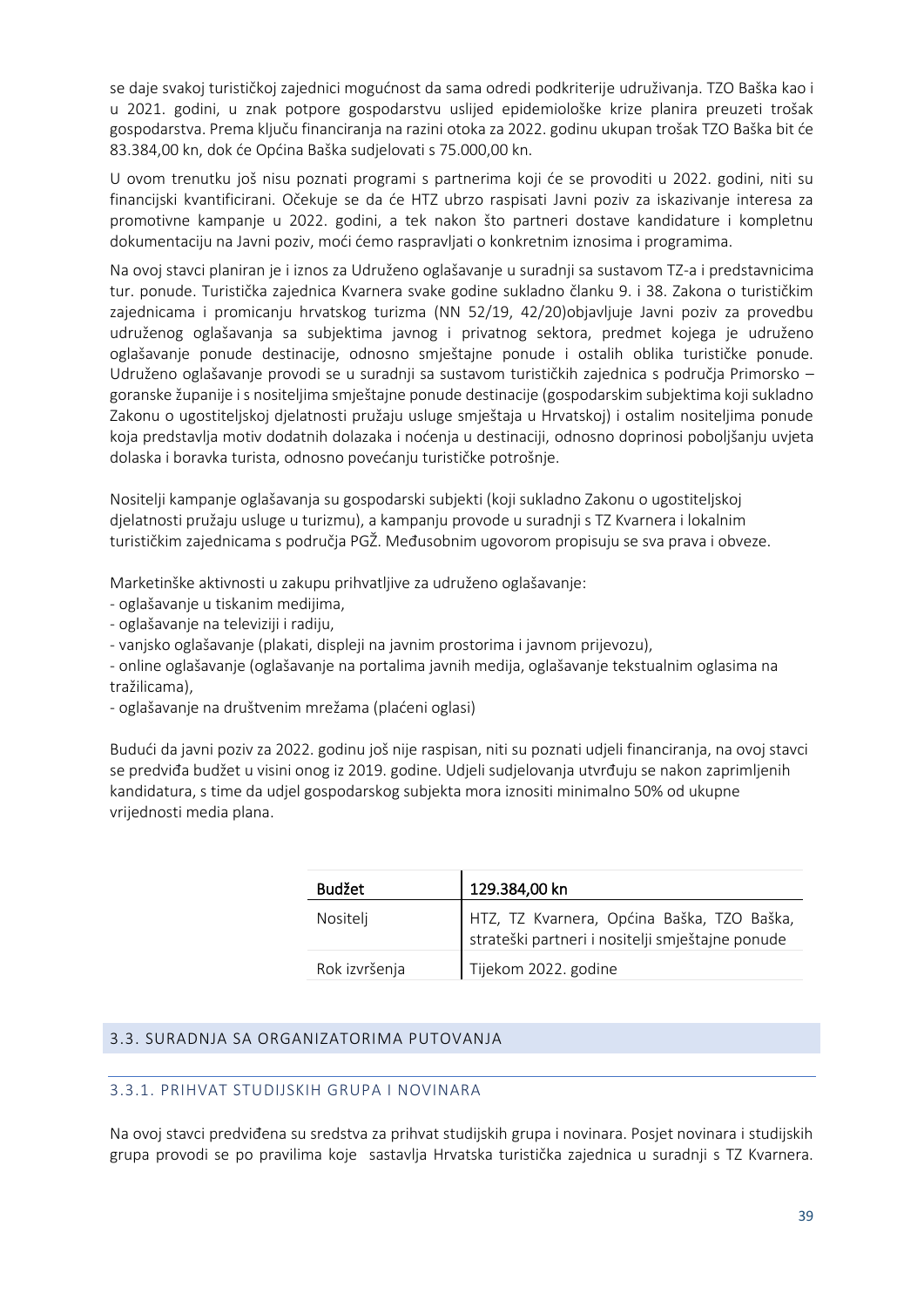se daje svakoj turističkoj zajednici mogućnost da sama odredi podkriterije udruživanja. TZO Baška kao i u 2021. godini, u znak potpore gospodarstvu uslijed epidemiološke krize planira preuzeti trošak gospodarstva. Prema ključu financiranja na razini otoka za 2022. godinu ukupan trošak TZO Baška bit će 83.384,00 kn, dok će Općina Baška sudjelovati s 75.000,00 kn.

U ovom trenutku još nisu poznati programi s partnerima koji će se provoditi u 2022. godini, niti su financijski kvantificirani. Očekuje se da će HTZ ubrzo raspisati Javni poziv za iskazivanje interesa za promotivne kampanje u 2022. godini, a tek nakon što partneri dostave kandidature i kompletnu dokumentaciju na Javni poziv, moći ćemo raspravljati o konkretnim iznosima i programima.

Na ovoj stavci planiran je i iznos za Udruženo oglašavanje u suradnji sa sustavom TZ-a i predstavnicima tur. ponude. Turistička zajednica Kvarnera svake godine sukladno članku 9. i 38. Zakona o turističkim zajednicama i promicanju hrvatskog turizma (NN 52/19, 42/20)objavljuje Javni poziv za provedbu udruženog oglašavanja sa subjektima javnog i privatnog sektora, predmet kojega je udruženo oglašavanje ponude destinacije, odnosno smještajne ponude i ostalih oblika turističke ponude. Udruženo oglašavanje provodi se u suradnji sa sustavom turističkih zajednica s područja Primorsko – goranske županije i s nositeljima smještajne ponude destinacije (gospodarskim subjektima koji sukladno Zakonu o ugostiteljskoj djelatnosti pružaju usluge smještaja u Hrvatskoj) i ostalim nositeljima ponude koja predstavlja motiv dodatnih dolazaka i noćenja u destinaciji, odnosno doprinosi poboljšanju uvjeta dolaska i boravka turista, odnosno povećanju turističke potrošnje.

Nositelji kampanje oglašavanja su gospodarski subjekti (koji sukladno Zakonu o ugostiteljskoj djelatnosti pružaju usluge u turizmu), a kampanju provode u suradnji s TZ Kvarnera i lokalnim turističkim zajednicama s područja PGŽ. Međusobnim ugovorom propisuju se sva prava i obveze.

Marketinške aktivnosti u zakupu prihvatljive za udruženo oglašavanje:
- oglašavanje u tiskanim medijima,
- oglašavanje na televiziji i radiju,
- vanjsko oglašavanje (plakati, displeji na javnim prostorima i javnom prijevozu),
- online oglašavanje (oglašavanje na portalima javnih medija, oglašavanje tekstualnim oglasima na tražilicama),
- oglašavanje na društvenim mrežama (plaćeni oglasi)

Budući da javni poziv za 2022. godinu još nije raspisan, niti su poznati udjeli financiranja, na ovoj stavci se predviđa budžet u visini onog iz 2019. godine. Udjeli sudjelovanja utvrđuju se nakon zaprimljenih kandidatura, s time da udjel gospodarskog subjekta mora iznositi minimalno 50% od ukupne vrijednosti media plana.

| Budžet | 129.384,00 kn |
|---|---|
| Nositelj | HTZ, TZ Kvarnera, Općina Baška, TZO Baška, strateški partneri i nositelji smještajne ponude |
| Rok izvršenja | Tijekom 2022. godine |

## 3.3. SURADNJA SA ORGANIZATORIMA PUTOVANJA

### 3.3.1. PRIHVAT STUDIJSKIH GRUPA I NOVINARA

Na ovoj stavci predviđena su sredstva za prihvat studijskih grupa i novinara. Posjet novinara i studijskih grupa provodi se po pravilima koje sastavlja Hrvatska turistička zajednica u suradnji s TZ Kvarnera.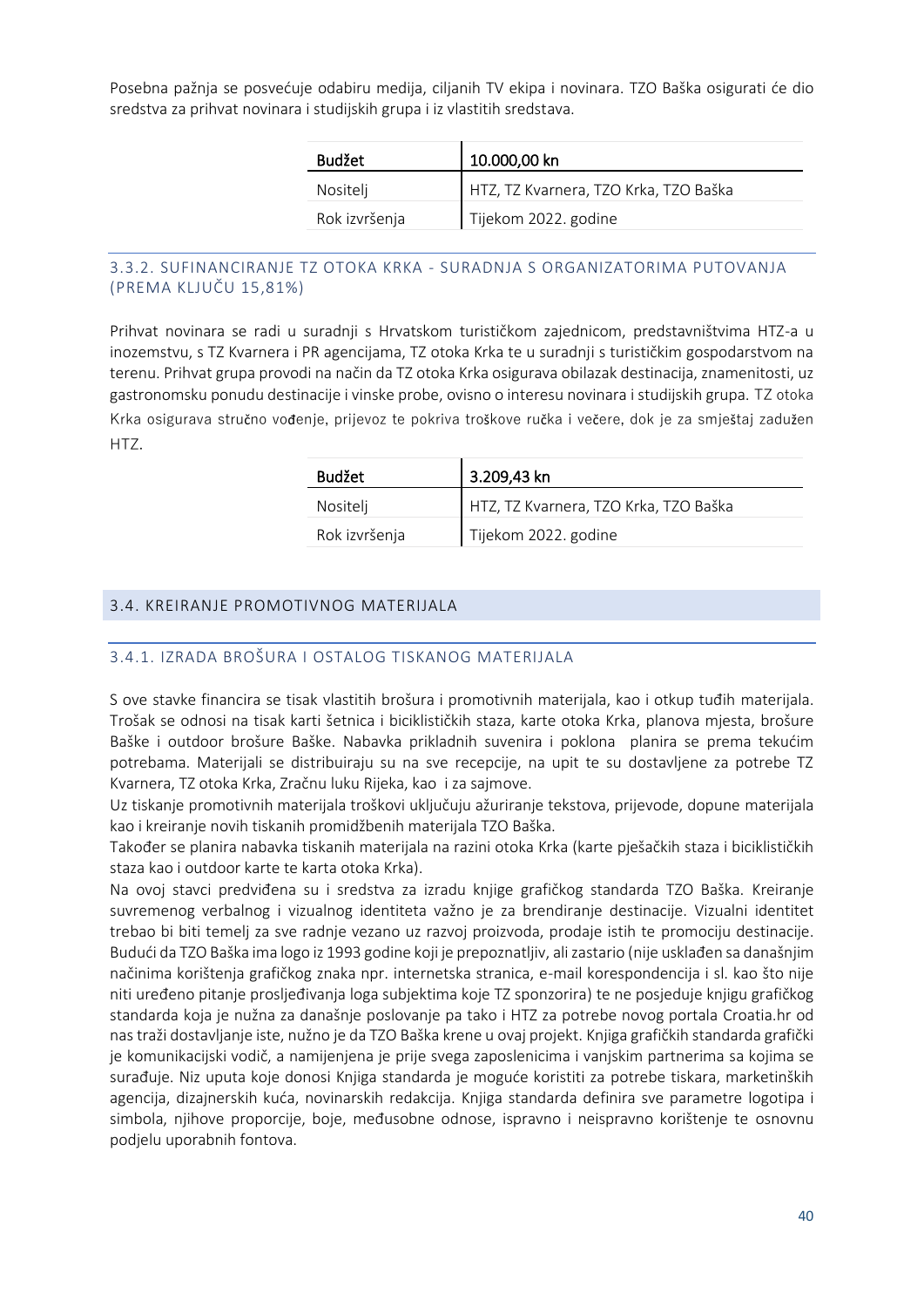Posebna pažnja se posvećuje odabiru medija, ciljanih TV ekipa i novinara. TZO Baška osigurati će dio sredstva za prihvat novinara i studijskih grupa i iz vlastitih sredstava.

| Budžet | 10.000,00 kn |
|---|---|
| Nositelj | HTZ, TZ Kvarnera, TZO Krka, TZO Baška |
| Rok izvršenja | Tijekom 2022. godine |

### 3.3.2. SUFINANCIRANJE TZ OTOKA KRKA - SURADNJA S ORGANIZATORIMA PUTOVANJA (PREMA KLJUČU 15,81%)

Prihvat novinara se radi u suradnji s Hrvatskom turističkom zajednicom, predstavništvima HTZ-a u inozemstvu, s TZ Kvarnera i PR agencijama, TZ otoka Krka te u suradnji s turističkim gospodarstvom na terenu. Prihvat grupa provodi na način da TZ otoka Krka osigurava obilazak destinacija, znamenitosti, uz gastronomsku ponudu destinacije i vinske probe, ovisno o interesu novinara i studijskih grupa. TZ otoka Krka osigurava stručno vođenje, prijevoz te pokriva troškove ručka i večere, dok je za smještaj zadužen HTZ.

| Budžet | 3.209,43 kn |
|---|---|
| Nositelj | HTZ, TZ Kvarnera, TZO Krka, TZO Baška |
| Rok izvršenja | Tijekom 2022. godine |

## 3.4. KREIRANJE PROMOTIVNOG MATERIJALA

### 3.4.1. IZRADA BROŠURA I OSTALOG TISKANOG MATERIJALA

S ove stavke financira se tisak vlastitih brošura i promotivnih materijala, kao i otkup tuđih materijala. Trošak se odnosi na tisak karti šetnica i biciklističkih staza, karte otoka Krka, planova mjesta, brošure Baške i outdoor brošure Baške. Nabavka prikladnih suvenira i poklona planira se prema tekućim potrebama. Materijali se distribuiraju su na sve recepcije, na upit te su dostavljene za potrebe TZ Kvarnera, TZ otoka Krka, Zračnu luku Rijeka, kao i za sajmove.

Uz tiskanje promotivnih materijala troškovi uključuju ažuriranje tekstova, prijevode, dopune materijala kao i kreiranje novih tiskanih promidžbenih materijala TZO Baška.

Također se planira nabavka tiskanih materijala na razini otoka Krka (karte pješačkih staza i biciklističkih staza kao i outdoor karte te karta otoka Krka).

Na ovoj stavci predviđena su i sredstva za izradu knjige grafičkog standarda TZO Baška. Kreiranje suvremenog verbalnog i vizualnog identiteta važno je za brendiranje destinacije. Vizualni identitet trebao bi biti temelj za sve radnje vezano uz razvoj proizvoda, prodaje istih te promociju destinacije. Budući da TZO Baška ima logo iz 1993 godine koji je prepoznatljiv, ali zastario (nije usklađen sa današnjim načinima korištenja grafičkog znaka npr. internetska stranica, e-mail korespondencija i sl. kao što nije niti uređeno pitanje prosljeđivanja loga subjektima koje TZ sponzorira) te ne posjeduje knjigu grafičkog standarda koja je nužna za današnje poslovanje pa tako i HTZ za potrebe novog portala Croatia.hr od nas traži dostavljanje iste, nužno je da TZO Baška krene u ovaj projekt. Knjiga grafičkih standarda grafički je komunikacijski vodič, a namijenjena je prije svega zaposlenicima i vanjskim partnerima sa kojima se surađuje. Niz uputa koje donosi Knjiga standarda je moguće koristiti za potrebe tiskara, marketinških agencija, dizajnerskih kuća, novinarskih redakcija. Knjiga standarda definira sve parametre logotipa i simbola, njihove proporcije, boje, međusobne odnose, ispravno i neispravno korištenje te osnovnu podjelu uporabnih fontova.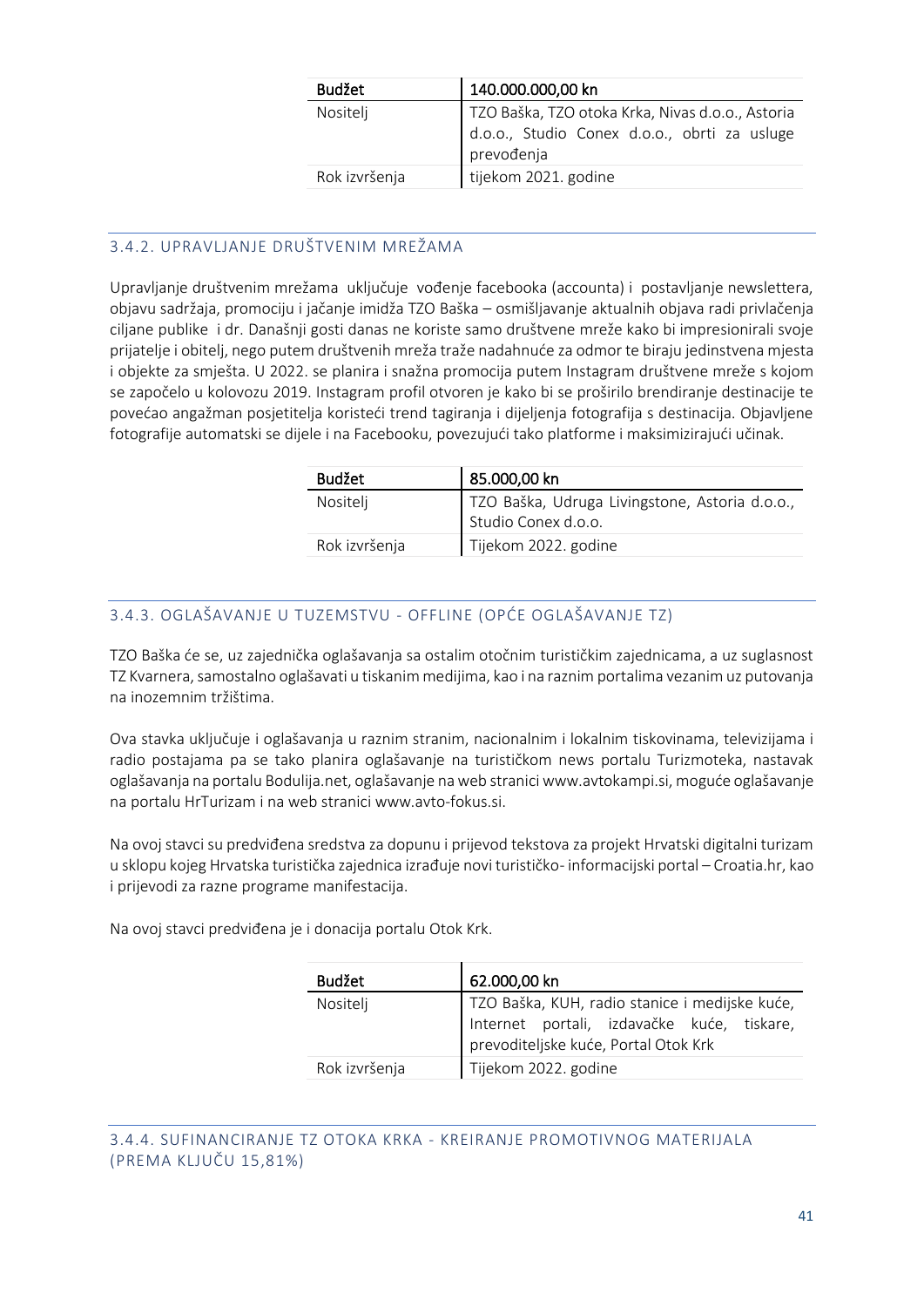| Budžet | 140.000.000,00 kn |
|---|---|
| Nositelj | TZO Baška, TZO otoka Krka, Nivas d.o.o., Astoria d.o.o., Studio Conex d.o.o., obrti za usluge prevođenja |
| Rok izvršenja | tijekom 2021. godine |

### 3.4.2. UPRAVLJANJE DRUŠTVENIM MREŽAMA

Upravljanje društvenim mrežama uključuje vođenje facebooka (accounta) i postavljanje newslettera, objavu sadržaja, promociju i jačanje imidža TZO Baška – osmišljavanje aktualnih objava radi privlačenja ciljane publike i dr. Današnji gosti danas ne koriste samo društvene mreže kako bi impresionirali svoje prijatelje i obitelj, nego putem društvenih mreža traže nadahnuće za odmor te biraju jedinstvena mjesta i objekte za smještaj. U 2022. se planira i snažna promocija putem Instagram društvene mreže s kojom se započelo u kolovozu 2019. Instagram profil otvoren je kako bi se proširilo brendiranje destinacije te povećao angažman posjetitelja koristeći trend tagiranja i dijeljenja fotografija s destinacija. Objavljene fotografije automatski se dijele i na Facebooku, povezujući tako platforme i maksimizirajući učinak.

| Budžet | 85.000,00 kn |
|---|---|
| Nositelj | TZO Baška, Udruga Livingstone, Astoria d.o.o., Studio Conex d.o.o. |
| Rok izvršenja | Tijekom 2022. godine |

### 3.4.3. OGLAŠAVANJE U TUZEMSTVU - OFFLINE (OPĆE OGLAŠAVANJE TZ)

TZO Baška će se, uz zajednička oglašavanja sa ostalim otočnim turističkim zajednicama, a uz suglasnost TZ Kvarnera, samostalno oglašavati u tiskanim medijima, kao i na raznim portalima vezanim uz putovanja na inozemnim tržištima.

Ova stavka uključuje i oglašavanja u raznim stranim, nacionalnim i lokalnim tiskovinama, televizijama i radio postajama pa se tako planira oglašavanje na turističkom news portalu Turizmoteka, nastavak oglašavanja na portalu Bodulija.net, oglašavanje na web stranici www.avtokampi.si, moguće oglašavanje na portalu HrTurizam i na web stranici www.avto-fokus.si.

Na ovoj stavci su predviđena sredstva za dopunu i prijevod tekstova za projekt Hrvatski digitalni turizam u sklopu kojeg Hrvatska turistička zajednica izrađuje novi turističko- informacijski portal – Croatia.hr, kao i prijevodi za razne programe manifestacija.

Na ovoj stavci predviđena je i donacija portalu Otok Krk.

| Budžet | 62.000,00 kn |
|---|---|
| Nositelj | TZO Baška, KUH, radio stanice i medijske kuće, Internet portali, izdavačke kuće, tiskare, prevoditeljske kuće, Portal Otok Krk |
| Rok izvršenja | Tijekom 2022. godine |

### 3.4.4. SUFINANCIRANJE TZ OTOKA KRKA - KREIRANJE PROMOTIVNOG MATERIJALA (PREMA KLJUČU 15,81%)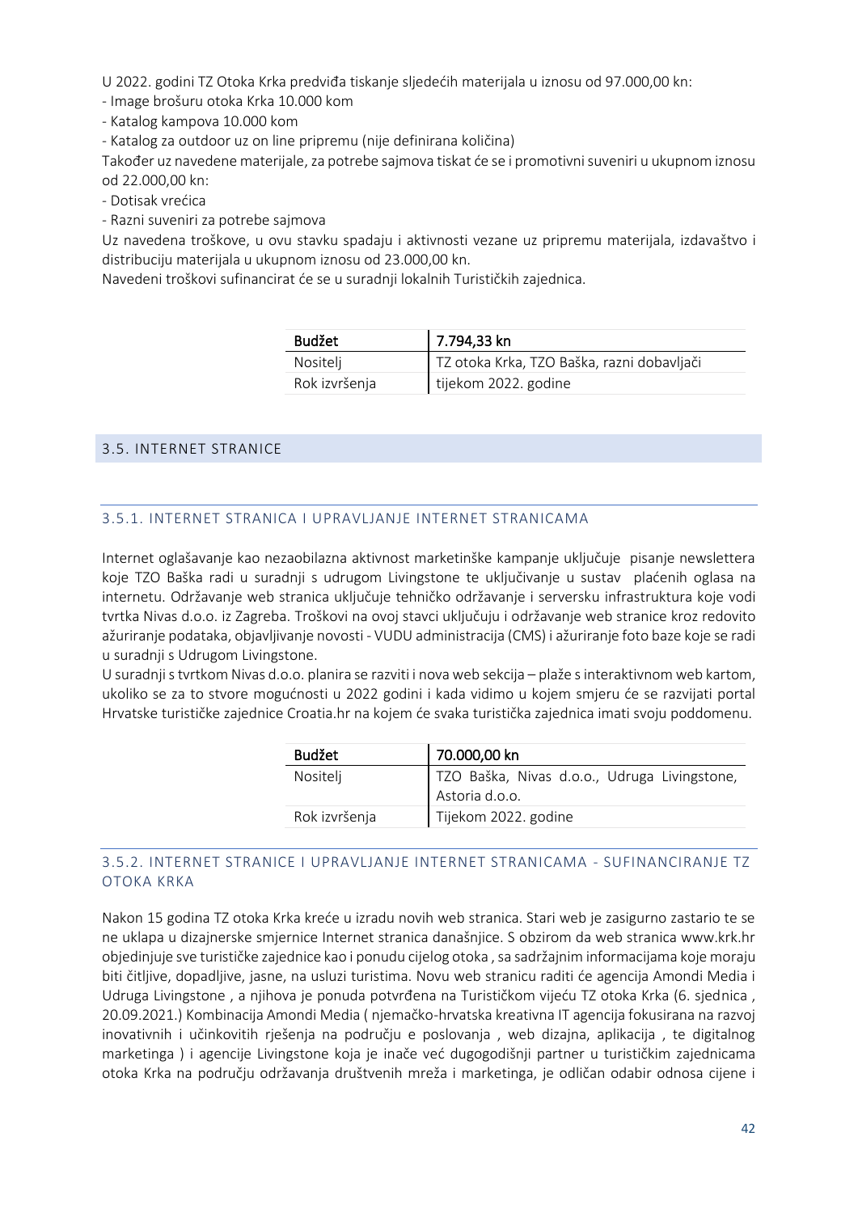U 2022. godini TZ Otoka Krka predviđa tiskanje sljedećih materijala u iznosu od 97.000,00 kn:

- Image brošuru otoka Krka 10.000 kom
- Katalog kampova 10.000 kom
- Katalog za outdoor uz on line pripremu (nije definirana količina)

Također uz navedene materijale, za potrebe sajmova tiskat će se i promotivni suveniri u ukupnom iznosu od 22.000,00 kn:

- Dotisak vrećica
- Razni suveniri za potrebe sajmova

Uz navedena troškove, u ovu stavku spadaju i aktivnosti vezane uz pripremu materijala, izdavaštvo i distribuciju materijala u ukupnom iznosu od 23.000,00 kn.

Navedeni troškovi sufinancirat će se u suradnji lokalnih Turističkih zajednica.

| Budžet | 7.794,33 kn |
|---|---|
| Nositelj | TZ otoka Krka, TZO Baška, razni dobavljači |
| Rok izvršenja | tijekom 2022. godine |

## 3.5. INTERNET STRANICE

### 3.5.1. INTERNET STRANICA I UPRAVLJANJE INTERNET STRANICAMA

Internet oglašavanje kao nezaobilazna aktivnost marketinške kampanje uključuje pisanje newslettera koje TZO Baška radi u suradnji s udrugom Livingstone te uključivanje u sustav plaćenih oglasa na internetu. Održavanje web stranica uključuje tehničko održavanje i serversku infrastruktura koje vodi tvrtka Nivas d.o.o. iz Zagreba. Troškovi na ovoj stavci uključuju i održavanje web stranice kroz redovito ažuriranje podataka, objavljivanje novosti - VUDU administracija (CMS) i ažuriranje foto baze koje se radi u suradnji s Udrugom Livingstone.

U suradnji s tvrtkom Nivas d.o.o. planira se razviti i nova web sekcija – plaže s interaktivnom web kartom, ukoliko se za to stvore mogućnosti u 2022 godini i kada vidimo u kojem smjeru će se razvijati portal Hrvatske turističke zajednice Croatia.hr na kojem će svaka turistička zajednica imati svoju poddomenu.

| Budžet | 70.000,00 kn |
|---|---|
| Nositelj | TZO Baška, Nivas d.o.o., Udruga Livingstone, Astoria d.o.o. |
| Rok izvršenja | Tijekom 2022. godine |

### 3.5.2. INTERNET STRANICE I UPRAVLJANJE INTERNET STRANICAMA - SUFINANCIRANJE TZ OTOKA KRKA

Nakon 15 godina TZ otoka Krka kreće u izradu novih web stranica. Stari web je zasigurno zastario te se ne uklapa u dizajnerske smjernice Internet stranica današnjice. S obzirom da web stranica www.krk.hr objedinjuje sve turističke zajednice kao i ponudu cijelog otoka , sa sadržajnim informacijama koje moraju biti čitljive, dopadljive, jasne, na usluzi turistima. Novu web stranicu raditi će agencija Amondi Media i Udruga Livingstone , a njihova je ponuda potvrđena na Turističkom vijeću TZ otoka Krka (6. sjednica , 20.09.2021.) Kombinacija Amondi Media ( njemačko-hrvatska kreativna IT agencija fokusirana na razvoj inovativnih i učinkovitih rješenja na području e poslovanja , web dizajna, aplikacija , te digitalnog marketinga ) i agencije Livingstone koja je inače već dugogodišnji partner u turističkim zajednicama otoka Krka na području održavanja društvenih mreža i marketinga, je odličan odabir odnosa cijene i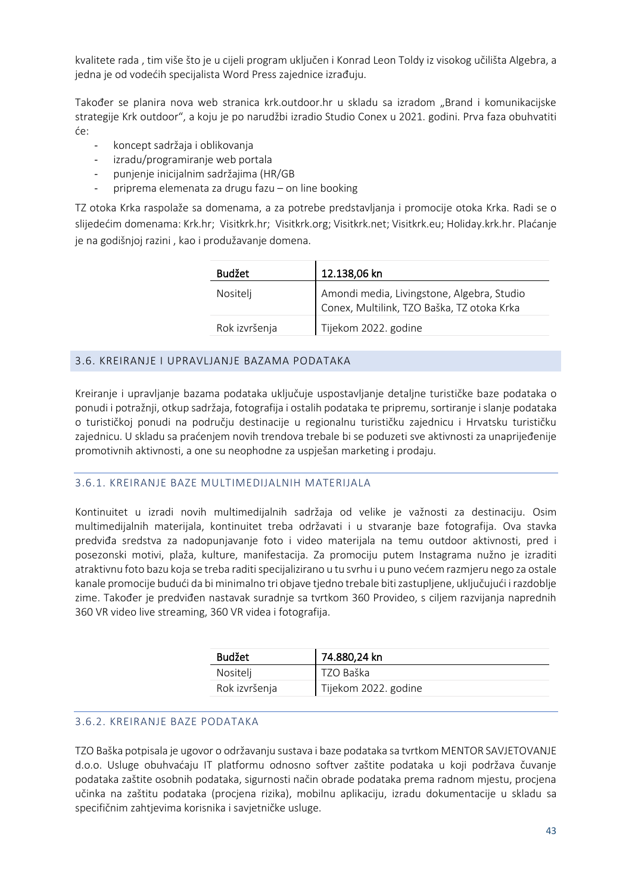kvalitete rada , tim više što je u cijeli program uključen i Konrad Leon Toldy iz visokog učilišta Algebra, a jedna je od vodećih specijalista Word Press zajednice izrađuju.

Također se planira nova web stranica krk.outdoor.hr u skladu sa izradom „Brand i komunikacijske strategije Krk outdoor", a koju je po narudžbi izradio Studio Conex u 2021. godini. Prva faza obuhvatiti će:

- koncept sadržaja i oblikovanja
- izradu/programiranje web portala
- punjenje inicijalnim sadržajima (HR/GB
- priprema elemenata za drugu fazu – on line booking

TZ otoka Krka raspolaže sa domenama, a za potrebe predstavljanja i promocije otoka Krka. Radi se o slijedećim domenama: Krk.hr; Visitkrk.hr; Visitkrk.org; Visitkrk.net; Visitkrk.eu; Holiday.krk.hr. Plaćanje je na godišnjoj razini , kao i produžavanje domena.

| **Budžet** | **12.138,06 kn** |
|---|---|
| Nositelj | Amondi media, Livingstone, Algebra, Studio Conex, Multilink, TZO Baška, TZ otoka Krka |
| Rok izvršenja | Tijekom 2022. godine |

## 3.6. KREIRANJE I UPRAVLJANJE BAZAMA PODATAKA

Kreiranje i upravljanje bazama podataka uključuje uspostavljanje detaljne turističke baze podataka o ponudi i potražnji, otkup sadržaja, fotografija i ostalih podataka te pripremu, sortiranje i slanje podataka o turističkoj ponudi na području destinacije u regionalnu turističku zajednicu i Hrvatsku turističku zajednicu. U skladu sa praćenjem novih trendova trebale bi se poduzeti sve aktivnosti za unaprijeđenije promotivnih aktivnosti, a one su neophodne za uspješan marketing i prodaju.

### 3.6.1. KREIRANJE BAZE MULTIMEDIJALNIH MATERIJALA

Kontinuitet u izradi novih multimedijalnih sadržaja od velike je važnosti za destinaciju. Osim multimedijalnih materijala, kontinuitet treba održavati i u stvaranje baze fotografija. Ova stavka predviđa sredstva za nadopunjavanje foto i video materijala na temu outdoor aktivnosti, pred i posezonski motivi, plaža, kulture, manifestacija. Za promociju putem Instagrama nužno je izraditi atraktivnu foto bazu koja se treba raditi specijalizirano u tu svrhu i u puno većem razmjeru nego za ostale kanale promocije budući da bi minimalno tri objave tjedno trebale biti zastupljene, uključujući i razdoblje zime. Također je predviđen nastavak suradnje sa tvrtkom 360 Provideo, s ciljem razvijanja naprednih 360 VR video live streaming, 360 VR videa i fotografija.

| **Budžet** | **74.880,24 kn** |
|---|---|
| Nositelj | TZO Baška |
| Rok izvršenja | Tijekom 2022. godine |

### 3.6.2. KREIRANJE BAZE PODATAKA

TZO Baška potpisala je ugovor o održavanju sustava i baze podataka sa tvrtkom MENTOR SAVJETOVANJE d.o.o. Usluge obuhvaćaju IT platformu odnosno softver zaštite podataka u koji podržava čuvanje podataka zaštite osobnih podataka, sigurnosti način obrade podataka prema radnom mjestu, procjena učinka na zaštitu podataka (procjena rizika), mobilnu aplikaciju, izradu dokumentacije u skladu sa specifičnim zahtjevima korisnika i savjetničke usluge.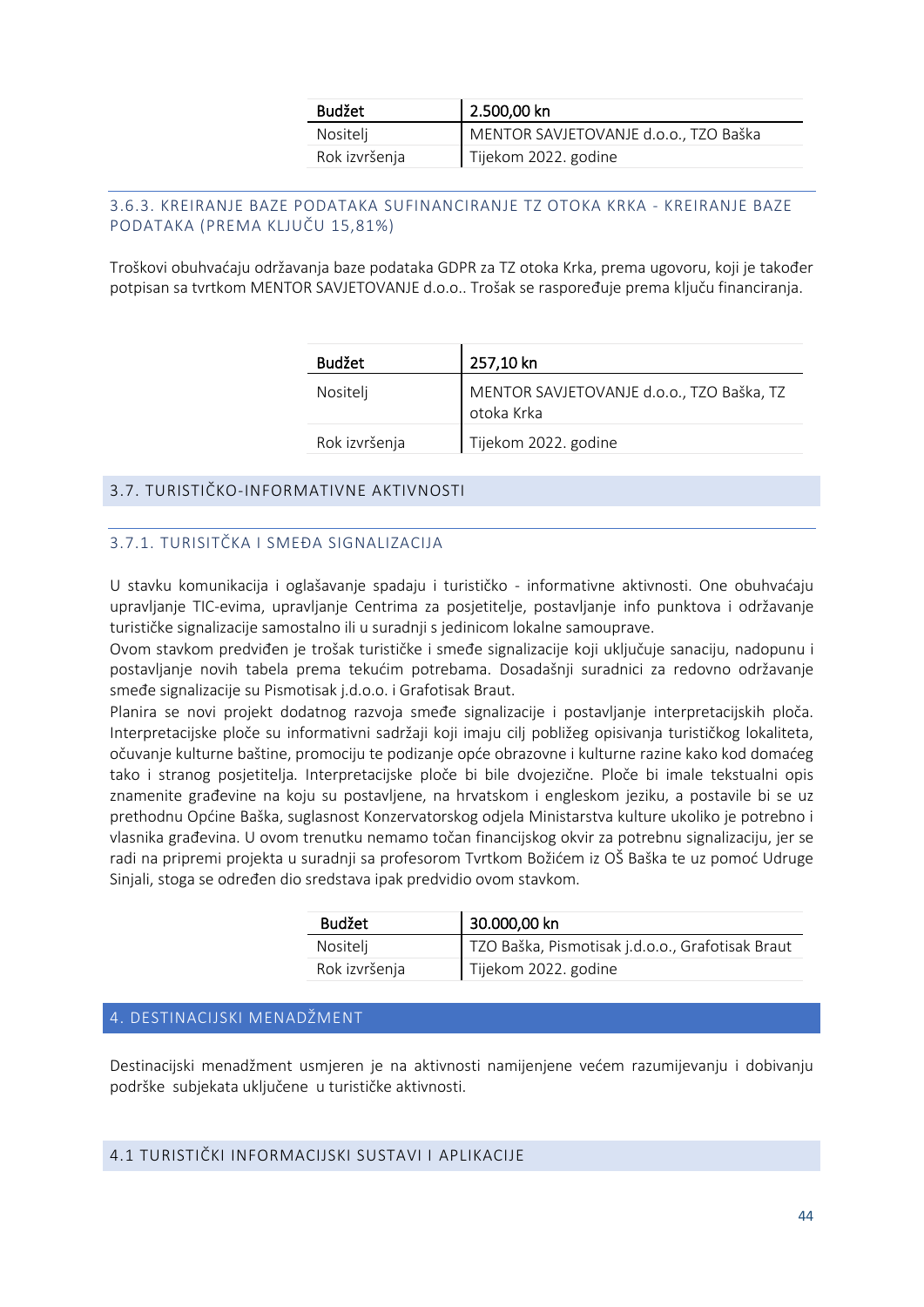| Budžet | 2.500,00 kn |
|---|---|
| Nositelj | MENTOR SAVJETOVANJE d.o.o., TZO Baška |
| Rok izvršenja | Tijekom 2022. godine |

### 3.6.3. KREIRANJE BAZE PODATAKA SUFINANCIRANJE TZ OTOKA KRKA - KREIRANJE BAZE PODATAKA (PREMA KLJUČU 15,81%)

Troškovi obuhvaćaju održavanja baze podataka GDPR za TZ otoka Krka, prema ugovoru, koji je također potpisan sa tvrtkom MENTOR SAVJETOVANJE d.o.o.. Trošak se raspoređuje prema ključu financiranja.

| Budžet | 257,10 kn |
|---|---|
| Nositelj | MENTOR SAVJETOVANJE d.o.o., TZO Baška, TZ otoka Krka |
| Rok izvršenja | Tijekom 2022. godine |

## 3.7. TURISTIČKO-INFORMATIVNE AKTIVNOSTI

### 3.7.1. TURISITČKA I SMEĐA SIGNALIZACIJA

U stavku komunikacija i oglašavanje spadaju i turističko - informativne aktivnosti. One obuhvaćaju upravljanje TIC-evima, upravljanje Centrima za posjetitelje, postavljanje info punktova i održavanje turističke signalizacije samostalno ili u suradnji s jedinicom lokalne samouprave.

Ovom stavkom predviđen je trošak turističke i smeđe signalizacije koji uključuje sanaciju, nadopunu i postavljanje novih tabela prema tekućim potrebama. Dosadašnji suradnici za redovno održavanje smeđe signalizacije su Pismotisak j.d.o.o. i Grafotisak Braut.

Planira se novi projekt dodatnog razvoja smeđe signalizacije i postavljanje interpretacijskih ploča. Interpretacijske ploče su informativni sadržaji koji imaju cilj pobližeg opisivanja turističkog lokaliteta, očuvanje kulturne baštine, promociju te podizanje opće obrazovne i kulturne razine kako kod domaćeg tako i stranog posjetitelja. Interpretacijske ploče bi bile dvojezične. Ploče bi imale tekstualni opis znamenite građevine na koju su postavljene, na hrvatskom i engleskom jeziku, a postavile bi se uz prethodnu Općine Baška, suglasnost Konzervatorskog odjela Ministarstva kulture ukoliko je potrebno i vlasnika građevina. U ovom trenutku nemamo točan financijskog okvir za potrebnu signalizaciju, jer se radi na pripremi projekta u suradnji sa profesorom Tvrtkom Božićem iz OŠ Baška te uz pomoć Udruge Sinjali, stoga se određen dio sredstava ipak predvidio ovom stavkom.

| Budžet | 30.000,00 kn |
|---|---|
| Nositelj | TZO Baška, Pismotisak j.d.o.o., Grafotisak Braut |
| Rok izvršenja | Tijekom 2022. godine |

# 4. DESTINACIJSKI MENADŽMENT

Destinacijski menadžment usmjeren je na aktivnosti namijenjene većem razumijevanju i dobivanju podrške subjekata uključene u turističke aktivnosti.

## 4.1 TURISTIČKI INFORMACIJSKI SUSTAVI I APLIKACIJE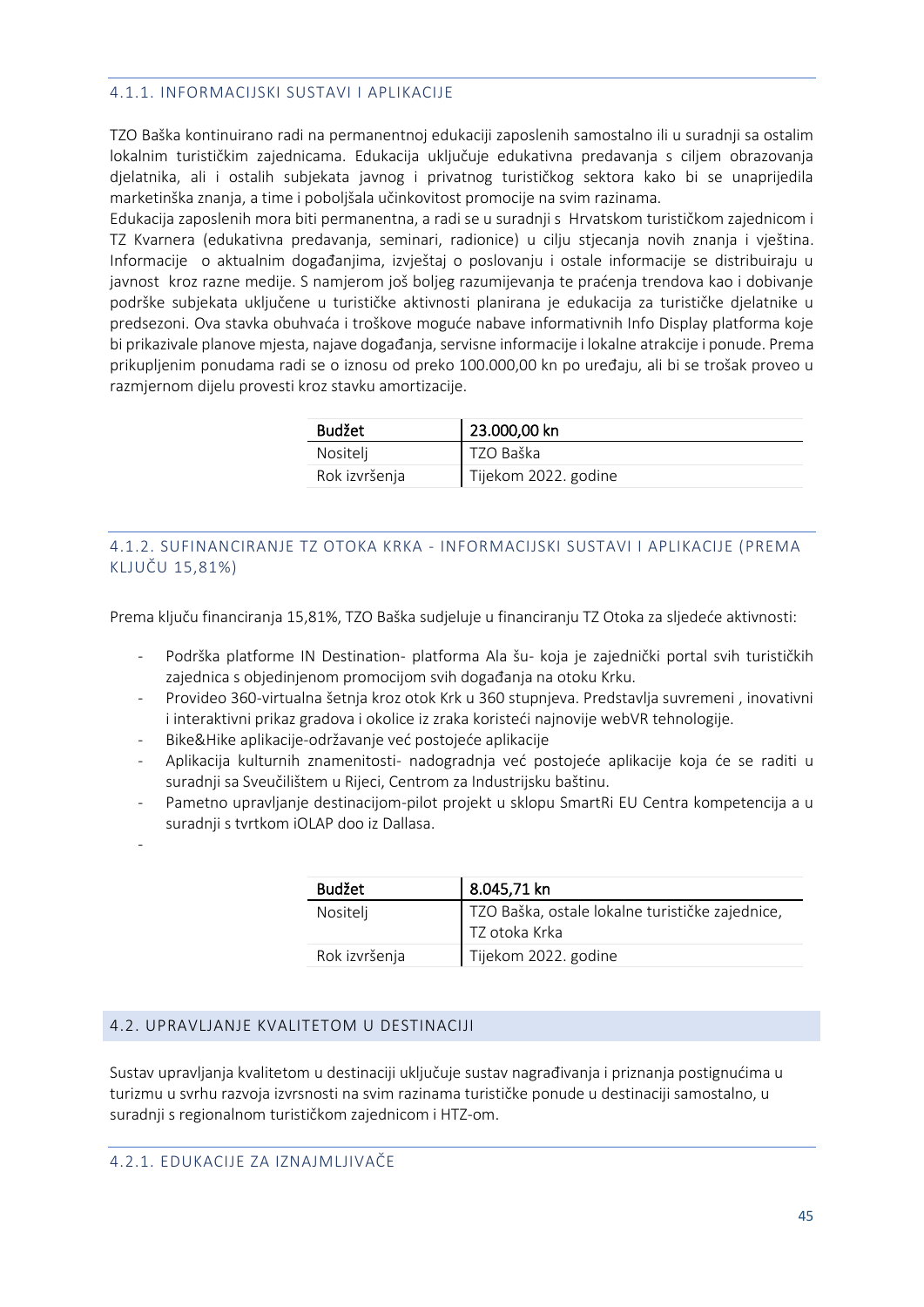#### 4.1.1. INFORMACIJSKI SUSTAVI I APLIKACIJE

TZO Baška kontinuirano radi na permanentnoj edukaciji zaposlenih samostalno ili u suradnji sa ostalim lokalnim turističkim zajednicama. Edukacija uključuje edukativna predavanja s ciljem obrazovanja djelatnika, ali i ostalih subjekata javnog i privatnog turističkog sektora kako bi se unaprijedila marketinška znanja, a time i poboljšala učinkovitost promocije na svim razinama.
Edukacija zaposlenih mora biti permanentna, a radi se u suradnji s Hrvatskom turističkom zajednicom i TZ Kvarnera (edukativna predavanja, seminari, radionice) u cilju stjecanja novih znanja i vještina. Informacije o aktualnim događanjima, izvještaj o poslovanju i ostale informacije se distribuiraju u javnost kroz razne medije. S namjerom još boljeg razumijevanja te praćenja trendova kao i dobivanje podrške subjekata uključene u turističke aktivnosti planirana je edukacija za turističke djelatnike u predsezoni. Ova stavka obuhvaća i troškove moguće nabave informativnih Info Display platforma koje bi prikazivale planove mjesta, najave događanja, servisne informacije i lokalne atrakcije i ponude. Prema prikupljenim ponudama radi se o iznosu od preko 100.000,00 kn po uređaju, ali bi se trošak proveo u razmjernom dijelu provesti kroz stavku amortizacije.

| Budžet | 23.000,00 kn |
|---|---|
| Nositelj | TZO Baška |
| Rok izvršenja | Tijekom 2022. godine |

#### 4.1.2. SUFINANCIRANJE TZ OTOKA KRKA - INFORMACIJSKI SUSTAVI I APLIKACIJE (PREMA KLJUČU 15,81%)

Prema ključu financiranja 15,81%, TZO Baška sudjeluje u financiranju TZ Otoka za sljedeće aktivnosti:

- Podrška platforme IN Destination- platforma Ala šu- koja je zajednički portal svih turističkih zajednica s objedinjenom promocijom svih događanja na otoku Krku.
- Provideo 360-virtualna šetnja kroz otok Krk u 360 stupnjeva. Predstavlja suvremeni , inovativni i interaktivni prikaz gradova i okolice iz zraka koristeći najnovije webVR tehnologije.
- Bike&Hike aplikacije-održavanje već postojeće aplikacije
- Aplikacija kulturnih znamenitosti- nadogradnja već postojeće aplikacije koja će se raditi u suradnji sa Sveučilištem u Rijeci, Centrom za Industrijsku baštinu.
- Pametno upravljanje destinacijom-pilot projekt u sklopu SmartRi EU Centra kompetencija a u suradnji s tvrtkom iOLAP doo iz Dallasa.
-

| Budžet | 8.045,71 kn |
|---|---|
| Nositelj | TZO Baška, ostale lokalne turističke zajednice, TZ otoka Krka |
| Rok izvršenja | Tijekom 2022. godine |

### 4.2. UPRAVLJANJE KVALITETOM U DESTINACIJI

Sustav upravljanja kvalitetom u destinaciji uključuje sustav nagrađivanja i priznanja postignućima u turizmu u svrhu razvoja izvrsnosti na svim razinama turističke ponude u destinaciji samostalno, u suradnji s regionalnom turističkom zajednicom i HTZ-om.

#### 4.2.1. EDUKACIJE ZA IZNAJMLJIVAČE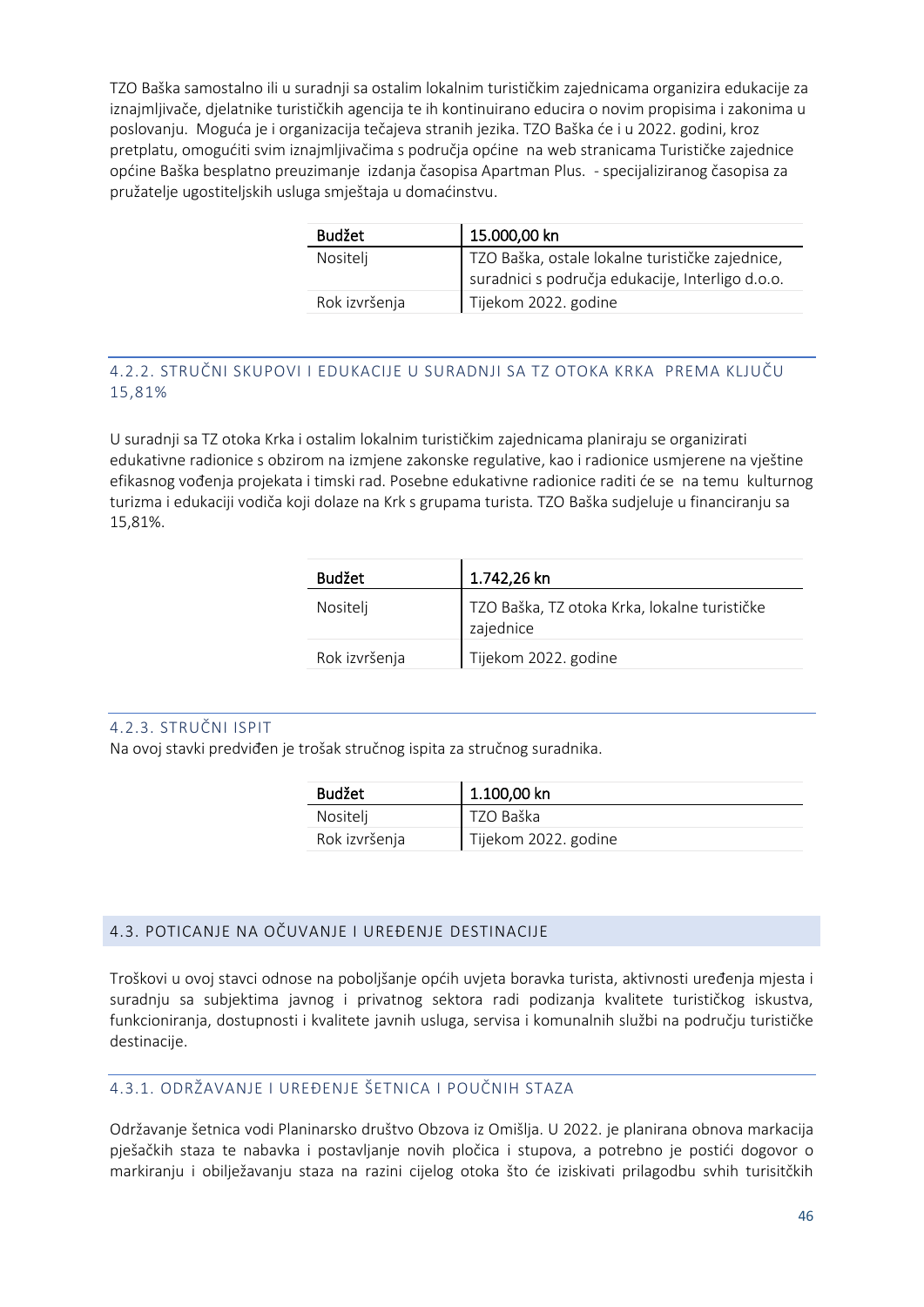TZO Baška samostalno ili u suradnji sa ostalim lokalnim turističkim zajednicama organizira edukacije za iznajmljivače, djelatnike turističkih agencija te ih kontinuirano educira o novim propisima i zakonima u poslovanju. Moguća je i organizacija tečajeva stranih jezika. TZO Baška će i u 2022. godini, kroz pretplatu, omogućiti svim iznajmljivačima s područja općine na web stranicama Turističke zajednice općine Baška besplatno preuzimanje izdanja časopisa Apartman Plus. - specijaliziranog časopisa za pružatelje ugostiteljskih usluga smještaja u domaćinstvu.

| Budžet | 15.000,00 kn |
|---|---|
| Nositelj | TZO Baška, ostale lokalne turističke zajednice, suradnici s područja edukacije, Interligo d.o.o. |
| Rok izvršenja | Tijekom 2022. godine |

### 4.2.2. STRUČNI SKUPOVI I EDUKACIJE U SURADNJI SA TZ OTOKA KRKA PREMA KLJUČU 15,81%

U suradnji sa TZ otoka Krka i ostalim lokalnim turističkim zajednicama planiraju se organizirati edukativne radionice s obzirom na izmjene zakonske regulative, kao i radionice usmjerene na vještine efikasnog vođenja projekata i timski rad. Posebne edukativne radionice raditi će se na temu kulturnog turizma i edukaciji vodiča koji dolaze na Krk s grupama turista. TZO Baška sudjeluje u financiranju sa 15,81%.

| Budžet | 1.742,26 kn |
|---|---|
| Nositelj | TZO Baška, TZ otoka Krka, lokalne turističke zajednice |
| Rok izvršenja | Tijekom 2022. godine |

### 4.2.3. STRUČNI ISPIT

Na ovoj stavki predviđen je trošak stručnog ispita za stručnog suradnika.

| Budžet | 1.100,00 kn |
|---|---|
| Nositelj | TZO Baška |
| Rok izvršenja | Tijekom 2022. godine |

## 4.3. POTICANJE NA OČUVANJE I UREĐENJE DESTINACIJE

Troškovi u ovoj stavci odnose na poboljšanje općih uvjeta boravka turista, aktivnosti uređenja mjesta i suradnju sa subjektima javnog i privatnog sektora radi podizanja kvalitete turističkog iskustva, funkcioniranja, dostupnosti i kvalitete javnih usluga, servisa i komunalnih službi na području turističke destinacije.

### 4.3.1. ODRŽAVANJE I UREĐENJE ŠETNICA I POUČNIH STAZA

Održavanje šetnica vodi Planinarsko društvo Obzova iz Omišlja. U 2022. je planirana obnova markacija pješačkih staza te nabavka i postavljanje novih pločica i stupova, a potrebno je postići dogovor o markiranju i obilježavanju staza na razini cijelog otoka što će iziskivati prilagodbu svhih turisitčkih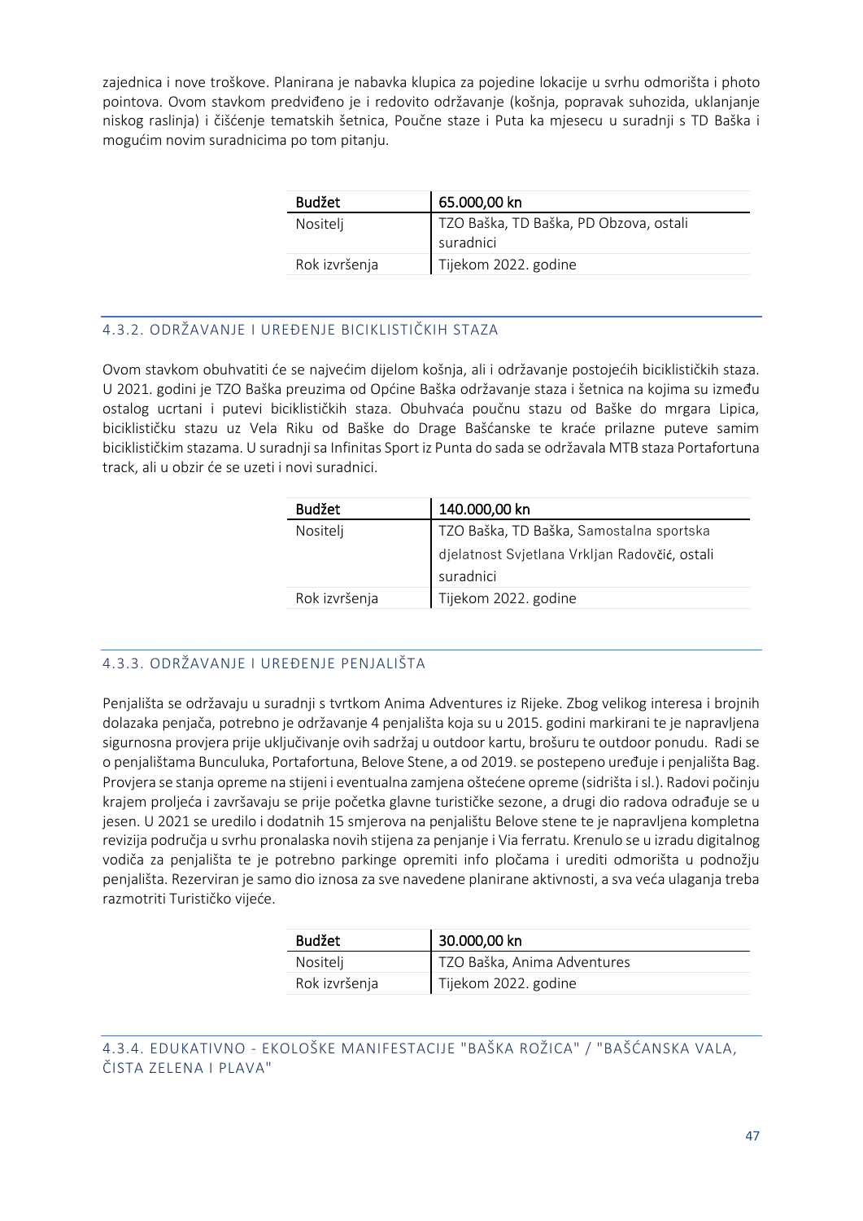zajednica i nove troškove. Planirana je nabavka klupica za pojedine lokacije u svrhu odmorišta i photo pointova. Ovom stavkom predviđeno je i redovito održavanje (košnja, popravak suhozida, uklanjanje niskog raslinja) i čišćenje tematskih šetnica, Poučne staze i Puta ka mjesecu u suradnji s TD Baška i mogućim novim suradnicima po tom pitanju.

| Budžet | 65.000,00 kn |
|---|---|
| Nositelj | TZO Baška, TD Baška, PD Obzova, ostali suradnici |
| Rok izvršenja | Tijekom 2022. godine |

### 4.3.2. ODRŽAVANJE I UREĐENJE BICIKLISTIČKIH STAZA

Ovom stavkom obuhvatiti će se najvećim dijelom košnja, ali i održavanje postojećih biciklističkih staza. U 2021. godini je TZO Baška preuzima od Općine Baška održavanje staza i šetnica na kojima su između ostalog ucrtani i putevi biciklističkih staza. Obuhvaća poučnu stazu od Baške do mrgara Lipica, biciklističku stazu uz Vela Riku od Baške do Drage Bašćanske te kraće prilazne puteve samim biciklističkim stazama. U suradnji sa Infinitas Sport iz Punta do sada se održavala MTB staza Portafortuna track, ali u obzir će se uzeti i novi suradnici.

| Budžet | 140.000,00 kn |
|---|---|
| Nositelj | TZO Baška, TD Baška, Samostalna sportska djelatnost Svjetlana Vrkljan Radovčić, ostali suradnici |
| Rok izvršenja | Tijekom 2022. godine |

### 4.3.3. ODRŽAVANJE I UREĐENJE PENJALIŠTA

Penjališta se održavaju u suradnji s tvrtkom Anima Adventures iz Rijeke. Zbog velikog interesa i brojnih dolazaka penjača, potrebno je održavanje 4 penjališta koja su u 2015. godini markirani te je napravljena sigurnosna provjera prije uključivanje ovih sadržaj u outdoor kartu, brošuru te outdoor ponudu. Radi se o penjalištama Bunculuka, Portafortuna, Belove Stene, a od 2019. se postepeno uređuje i penjališta Bag. Provjera se stanja opreme na stijeni i eventualna zamjena oštećene opreme (sidrišta i sl.). Radovi počinju krajem proljeća i završavaju se prije početka glavne turističke sezone, a drugi dio radova odrađuje se u jesen. U 2021 se uredilo i dodatnih 15 smjerova na penjalištu Belove stene te je napravljena kompletna revizija područja u svrhu pronalaska novih stijena za penjanje i Via ferratu. Krenulo se u izradu digitalnog vodiča za penjališta te je potrebno parkinge opremiti info pločama i urediti odmorišta u podnožju penjališta. Rezerviran je samo dio iznosa za sve navedene planirane aktivnosti, a sva veća ulaganja treba razmotriti Turističko vijeće.

| Budžet | 30.000,00 kn |
|---|---|
| Nositelj | TZO Baška, Anima Adventures |
| Rok izvršenja | Tijekom 2022. godine |

### 4.3.4. EDUKATIVNO - EKOLOŠKE MANIFESTACIJE "BAŠKA ROŽICA" / "BAŠĆANSKA VALA, ČISTA ZELENA I PLAVA"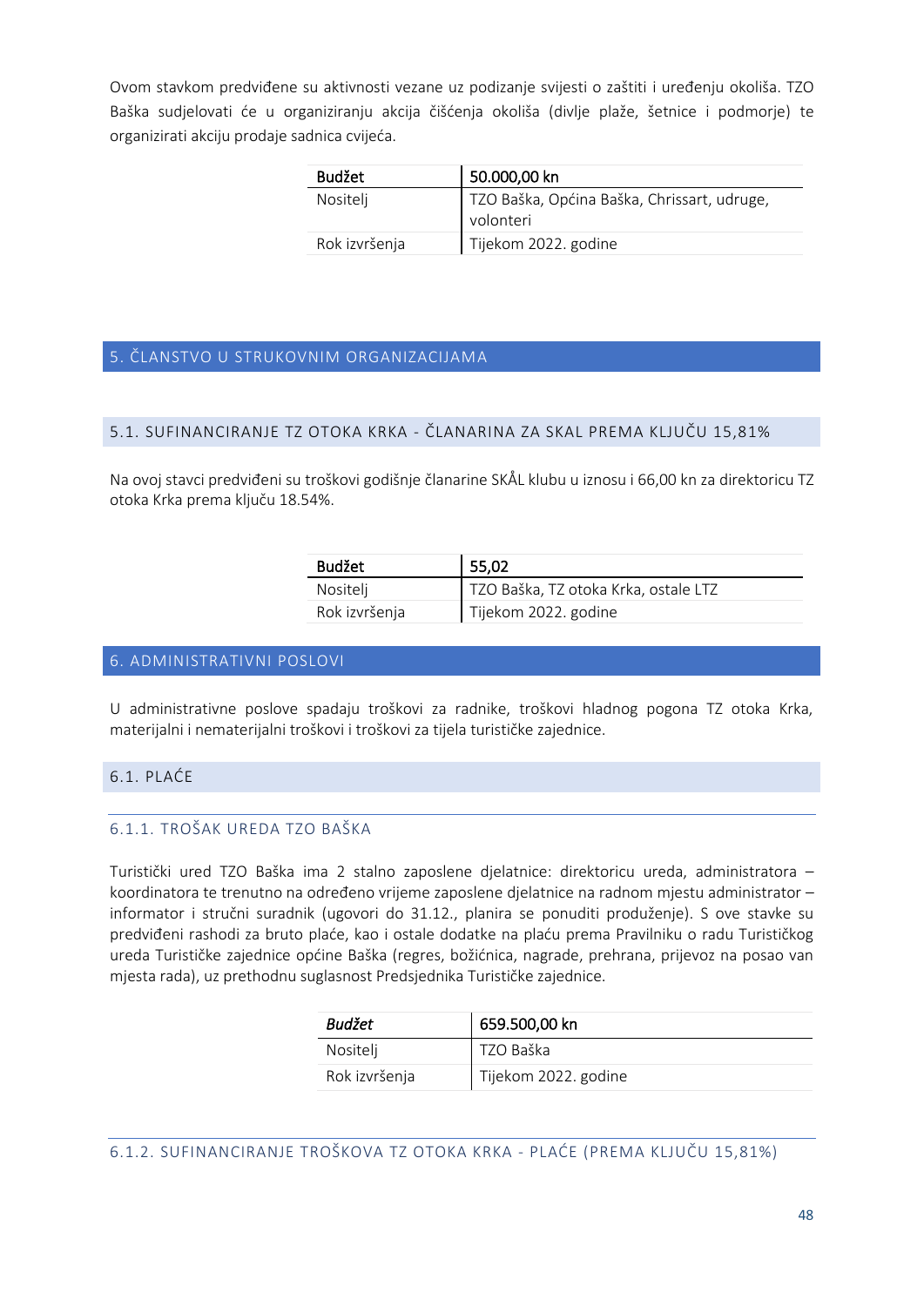Ovom stavkom predviđene su aktivnosti vezane uz podizanje svijesti o zaštiti i uređenju okoliša. TZO Baška sudjelovati će u organiziranju akcija čišćenja okoliša (divlje plaže, šetnice i podmorje) te organizirati akciju prodaje sadnica cvijeća.

| Budžet | 50.000,00 kn |
|---|---|
| Nositelj | TZO Baška, Općina Baška, Chrissart, udruge, volonteri |
| Rok izvršenja | Tijekom 2022. godine |

## 5. ČLANSTVO U STRUKOVNIM ORGANIZACIJAMA

### 5.1. SUFINANCIRANJE TZ OTOKA KRKA - ČLANARINA ZA SKAL PREMA KLJUČU 15,81%

Na ovoj stavci predviđeni su troškovi godišnje članarine SKÅL klubu u iznosu i 66,00 kn za direktoricu TZ otoka Krka prema ključu 18.54%.

| Budžet | 55,02 |
|---|---|
| Nositelj | TZO Baška, TZ otoka Krka, ostale LTZ |
| Rok izvršenja | Tijekom 2022. godine |

## 6. ADMINISTRATIVNI POSLOVI

U administrativne poslove spadaju troškovi za radnike, troškovi hladnog pogona TZ otoka Krka, materijalni i nematerijalni troškovi i troškovi za tijela turističke zajednice.

### 6.1. PLAĆE

#### 6.1.1. TROŠAK UREDA TZO BAŠKA

Turistički ured TZO Baška ima 2 stalno zaposlene djelatnice: direktoricu ureda, administratora – koordinatora te trenutno na određeno vrijeme zaposlene djelatnice na radnom mjestu administrator – informator i stručni suradnik (ugovori do 31.12., planira se ponuditi produženje). S ove stavke su predviđeni rashodi za bruto plaće, kao i ostale dodatke na plaću prema Pravilniku o radu Turističkog ureda Turističke zajednice općine Baška (regres, božićnica, nagrade, prehrana, prijevoz na posao van mjesta rada), uz prethodnu suglasnost Predsjednika Turističke zajednice.

| *Budžet* | 659.500,00 kn |
|---|---|
| Nositelj | TZO Baška |
| Rok izvršenja | Tijekom 2022. godine |

#### 6.1.2. SUFINANCIRANJE TROŠKOVA TZ OTOKA KRKA - PLAĆE (PREMA KLJUČU 15,81%)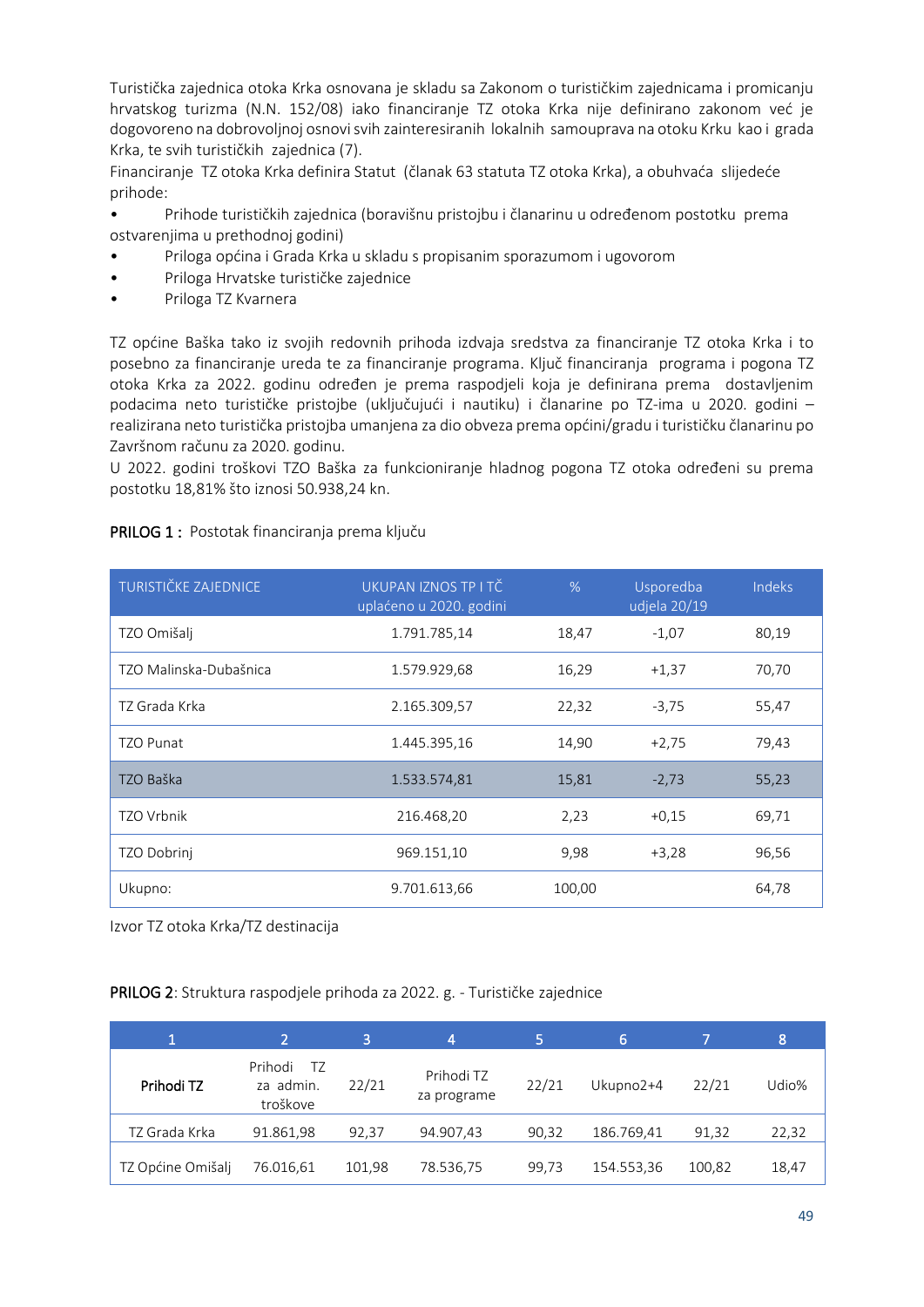Turistička zajednica otoka Krka osnovana je skladu sa Zakonom o turističkim zajednicama i promicanju hrvatskog turizma (N.N. 152/08) iako financiranje TZ otoka Krka nije definirano zakonom već je dogovoreno na dobrovoljnoj osnovi svih zainteresiranih lokalnih samouprava na otoku Krku kao i grada Krka, te svih turističkih zajednica (7).

Financiranje TZ otoka Krka definira Statut (članak 63 statuta TZ otoka Krka), a obuhvaća slijedeće prihode:

- Prihode turističkih zajednica (boravišnu pristojbu i članarinu u određenom postotku prema ostvarenjima u prethodnoj godini)
- Priloga općina i Grada Krka u skladu s propisanim sporazumom i ugovorom
- Priloga Hrvatske turističke zajednice
- Priloga TZ Kvarnera

TZ općine Baška tako iz svojih redovnih prihoda izdvaja sredstva za financiranje TZ otoka Krka i to posebno za financiranje ureda te za financiranje programa. Ključ financiranja programa i pogona TZ otoka Krka za 2022. godinu određen je prema raspodjeli koja je definirana prema dostavljenim podacima neto turističke pristojbe (uključujući i nautiku) i članarine po TZ-ima u 2020. godini – realizirana neto turistička pristojba umanjena za dio obveza prema općini/gradu i turističku članarinu po Završnom računu za 2020. godinu.

U 2022. godini troškovi TZO Baška za funkcioniranje hladnog pogona TZ otoka određeni su prema postotku 18,81% što iznosi 50.938,24 kn.

**PRILOG 1 :** Postotak financiranja prema ključu

| TURISTIČKE ZAJEDNICE | UKUPAN IZNOS TP I TČ uplaćeno u 2020. godini | % | Usporedba udjela 20/19 | Indeks |
|---|---|---|---|---|
| TZO Omišalj | 1.791.785,14 | 18,47 | -1,07 | 80,19 |
| TZO Malinska-Dubašnica | 1.579.929,68 | 16,29 | +1,37 | 70,70 |
| TZ Grada Krka | 2.165.309,57 | 22,32 | -3,75 | 55,47 |
| TZO Punat | 1.445.395,16 | 14,90 | +2,75 | 79,43 |
| TZO Baška | 1.533.574,81 | 15,81 | -2,73 | 55,23 |
| TZO Vrbnik | 216.468,20 | 2,23 | +0,15 | 69,71 |
| TZO Dobrinj | 969.151,10 | 9,98 | +3,28 | 96,56 |
| Ukupno: | 9.701.613,66 | 100,00 | | 64,78 |

Izvor TZ otoka Krka/TZ destinacija

**PRILOG 2**: Struktura raspodjele prihoda za 2022. g. - Turističke zajednice

| 1 | 2 | 3 | 4 | 5 | 6 | 7 | 8 |
|---|---|---|---|---|---|---|---|
| **Prihodi TZ** | Prihodi TZ za admin. troškove | 22/21 | Prihodi TZ za programe | 22/21 | Ukupno2+4 | 22/21 | Udio% |
| TZ Grada Krka | 91.861,98 | 92,37 | 94.907,43 | 90,32 | 186.769,41 | 91,32 | 22,32 |
| TZ Općine Omišalj | 76.016,61 | 101,98 | 78.536,75 | 99,73 | 154.553,36 | 100,82 | 18,47 |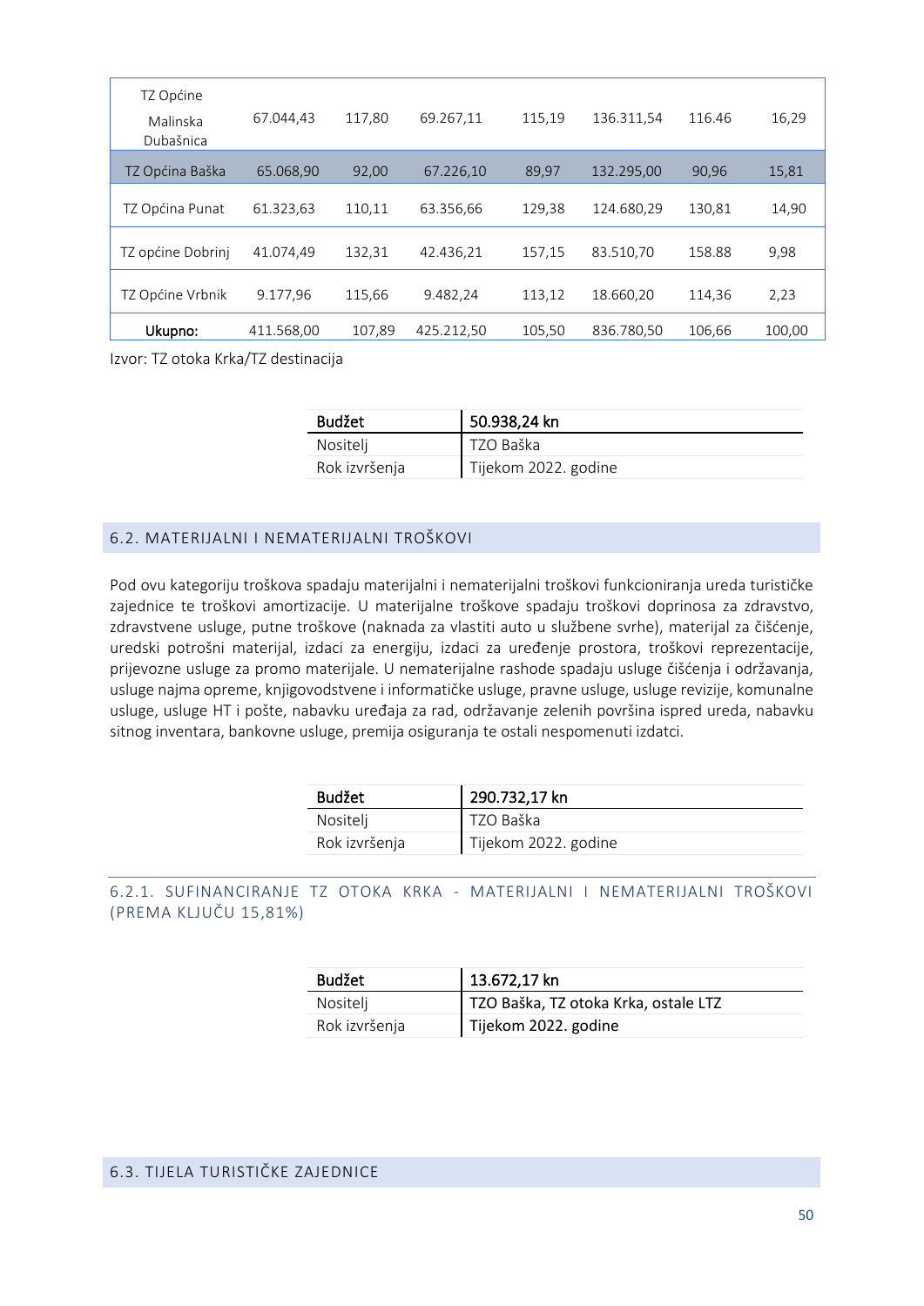| | | | | | | | |
|---|---|---|---|---|---|---|---|
| TZ Općine Malinska Dubašnica | 67.044,43 | 117,80 | 69.267,11 | 115,19 | 136.311,54 | 116.46 | 16,29 |
| TZ Općina Baška | 65.068,90 | 92,00 | 67.226,10 | 89,97 | 132.295,00 | 90,96 | 15,81 |
| TZ Općina Punat | 61.323,63 | 110,11 | 63.356,66 | 129,38 | 124.680,29 | 130,81 | 14,90 |
| TZ općine Dobrinj | 41.074,49 | 132,31 | 42.436,21 | 157,15 | 83.510,70 | 158.88 | 9,98 |
| TZ Općine Vrbnik | 9.177,96 | 115,66 | 9.482,24 | 113,12 | 18.660,20 | 114,36 | 2,23 |
| **Ukupno:** | 411.568,00 | 107,89 | 425.212,50 | 105,50 | 836.780,50 | 106,66 | 100,00 |

Izvor: TZ otoka Krka/TZ destinacija

| Budžet | 50.938,24 kn |
|---|---|
| Nositelj | TZO Baška |
| Rok izvršenja | Tijekom 2022. godine |

## 6.2. MATERIJALNI I NEMATERIJALNI TROŠKOVI

Pod ovu kategoriju troškova spadaju materijalni i nematerijalni troškovi funkcioniranja ureda turističke zajednice te troškovi amortizacije. U materijalne troškove spadaju troškovi doprinosa za zdravstvo, zdravstvene usluge, putne troškove (naknada za vlastiti auto u službene svrhe), materijal za čišćenje, uredski potrošni materijal, izdaci za energiju, izdaci za uređenje prostora, troškovi reprezentacije, prijevozne usluge za promo materijale. U nematerijalne rashode spadaju usluge čišćenja i održavanja, usluge najma opreme, knjigovodstvene i informatičke usluge, pravne usluge, usluge revizije, komunalne usluge, usluge HT i pošte, nabavku uređaja za rad, održavanje zelenih površina ispred ureda, nabavku sitnog inventara, bankovne usluge, premija osiguranja te ostali nespomenuti izdatci.

| Budžet | 290.732,17 kn |
|---|---|
| Nositelj | TZO Baška |
| Rok izvršenja | Tijekom 2022. godine |

### 6.2.1. SUFINANCIRANJE TZ OTOKA KRKA - MATERIJALNI I NEMATERIJALNI TROŠKOVI (PREMA KLJUČU 15,81%)

| Budžet | 13.672,17 kn |
|---|---|
| Nositelj | TZO Baška, TZ otoka Krka, ostale LTZ |
| Rok izvršenja | Tijekom 2022. godine |

## 6.3. TIJELA TURISTIČKE ZAJEDNICE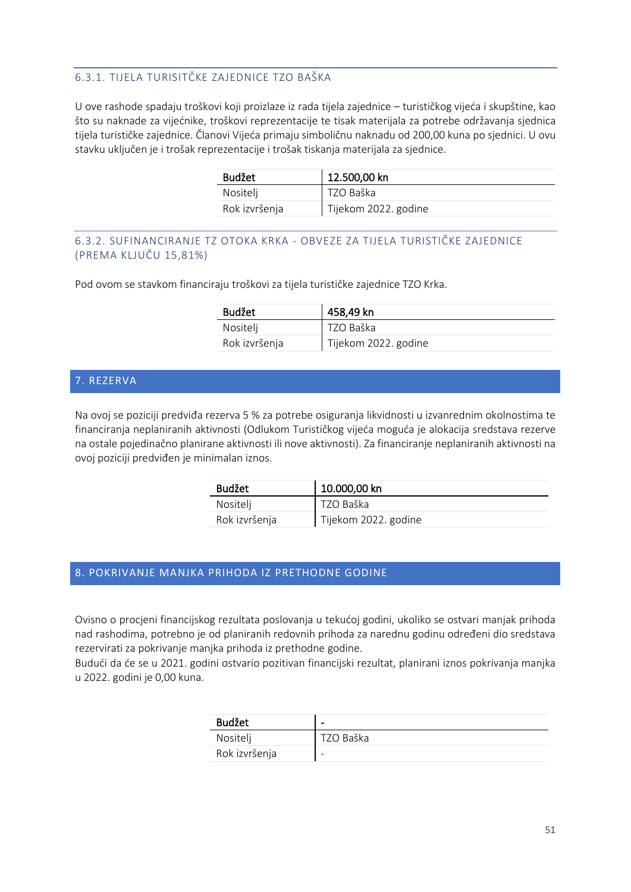### 6.3.1. TIJELA TURISITČKE ZAJEDNICE TZO BAŠKA

U ove rashode spadaju troškovi koji proizlaze iz rada tijela zajednice – turističkog vijeća i skupštine, kao što su naknade za vijećnike, troškovi reprezentacije te tisak materijala za potrebe održavanja sjednica tijela turističke zajednice. Članovi Vijeća primaju simboličnu naknadu od 200,00 kuna po sjednici. U ovu stavku uključen je i trošak reprezentacije i trošak tiskanja materijala za sjednice.

| **Budžet** | **12.500,00 kn** |
|---|---|
| Nositelj | TZO Baška |
| Rok izvršenja | Tijekom 2022. godine |

### 6.3.2. SUFINANCIRANJE TZ OTOKA KRKA - OBVEZE ZA TIJELA TURISTIČKE ZAJEDNICE (PREMA KLJUČU 15,81%)

Pod ovom se stavkom financiraju troškovi za tijela turističke zajednice TZO Krka.

| **Budžet** | **458,49 kn** |
|---|---|
| Nositelj | TZO Baška |
| Rok izvršenja | Tijekom 2022. godine |

## 7. REZERVA

Na ovoj se poziciji predviđa rezerva 5 % za potrebe osiguranja likvidnosti u izvanrednim okolnostima te financiranja neplaniranih aktivnosti (Odlukom Turističkog vijeća moguća je alokacija sredstava rezerve na ostale pojedinačno planirane aktivnosti ili nove aktivnosti). Za financiranje neplaniranih aktivnosti na ovoj poziciji predviđen je minimalan iznos.

| **Budžet** | **10.000,00 kn** |
|---|---|
| Nositelj | TZO Baška |
| Rok izvršenja | Tijekom 2022. godine |

## 8. POKRIVANJE MANJKA PRIHODA IZ PRETHODNE GODINE

Ovisno o procjeni financijskog rezultata poslovanja u tekućoj godini, ukoliko se ostvari manjak prihoda nad rashodima, potrebno je od planiranih redovnih prihoda za narednu godinu određeni dio sredstava rezervirati za pokrivanje manjka prihoda iz prethodne godine.
Budući da će se u 2021. godini ostvario pozitivan financijski rezultat, planirani iznos pokrivanja manjka u 2022. godini je 0,00 kuna.

| **Budžet** | **-** |
|---|---|
| Nositelj | TZO Baška |
| Rok izvršenja | - |